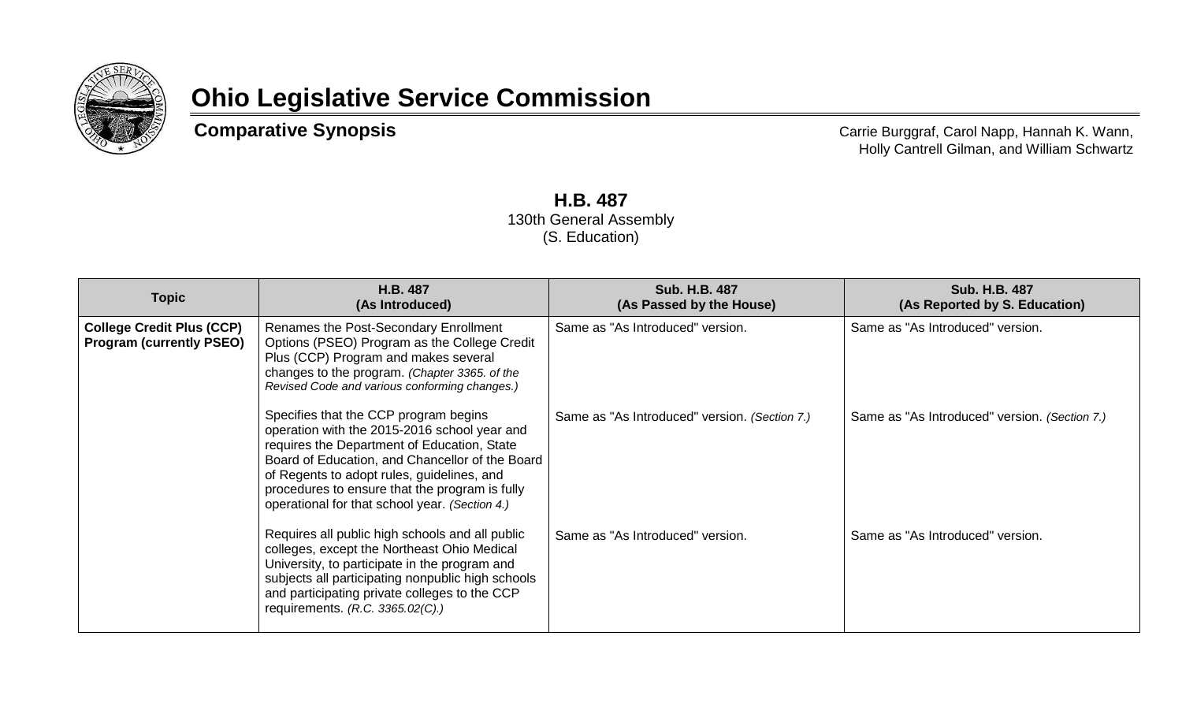# Ohio Legislative Service Commission

**Comparative Synopsis**

Carrie Burggraf, Carol Napp, Hannah K. Wann, Holly Cantrell Gilman, and William Schwartz

**H.B. 487**
130th General Assembly
(S. Education)

| Topic | H.B. 487 (As Introduced) | Sub. H.B. 487 (As Passed by the House) | Sub. H.B. 487 (As Reported by S. Education) |
|---|---|---|---|
| **College Credit Plus (CCP) Program (currently PSEO)** | Renames the Post-Secondary Enrollment Options (PSEO) Program as the College Credit Plus (CCP) Program and makes several changes to the program. *(Chapter 3365. of the Revised Code and various conforming changes.)* | Same as "As Introduced" version. | Same as "As Introduced" version. |
| | Specifies that the CCP program begins operation with the 2015-2016 school year and requires the Department of Education, State Board of Education, and Chancellor of the Board of Regents to adopt rules, guidelines, and procedures to ensure that the program is fully operational for that school year. *(Section 4.)* | Same as "As Introduced" version. *(Section 7.)* | Same as "As Introduced" version. *(Section 7.)* |
| | Requires all public high schools and all public colleges, except the Northeast Ohio Medical University, to participate in the program and subjects all participating nonpublic high schools and participating private colleges to the CCP requirements. *(R.C. 3365.02(C).)* | Same as "As Introduced" version. | Same as "As Introduced" version. |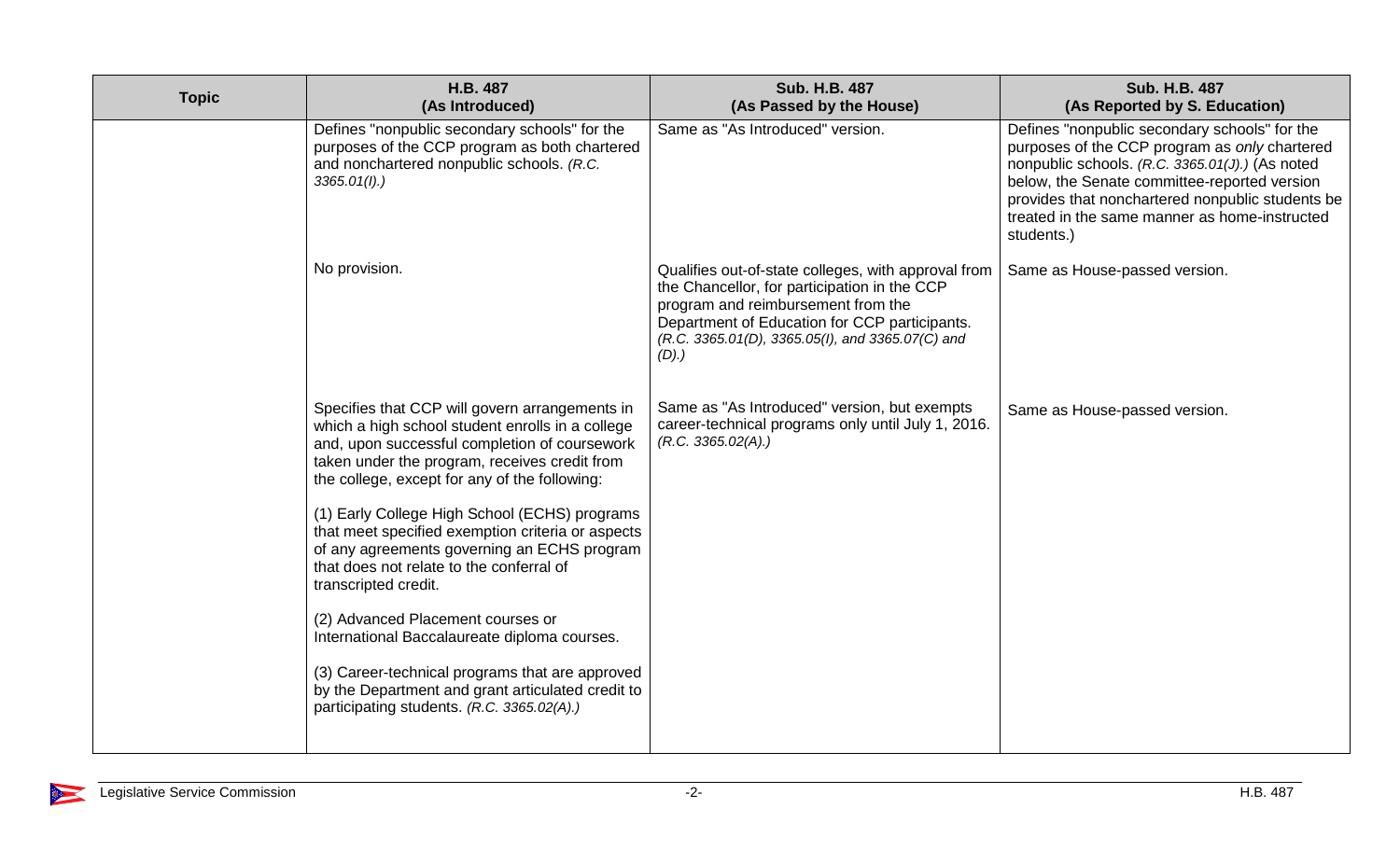| Topic | H.B. 487 (As Introduced) | Sub. H.B. 487 (As Passed by the House) | Sub. H.B. 487 (As Reported by S. Education) |
|---|---|---|---|
| | Defines "nonpublic secondary schools" for the purposes of the CCP program as both chartered and nonchartered nonpublic schools. *(R.C. 3365.01(I).)* | Same as "As Introduced" version. | Defines "nonpublic secondary schools" for the purposes of the CCP program as *only* chartered nonpublic schools. *(R.C. 3365.01(J).)* (As noted below, the Senate committee-reported version provides that nonchartered nonpublic students be treated in the same manner as home-instructed students.) |
| | No provision. | Qualifies out-of-state colleges, with approval from the Chancellor, for participation in the CCP program and reimbursement from the Department of Education for CCP participants. *(R.C. 3365.01(D), 3365.05(I), and 3365.07(C) and (D).)* | Same as House-passed version. |
| | Specifies that CCP will govern arrangements in which a high school student enrolls in a college and, upon successful completion of coursework taken under the program, receives credit from the college, except for any of the following:<br><br>(1) Early College High School (ECHS) programs that meet specified exemption criteria or aspects of any agreements governing an ECHS program that does not relate to the conferral of transcripted credit.<br><br>(2) Advanced Placement courses or International Baccalaureate diploma courses.<br><br>(3) Career-technical programs that are approved by the Department and grant articulated credit to participating students. *(R.C. 3365.02(A).)* | Same as "As Introduced" version, but exempts career-technical programs only until July 1, 2016. *(R.C. 3365.02(A).)* | Same as House-passed version. |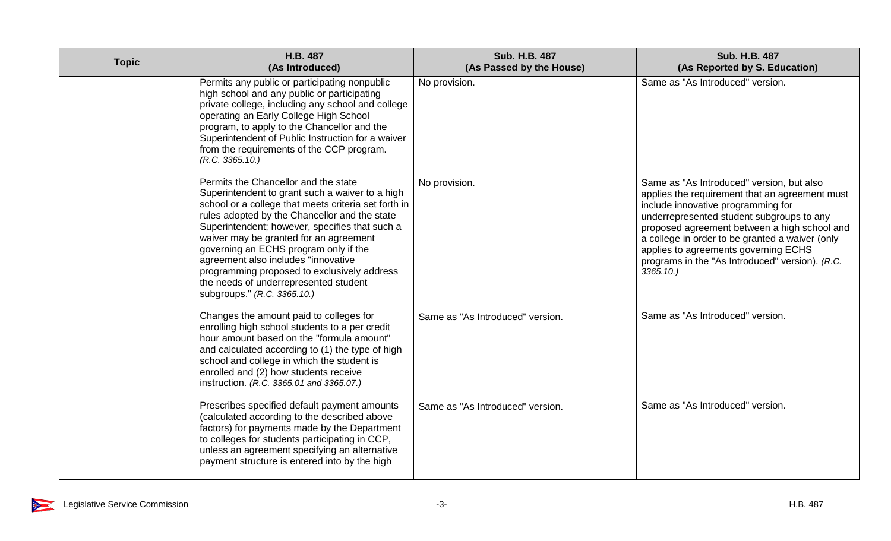| Topic | H.B. 487 (As Introduced) | Sub. H.B. 487 (As Passed by the House) | Sub. H.B. 487 (As Reported by S. Education) |
|---|---|---|---|
| | Permits any public or participating nonpublic high school and any public or participating private college, including any school and college operating an Early College High School program, to apply to the Chancellor and the Superintendent of Public Instruction for a waiver from the requirements of the CCP program. *(R.C. 3365.10.)* | No provision. | Same as "As Introduced" version. |
| | Permits the Chancellor and the state Superintendent to grant such a waiver to a high school or a college that meets criteria set forth in rules adopted by the Chancellor and the state Superintendent; however, specifies that such a waiver may be granted for an agreement governing an ECHS program only if the agreement also includes "innovative programming proposed to exclusively address the needs of underrepresented student subgroups." *(R.C. 3365.10.)* | No provision. | Same as "As Introduced" version, but also applies the requirement that an agreement must include innovative programming for underrepresented student subgroups to any proposed agreement between a high school and a college in order to be granted a waiver (only applies to agreements governing ECHS programs in the "As Introduced" version). *(R.C. 3365.10.)* |
| | Changes the amount paid to colleges for enrolling high school students to a per credit hour amount based on the "formula amount" and calculated according to (1) the type of high school and college in which the student is enrolled and (2) how students receive instruction. *(R.C. 3365.01 and 3365.07.)* | Same as "As Introduced" version. | Same as "As Introduced" version. |
| | Prescribes specified default payment amounts (calculated according to the described above factors) for payments made by the Department to colleges for students participating in CCP, unless an agreement specifying an alternative payment structure is entered into by the high | Same as "As Introduced" version. | Same as "As Introduced" version. |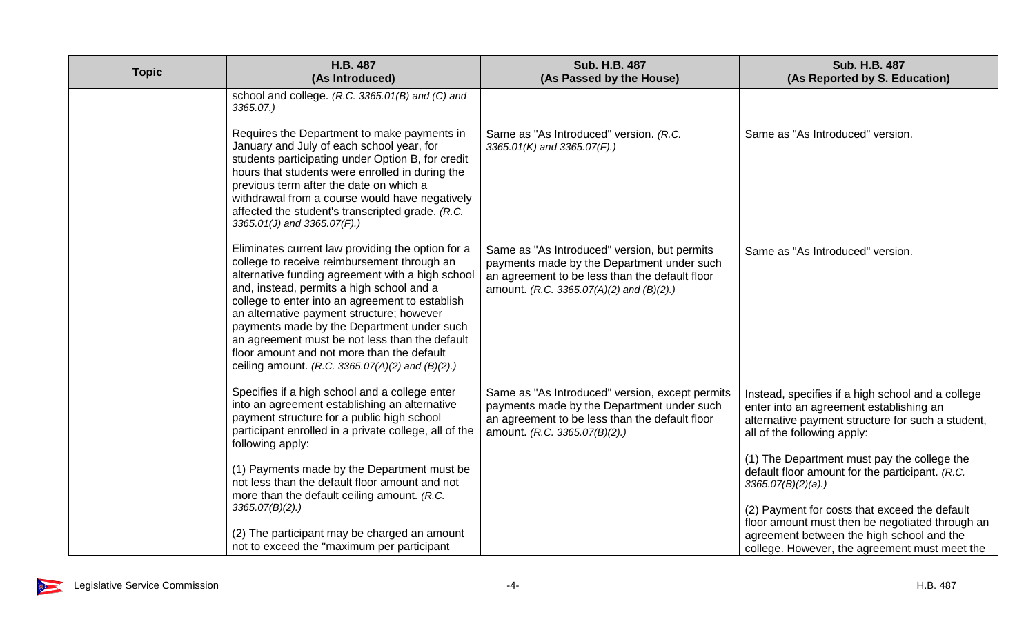| Topic | H.B. 487 (As Introduced) | Sub. H.B. 487 (As Passed by the House) | Sub. H.B. 487 (As Reported by S. Education) |
|---|---|---|---|
| | school and college. *(R.C. 3365.01(B) and (C) and 3365.07.)* | | |
| | Requires the Department to make payments in January and July of each school year, for students participating under Option B, for credit hours that students were enrolled in during the previous term after the date on which a withdrawal from a course would have negatively affected the student's transcripted grade. *(R.C. 3365.01(J) and 3365.07(F).)* | Same as "As Introduced" version. *(R.C. 3365.01(K) and 3365.07(F).)* | Same as "As Introduced" version. |
| | Eliminates current law providing the option for a college to receive reimbursement through an alternative funding agreement with a high school and, instead, permits a high school and a college to enter into an agreement to establish an alternative payment structure; however payments made by the Department under such an agreement must be not less than the default floor amount and not more than the default ceiling amount. *(R.C. 3365.07(A)(2) and (B)(2).)* | Same as "As Introduced" version, but permits payments made by the Department under such an agreement to be less than the default floor amount. *(R.C. 3365.07(A)(2) and (B)(2).)* | Same as "As Introduced" version. |
| | Specifies if a high school and a college enter into an agreement establishing an alternative payment structure for a public high school participant enrolled in a private college, all of the following apply:<br><br>(1) Payments made by the Department must be not less than the default floor amount and not more than the default ceiling amount. *(R.C. 3365.07(B)(2).)*<br><br>(2) The participant may be charged an amount not to exceed the "maximum per participant | Same as "As Introduced" version, except permits payments made by the Department under such an agreement to be less than the default floor amount. *(R.C. 3365.07(B)(2).)* | Instead, specifies if a high school and a college enter into an agreement establishing an alternative payment structure for such a student, all of the following apply:<br><br>(1) The Department must pay the college the default floor amount for the participant. *(R.C. 3365.07(B)(2)(a).)*<br><br>(2) Payment for costs that exceed the default floor amount must then be negotiated through an agreement between the high school and the college. However, the agreement must meet the |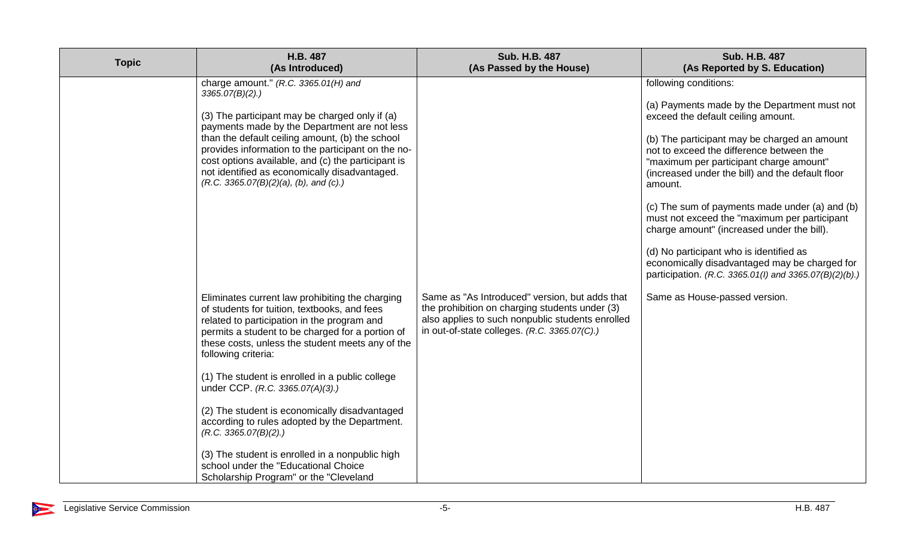| Topic | H.B. 487<br>(As Introduced) | Sub. H.B. 487<br>(As Passed by the House) | Sub. H.B. 487<br>(As Reported by S. Education) |
|---|---|---|---|
| | charge amount." *(R.C. 3365.01(H) and 3365.07(B)(2).)*<br><br>(3) The participant may be charged only if (a) payments made by the Department are not less than the default ceiling amount, (b) the school provides information to the participant on the no-cost options available, and (c) the participant is not identified as economically disadvantaged. *(R.C. 3365.07(B)(2)(a), (b), and (c).)* | | following conditions:<br><br>(a) Payments made by the Department must not exceed the default ceiling amount.<br><br>(b) The participant may be charged an amount not to exceed the difference between the "maximum per participant charge amount" (increased under the bill) and the default floor amount.<br><br>(c) The sum of payments made under (a) and (b) must not exceed the "maximum per participant charge amount" (increased under the bill).<br><br>(d) No participant who is identified as economically disadvantaged may be charged for participation. *(R.C. 3365.01(I) and 3365.07(B)(2)(b).)* |
| | Eliminates current law prohibiting the charging of students for tuition, textbooks, and fees related to participation in the program and permits a student to be charged for a portion of these costs, unless the student meets any of the following criteria:<br><br>(1) The student is enrolled in a public college under CCP. *(R.C. 3365.07(A)(3).)*<br><br>(2) The student is economically disadvantaged according to rules adopted by the Department. *(R.C. 3365.07(B)(2).)*<br><br>(3) The student is enrolled in a nonpublic high school under the "Educational Choice Scholarship Program" or the "Cleveland | Same as "As Introduced" version, but adds that the prohibition on charging students under (3) also applies to such nonpublic students enrolled in out-of-state colleges. *(R.C. 3365.07(C).)* | Same as House-passed version. |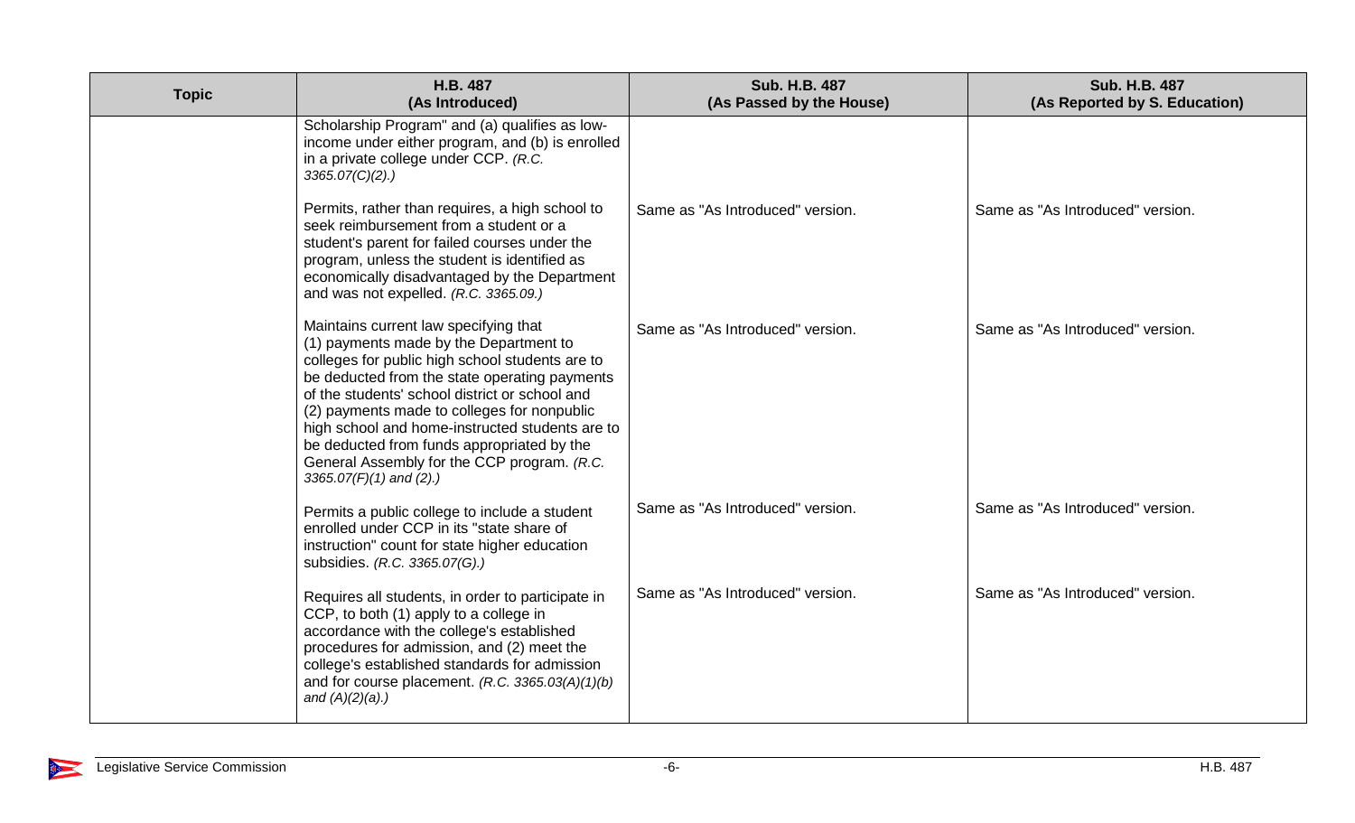| Topic | H.B. 487 (As Introduced) | Sub. H.B. 487 (As Passed by the House) | Sub. H.B. 487 (As Reported by S. Education) |
|---|---|---|---|
| | Scholarship Program" and (a) qualifies as low-income under either program, and (b) is enrolled in a private college under CCP. *(R.C. 3365.07(C)(2).)* | | |
| | Permits, rather than requires, a high school to seek reimbursement from a student or a student's parent for failed courses under the program, unless the student is identified as economically disadvantaged by the Department and was not expelled. *(R.C. 3365.09.)* | Same as "As Introduced" version. | Same as "As Introduced" version. |
| | Maintains current law specifying that (1) payments made by the Department to colleges for public high school students are to be deducted from the state operating payments of the students' school district or school and (2) payments made to colleges for nonpublic high school and home-instructed students are to be deducted from funds appropriated by the General Assembly for the CCP program. *(R.C. 3365.07(F)(1) and (2).)* | Same as "As Introduced" version. | Same as "As Introduced" version. |
| | Permits a public college to include a student enrolled under CCP in its "state share of instruction" count for state higher education subsidies. *(R.C. 3365.07(G).)* | Same as "As Introduced" version. | Same as "As Introduced" version. |
| | Requires all students, in order to participate in CCP, to both (1) apply to a college in accordance with the college's established procedures for admission, and (2) meet the college's established standards for admission and for course placement. *(R.C. 3365.03(A)(1)(b) and (A)(2)(a).)* | Same as "As Introduced" version. | Same as "As Introduced" version. |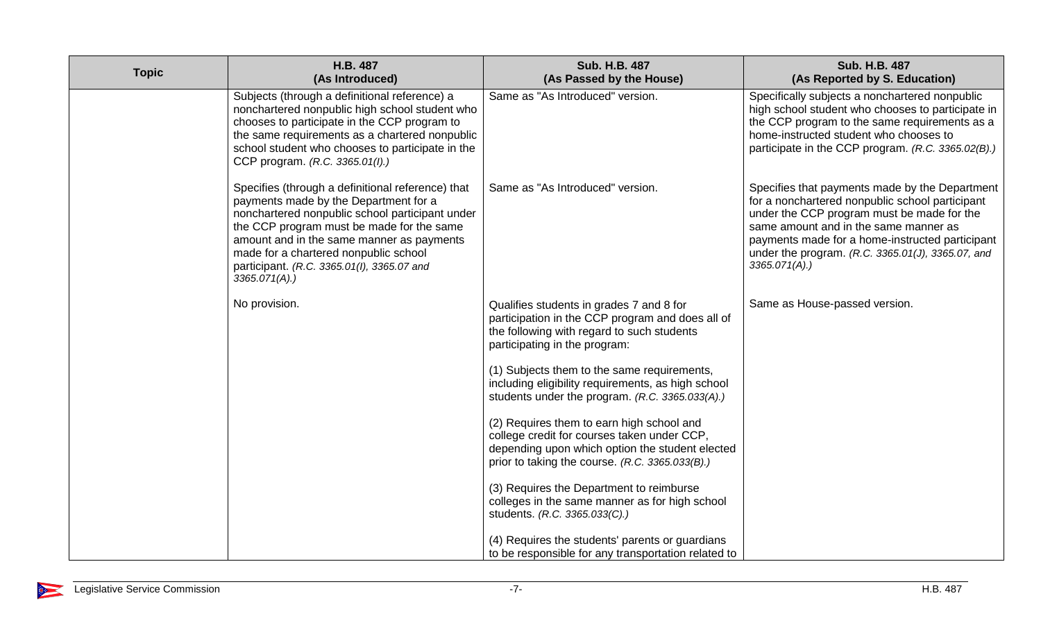| Topic | H.B. 487 (As Introduced) | Sub. H.B. 487 (As Passed by the House) | Sub. H.B. 487 (As Reported by S. Education) |
|---|---|---|---|
| | Subjects (through a definitional reference) a nonchartered nonpublic high school student who chooses to participate in the CCP program to the same requirements as a chartered nonpublic school student who chooses to participate in the CCP program. *(R.C. 3365.01(I).)* | Same as "As Introduced" version. | Specifically subjects a nonchartered nonpublic high school student who chooses to participate in the CCP program to the same requirements as a home-instructed student who chooses to participate in the CCP program. *(R.C. 3365.02(B).)* |
| | Specifies (through a definitional reference) that payments made by the Department for a nonchartered nonpublic school participant under the CCP program must be made for the same amount and in the same manner as payments made for a chartered nonpublic school participant. *(R.C. 3365.01(I), 3365.07 and 3365.071(A).)* | Same as "As Introduced" version. | Specifies that payments made by the Department for a nonchartered nonpublic school participant under the CCP program must be made for the same amount and in the same manner as payments made for a home-instructed participant under the program. *(R.C. 3365.01(J), 3365.07, and 3365.071(A).)* |
| | No provision. | Qualifies students in grades 7 and 8 for participation in the CCP program and does all of the following with regard to such students participating in the program:<br><br>(1) Subjects them to the same requirements, including eligibility requirements, as high school students under the program. *(R.C. 3365.033(A).)*<br><br>(2) Requires them to earn high school and college credit for courses taken under CCP, depending upon which option the student elected prior to taking the course. *(R.C. 3365.033(B).)*<br><br>(3) Requires the Department to reimburse colleges in the same manner as for high school students. *(R.C. 3365.033(C).)*<br><br>(4) Requires the students' parents or guardians to be responsible for any transportation related to | Same as House-passed version. |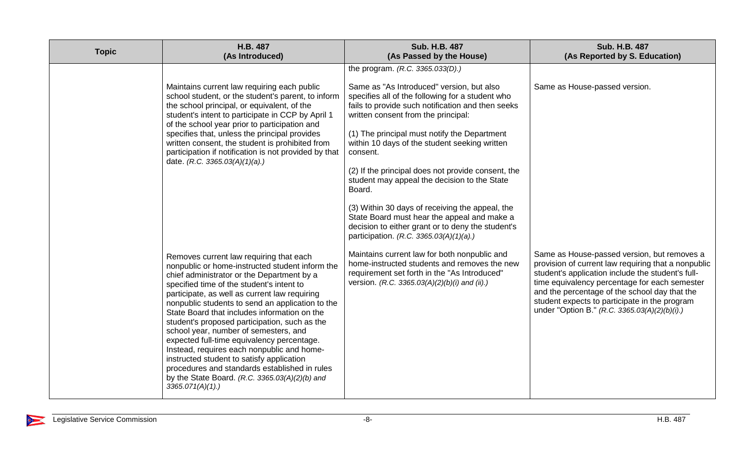| Topic | H.B. 487 (As Introduced) | Sub. H.B. 487 (As Passed by the House) | Sub. H.B. 487 (As Reported by S. Education) |
|---|---|---|---|
| | | the program. *(R.C. 3365.033(D).)* | |
| | Maintains current law requiring each public school student, or the student's parent, to inform the school principal, or equivalent, of the student's intent to participate in CCP by April 1 of the school year prior to participation and specifies that, unless the principal provides written consent, the student is prohibited from participation if notification is not provided by that date. *(R.C. 3365.03(A)(1)(a).)* | Same as "As Introduced" version, but also specifies all of the following for a student who fails to provide such notification and then seeks written consent from the principal:<br><br>(1) The principal must notify the Department within 10 days of the student seeking written consent.<br><br>(2) If the principal does not provide consent, the student may appeal the decision to the State Board.<br><br>(3) Within 30 days of receiving the appeal, the State Board must hear the appeal and make a decision to either grant or to deny the student's participation. *(R.C. 3365.03(A)(1)(a).)* | Same as House-passed version. |
| | Removes current law requiring that each nonpublic or home-instructed student inform the chief administrator or the Department by a specified time of the student's intent to participate, as well as current law requiring nonpublic students to send an application to the State Board that includes information on the student's proposed participation, such as the school year, number of semesters, and expected full-time equivalency percentage. Instead, requires each nonpublic and home-instructed student to satisfy application procedures and standards established in rules by the State Board. *(R.C. 3365.03(A)(2)(b) and 3365.071(A)(1).)* | Maintains current law for both nonpublic and home-instructed students and removes the new requirement set forth in the "As Introduced" version. *(R.C. 3365.03(A)(2)(b)(i) and (ii).)* | Same as House-passed version, but removes a provision of current law requiring that a nonpublic student's application include the student's full-time equivalency percentage for each semester and the percentage of the school day that the student expects to participate in the program under "Option B." *(R.C. 3365.03(A)(2)(b)(i).)* |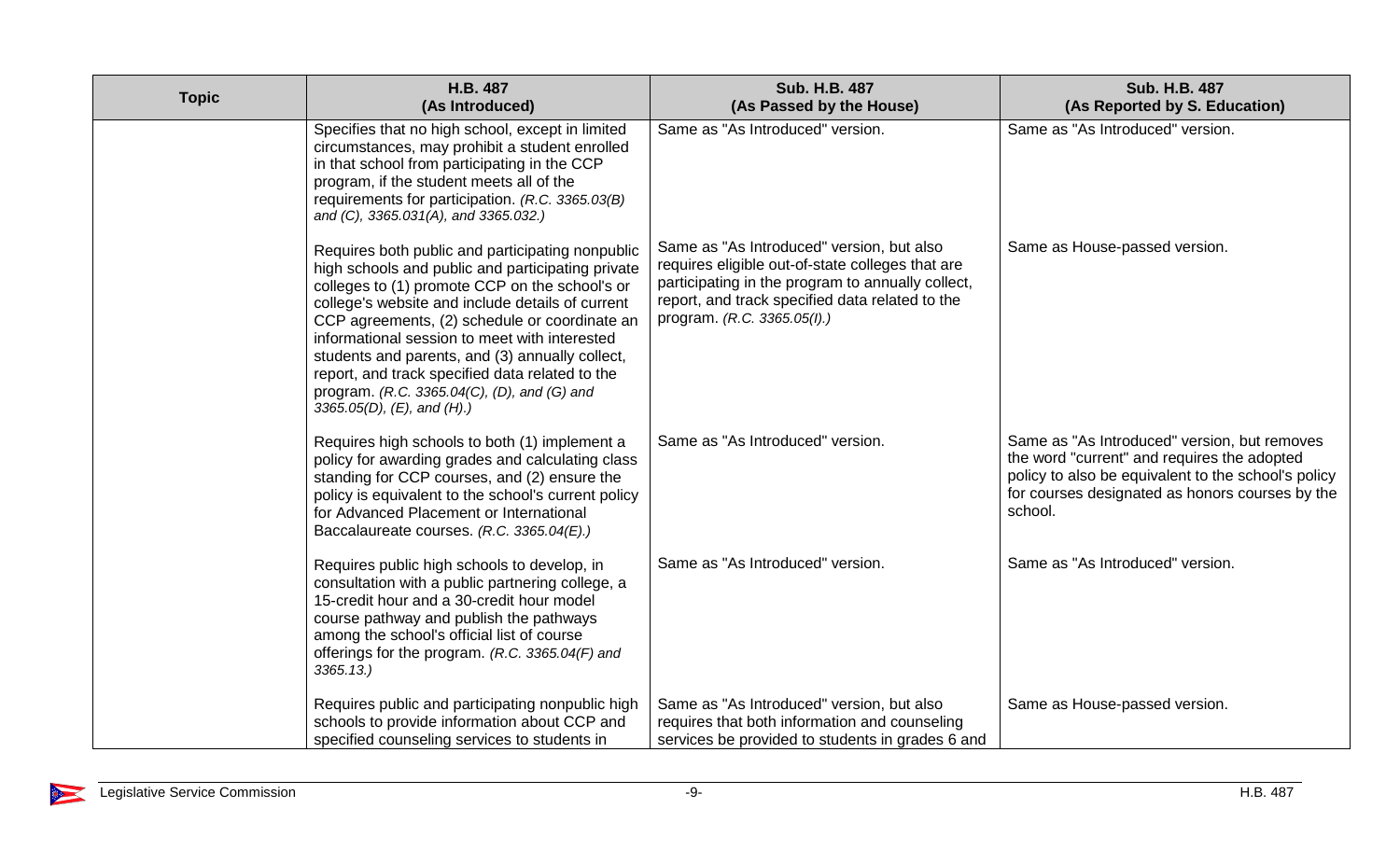| Topic | H.B. 487 (As Introduced) | Sub. H.B. 487 (As Passed by the House) | Sub. H.B. 487 (As Reported by S. Education) |
|---|---|---|---|
| | Specifies that no high school, except in limited circumstances, may prohibit a student enrolled in that school from participating in the CCP program, if the student meets all of the requirements for participation. *(R.C. 3365.03(B) and (C), 3365.031(A), and 3365.032.)* | Same as "As Introduced" version. | Same as "As Introduced" version. |
| | Requires both public and participating nonpublic high schools and public and participating private colleges to (1) promote CCP on the school's or college's website and include details of current CCP agreements, (2) schedule or coordinate an informational session to meet with interested students and parents, and (3) annually collect, report, and track specified data related to the program. *(R.C. 3365.04(C), (D), and (G) and 3365.05(D), (E), and (H).)* | Same as "As Introduced" version, but also requires eligible out-of-state colleges that are participating in the program to annually collect, report, and track specified data related to the program. *(R.C. 3365.05(I).)* | Same as House-passed version. |
| | Requires high schools to both (1) implement a policy for awarding grades and calculating class standing for CCP courses, and (2) ensure the policy is equivalent to the school's current policy for Advanced Placement or International Baccalaureate courses. *(R.C. 3365.04(E).)* | Same as "As Introduced" version. | Same as "As Introduced" version, but removes the word "current" and requires the adopted policy to also be equivalent to the school's policy for courses designated as honors courses by the school. |
| | Requires public high schools to develop, in consultation with a public partnering college, a 15-credit hour and a 30-credit hour model course pathway and publish the pathways among the school's official list of course offerings for the program. *(R.C. 3365.04(F) and 3365.13.)* | Same as "As Introduced" version. | Same as "As Introduced" version. |
| | Requires public and participating nonpublic high schools to provide information about CCP and specified counseling services to students in | Same as "As Introduced" version, but also requires that both information and counseling services be provided to students in grades 6 and | Same as House-passed version. |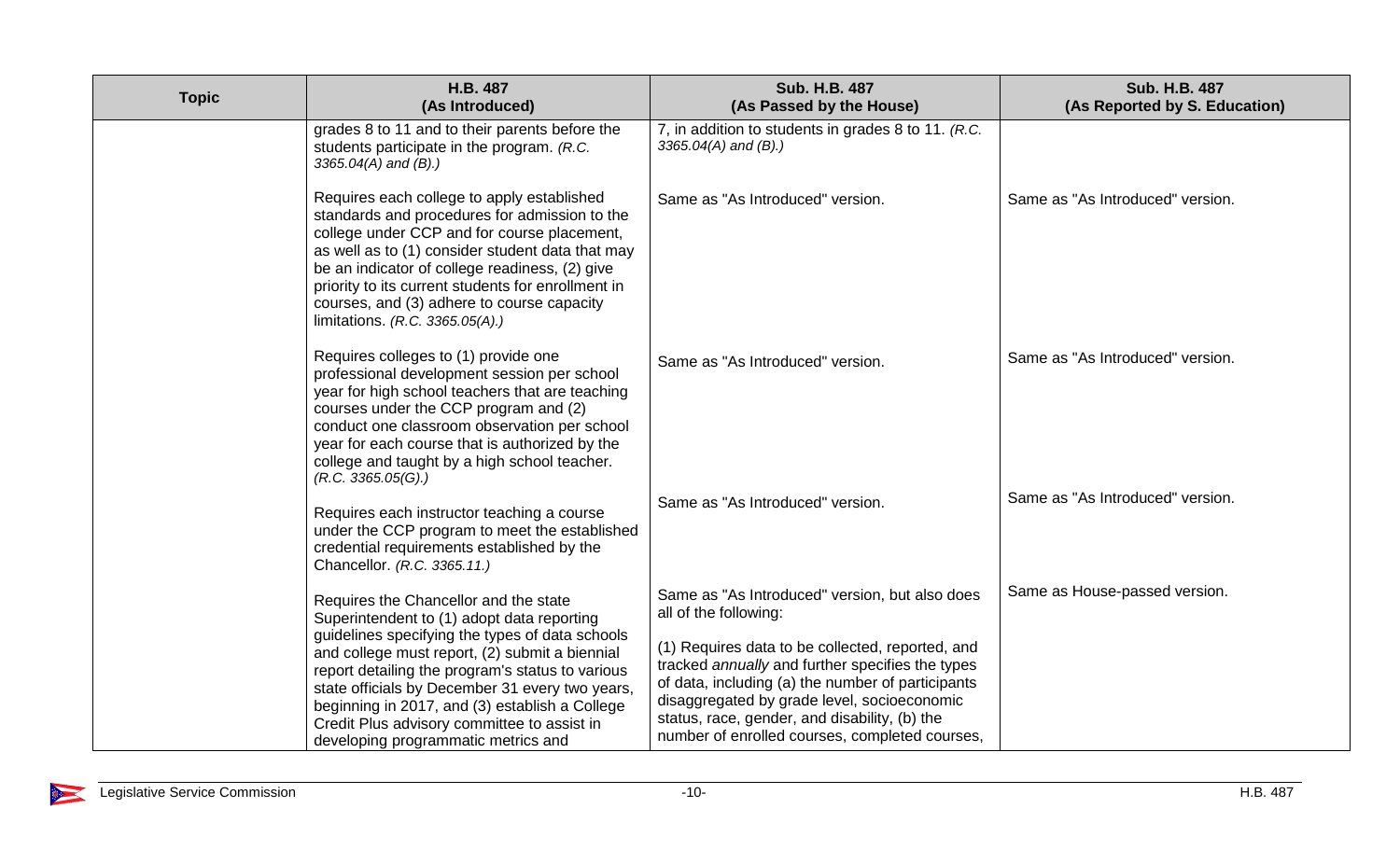| Topic | H.B. 487 (As Introduced) | Sub. H.B. 487 (As Passed by the House) | Sub. H.B. 487 (As Reported by S. Education) |
|---|---|---|---|
| | grades 8 to 11 and to their parents before the students participate in the program. *(R.C. 3365.04(A) and (B).)* | 7, in addition to students in grades 8 to 11. *(R.C. 3365.04(A) and (B).)* | |
| | Requires each college to apply established standards and procedures for admission to the college under CCP and for course placement, as well as to (1) consider student data that may be an indicator of college readiness, (2) give priority to its current students for enrollment in courses, and (3) adhere to course capacity limitations. *(R.C. 3365.05(A).)* | Same as "As Introduced" version. | Same as "As Introduced" version. |
| | Requires colleges to (1) provide one professional development session per school year for high school teachers that are teaching courses under the CCP program and (2) conduct one classroom observation per school year for each course that is authorized by the college and taught by a high school teacher. *(R.C. 3365.05(G).)* | Same as "As Introduced" version. | Same as "As Introduced" version. |
| | Requires each instructor teaching a course under the CCP program to meet the established credential requirements established by the Chancellor. *(R.C. 3365.11.)* | Same as "As Introduced" version. | Same as "As Introduced" version. |
| | Requires the Chancellor and the state Superintendent to (1) adopt data reporting guidelines specifying the types of data schools and college must report, (2) submit a biennial report detailing the program's status to various state officials by December 31 every two years, beginning in 2017, and (3) establish a College Credit Plus advisory committee to assist in developing programmatic metrics and | Same as "As Introduced" version, but also does all of the following:<br><br>(1) Requires data to be collected, reported, and tracked *annually* and further specifies the types of data, including (a) the number of participants disaggregated by grade level, socioeconomic status, race, gender, and disability, (b) the number of enrolled courses, completed courses, | Same as House-passed version. |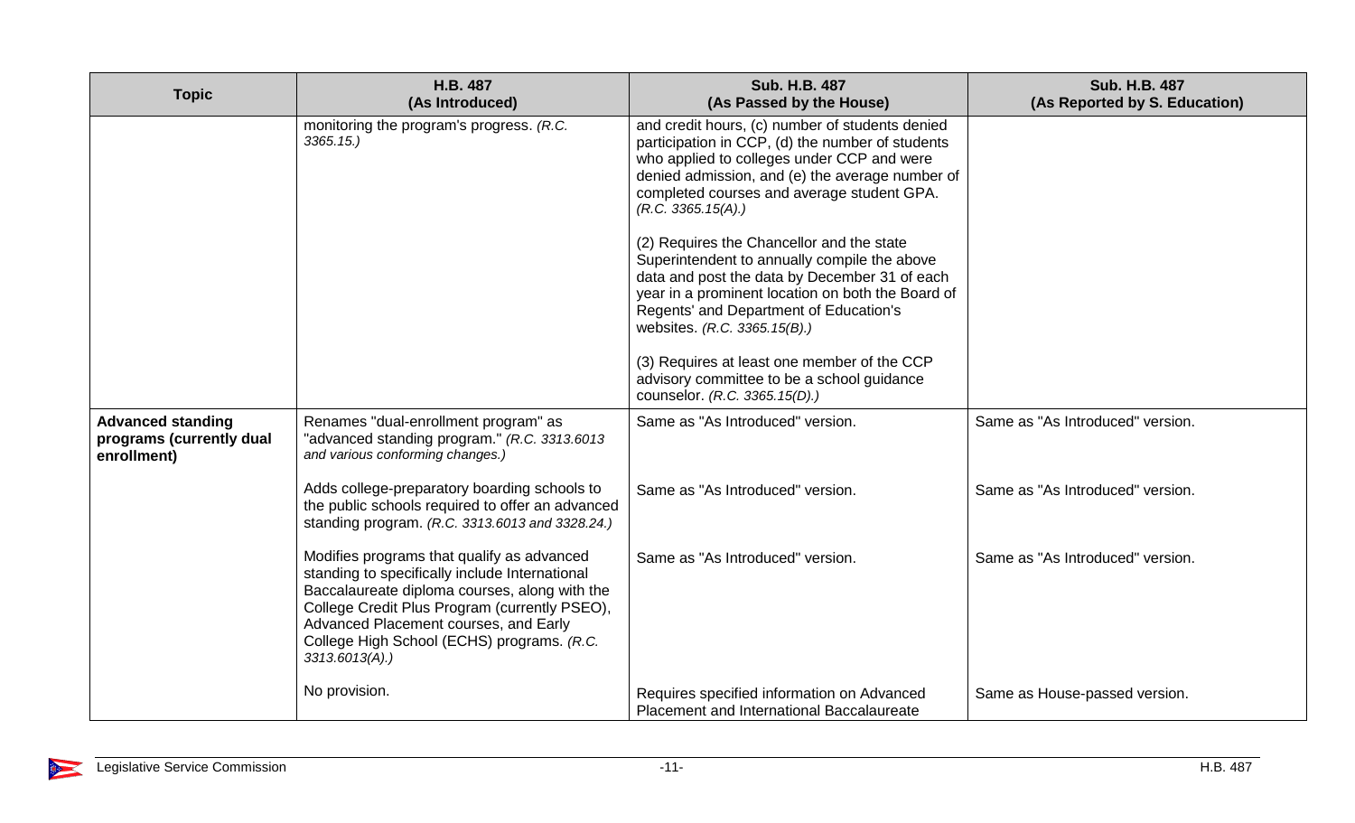| Topic | H.B. 487 (As Introduced) | Sub. H.B. 487 (As Passed by the House) | Sub. H.B. 487 (As Reported by S. Education) |
|---|---|---|---|
| | monitoring the program's progress. *(R.C. 3365.15.)* | and credit hours, (c) number of students denied participation in CCP, (d) the number of students who applied to colleges under CCP and were denied admission, and (e) the average number of completed courses and average student GPA. *(R.C. 3365.15(A).)*<br><br>(2) Requires the Chancellor and the state Superintendent to annually compile the above data and post the data by December 31 of each year in a prominent location on both the Board of Regents' and Department of Education's websites. *(R.C. 3365.15(B).)*<br><br>(3) Requires at least one member of the CCP advisory committee to be a school guidance counselor. *(R.C. 3365.15(D).)* | |
| **Advanced standing programs (currently dual enrollment)** | Renames "dual-enrollment program" as "advanced standing program." *(R.C. 3313.6013 and various conforming changes.)* | Same as "As Introduced" version. | Same as "As Introduced" version. |
| | Adds college-preparatory boarding schools to the public schools required to offer an advanced standing program. *(R.C. 3313.6013 and 3328.24.)* | Same as "As Introduced" version. | Same as "As Introduced" version. |
| | Modifies programs that qualify as advanced standing to specifically include International Baccalaureate diploma courses, along with the College Credit Plus Program (currently PSEO), Advanced Placement courses, and Early College High School (ECHS) programs. *(R.C. 3313.6013(A).)* | Same as "As Introduced" version. | Same as "As Introduced" version. |
| | No provision. | Requires specified information on Advanced Placement and International Baccalaureate | Same as House-passed version. |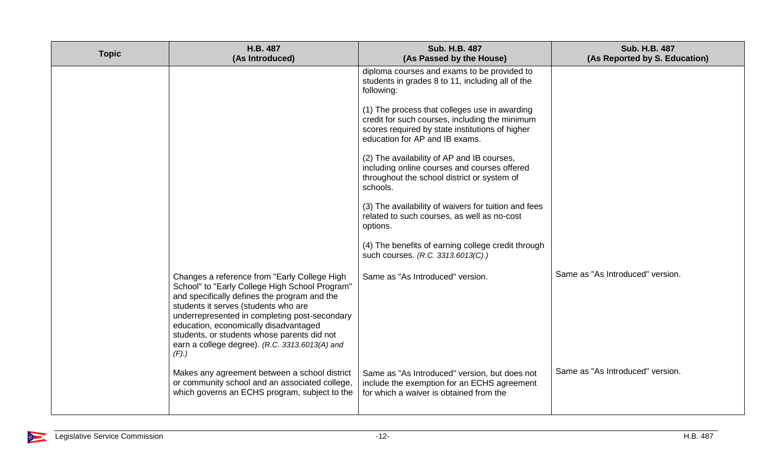| Topic | H.B. 487 (As Introduced) | Sub. H.B. 487 (As Passed by the House) | Sub. H.B. 487 (As Reported by S. Education) |
|---|---|---|---|
| | | diploma courses and exams to be provided to students in grades 8 to 11, including all of the following:<br><br>(1) The process that colleges use in awarding credit for such courses, including the minimum scores required by state institutions of higher education for AP and IB exams.<br><br>(2) The availability of AP and IB courses, including online courses and courses offered throughout the school district or system of schools.<br><br>(3) The availability of waivers for tuition and fees related to such courses, as well as no-cost options.<br><br>(4) The benefits of earning college credit through such courses. *(R.C. 3313.6013(C).)* | |
| | Changes a reference from "Early College High School" to "Early College High School Program" and specifically defines the program and the students it serves (students who are underrepresented in completing post-secondary education, economically disadvantaged students, or students whose parents did not earn a college degree). *(R.C. 3313.6013(A) and (F).)* | Same as "As Introduced" version. | Same as "As Introduced" version. |
| | Makes any agreement between a school district or community school and an associated college, which governs an ECHS program, subject to the | Same as "As Introduced" version, but does not include the exemption for an ECHS agreement for which a waiver is obtained from the | Same as "As Introduced" version. |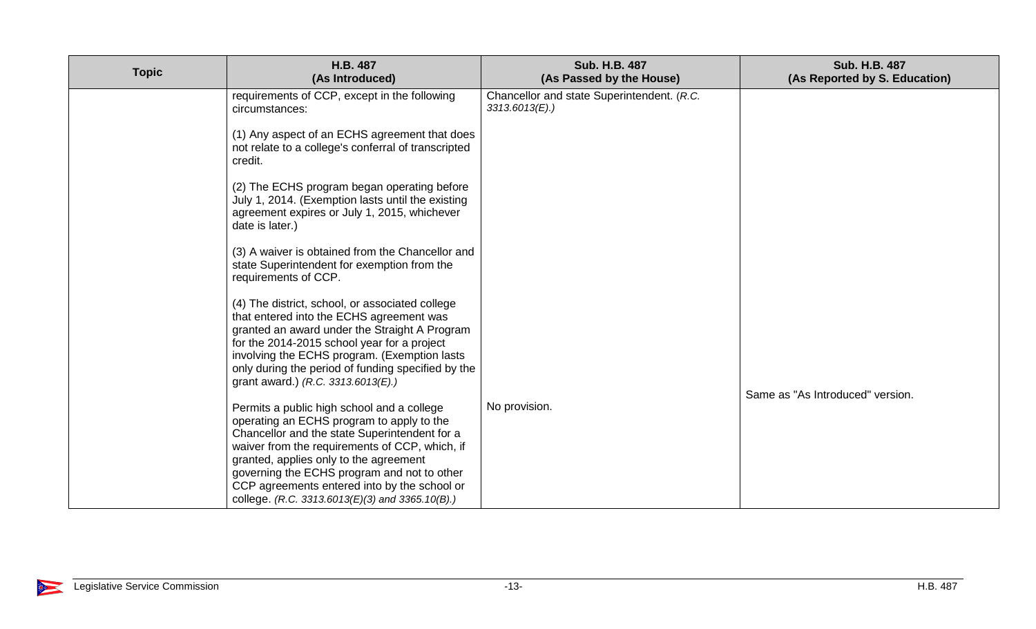| Topic | H.B. 487 (As Introduced) | Sub. H.B. 487 (As Passed by the House) | Sub. H.B. 487 (As Reported by S. Education) |
|---|---|---|---|
| | requirements of CCP, except in the following circumstances:<br><br>(1) Any aspect of an ECHS agreement that does not relate to a college's conferral of transcripted credit.<br><br>(2) The ECHS program began operating before July 1, 2014. (Exemption lasts until the existing agreement expires or July 1, 2015, whichever date is later.)<br><br>(3) A waiver is obtained from the Chancellor and state Superintendent for exemption from the requirements of CCP.<br><br>(4) The district, school, or associated college that entered into the ECHS agreement was granted an award under the Straight A Program for the 2014-2015 school year for a project involving the ECHS program. (Exemption lasts only during the period of funding specified by the grant award.) *(R.C. 3313.6013(E).)* | Chancellor and state Superintendent. *(R.C. 3313.6013(E).)* | Same as "As Introduced" version. |
| | Permits a public high school and a college operating an ECHS program to apply to the Chancellor and the state Superintendent for a waiver from the requirements of CCP, which, if granted, applies only to the agreement governing the ECHS program and not to other CCP agreements entered into by the school or college. *(R.C. 3313.6013(E)(3) and 3365.10(B).)* | No provision. | |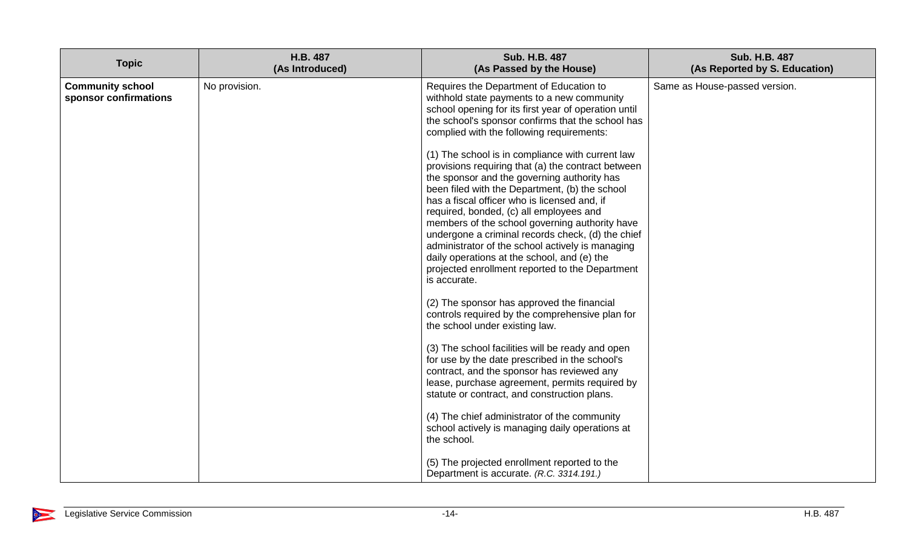| Topic | H.B. 487 (As Introduced) | Sub. H.B. 487 (As Passed by the House) | Sub. H.B. 487 (As Reported by S. Education) |
|---|---|---|---|
| **Community school sponsor confirmations** | No provision. | Requires the Department of Education to withhold state payments to a new community school opening for its first year of operation until the school's sponsor confirms that the school has complied with the following requirements:<br><br>(1) The school is in compliance with current law provisions requiring that (a) the contract between the sponsor and the governing authority has been filed with the Department, (b) the school has a fiscal officer who is licensed and, if required, bonded, (c) all employees and members of the school governing authority have undergone a criminal records check, (d) the chief administrator of the school actively is managing daily operations at the school, and (e) the projected enrollment reported to the Department is accurate.<br><br>(2) The sponsor has approved the financial controls required by the comprehensive plan for the school under existing law.<br><br>(3) The school facilities will be ready and open for use by the date prescribed in the school's contract, and the sponsor has reviewed any lease, purchase agreement, permits required by statute or contract, and construction plans.<br><br>(4) The chief administrator of the community school actively is managing daily operations at the school.<br><br>(5) The projected enrollment reported to the Department is accurate. *(R.C. 3314.191.)* | Same as House-passed version. |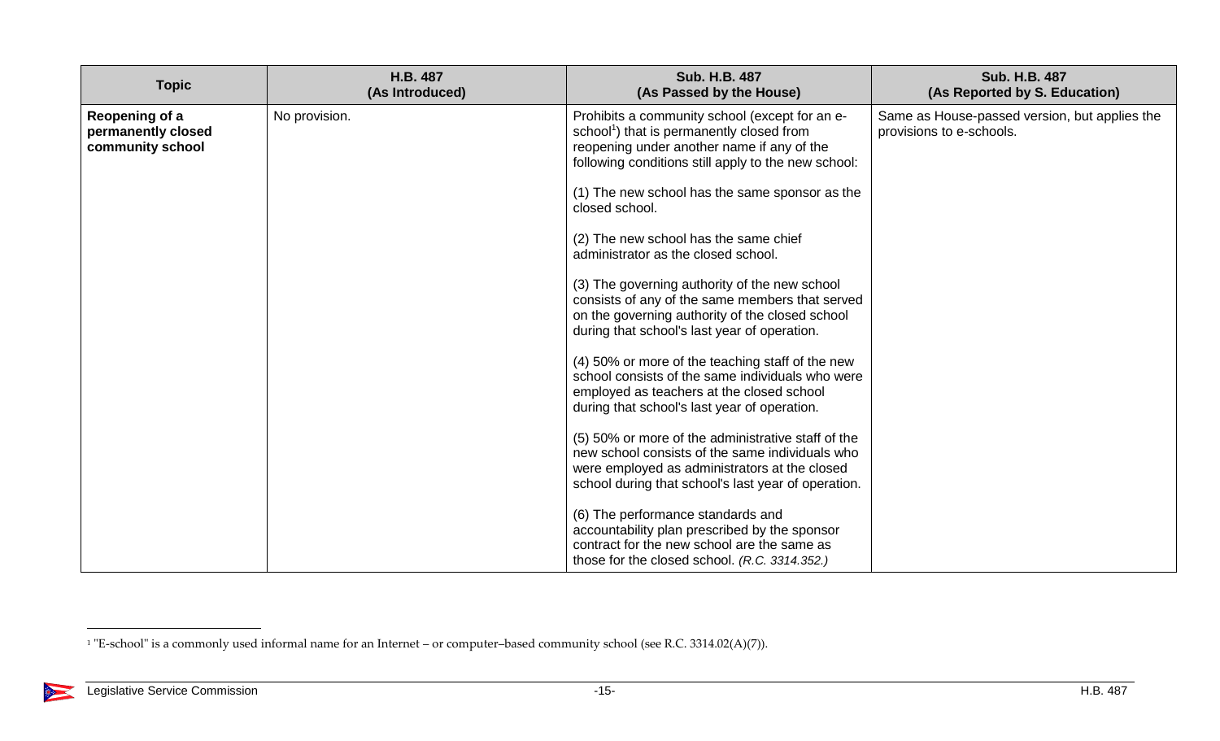| Topic | H.B. 487 (As Introduced) | Sub. H.B. 487 (As Passed by the House) | Sub. H.B. 487 (As Reported by S. Education) |
|---|---|---|---|
| **Reopening of a permanently closed community school** | No provision. | Prohibits a community school (except for an e-school[1]) that is permanently closed from reopening under another name if any of the following conditions still apply to the new school:<br><br>(1) The new school has the same sponsor as the closed school.<br><br>(2) The new school has the same chief administrator as the closed school.<br><br>(3) The governing authority of the new school consists of any of the same members that served on the governing authority of the closed school during that school's last year of operation.<br><br>(4) 50% or more of the teaching staff of the new school consists of the same individuals who were employed as teachers at the closed school during that school's last year of operation.<br><br>(5) 50% or more of the administrative staff of the new school consists of the same individuals who were employed as administrators at the closed school during that school's last year of operation.<br><br>(6) The performance standards and accountability plan prescribed by the sponsor contract for the new school are the same as those for the closed school. *(R.C. 3314.352.)* | Same as House-passed version, but applies the provisions to e-schools. |

[1] "E-school" is a commonly used informal name for an Internet – or computer–based community school (see R.C. 3314.02(A)(7)).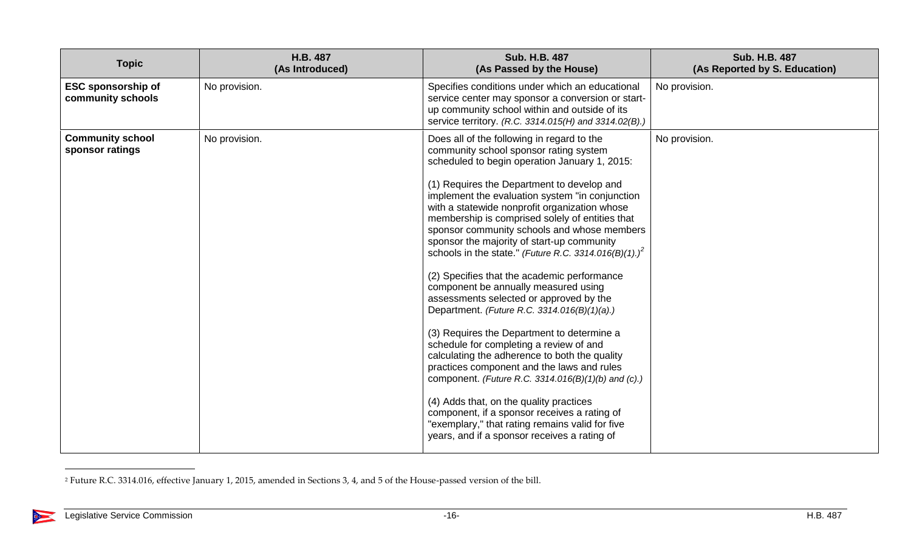| Topic | H.B. 487 (As Introduced) | Sub. H.B. 487 (As Passed by the House) | Sub. H.B. 487 (As Reported by S. Education) |
|---|---|---|---|
| **ESC sponsorship of community schools** | No provision. | Specifies conditions under which an educational service center may sponsor a conversion or start-up community school within and outside of its service territory. *(R.C. 3314.015(H) and 3314.02(B).)* | No provision. |
| **Community school sponsor ratings** | No provision. | Does all of the following in regard to the community school sponsor rating system scheduled to begin operation January 1, 2015:<br><br>(1) Requires the Department to develop and implement the evaluation system "in conjunction with a statewide nonprofit organization whose membership is comprised solely of entities that sponsor community schools and whose members sponsor the majority of start-up community schools in the state." *(Future R.C. 3314.016(B)(1).)*[2]<br><br>(2) Specifies that the academic performance component be annually measured using assessments selected or approved by the Department. *(Future R.C. 3314.016(B)(1)(a).)*<br><br>(3) Requires the Department to determine a schedule for completing a review of and calculating the adherence to both the quality practices component and the laws and rules component. *(Future R.C. 3314.016(B)(1)(b) and (c).)*<br><br>(4) Adds that, on the quality practices component, if a sponsor receives a rating of "exemplary," that rating remains valid for five years, and if a sponsor receives a rating of | No provision. |

[2] Future R.C. 3314.016, effective January 1, 2015, amended in Sections 3, 4, and 5 of the House-passed version of the bill.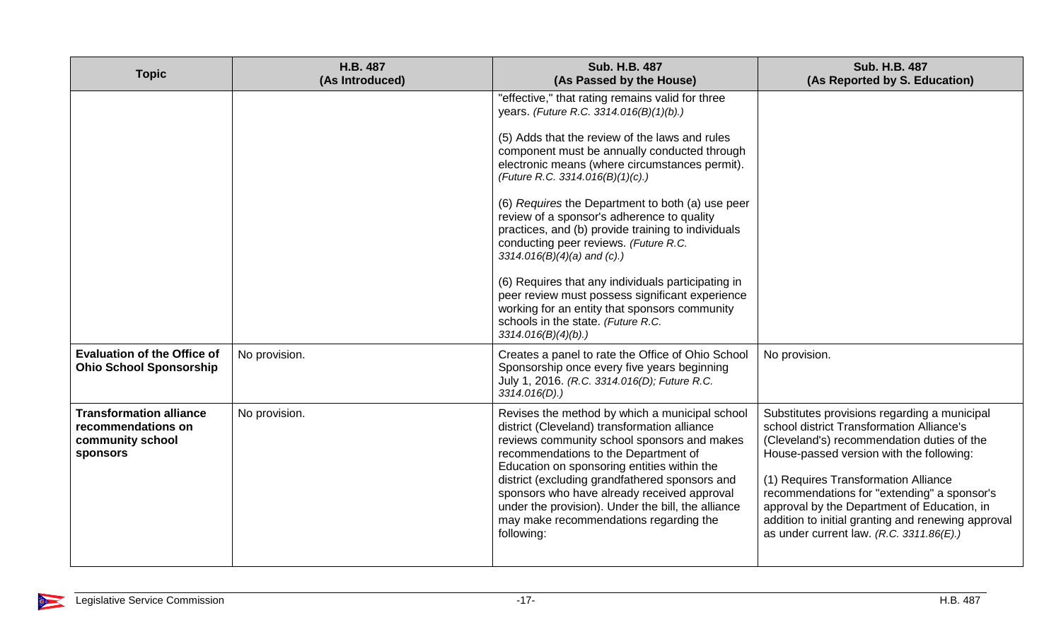| Topic | H.B. 487 (As Introduced) | Sub. H.B. 487 (As Passed by the House) | Sub. H.B. 487 (As Reported by S. Education) |
|---|---|---|---|
| | | "effective," that rating remains valid for three years. *(Future R.C. 3314.016(B)(1)(b).)*<br><br>(5) Adds that the review of the laws and rules component must be annually conducted through electronic means (where circumstances permit). *(Future R.C. 3314.016(B)(1)(c).)*<br><br>(6) *Requires* the Department to both (a) use peer review of a sponsor's adherence to quality practices, and (b) provide training to individuals conducting peer reviews. *(Future R.C. 3314.016(B)(4)(a) and (c).)*<br><br>(6) Requires that any individuals participating in peer review must possess significant experience working for an entity that sponsors community schools in the state. *(Future R.C. 3314.016(B)(4)(b).)* | |
| **Evaluation of the Office of Ohio School Sponsorship** | No provision. | Creates a panel to rate the Office of Ohio School Sponsorship once every five years beginning July 1, 2016. *(R.C. 3314.016(D); Future R.C. 3314.016(D).)* | No provision. |
| **Transformation alliance recommendations on community school sponsors** | No provision. | Revises the method by which a municipal school district (Cleveland) transformation alliance reviews community school sponsors and makes recommendations to the Department of Education on sponsoring entities within the district (excluding grandfathered sponsors and sponsors who have already received approval under the provision). Under the bill, the alliance may make recommendations regarding the following: | Substitutes provisions regarding a municipal school district Transformation Alliance's (Cleveland's) recommendation duties of the House-passed version with the following:<br><br>(1) Requires Transformation Alliance recommendations for "extending" a sponsor's approval by the Department of Education, in addition to initial granting and renewing approval as under current law. *(R.C. 3311.86(E).)* |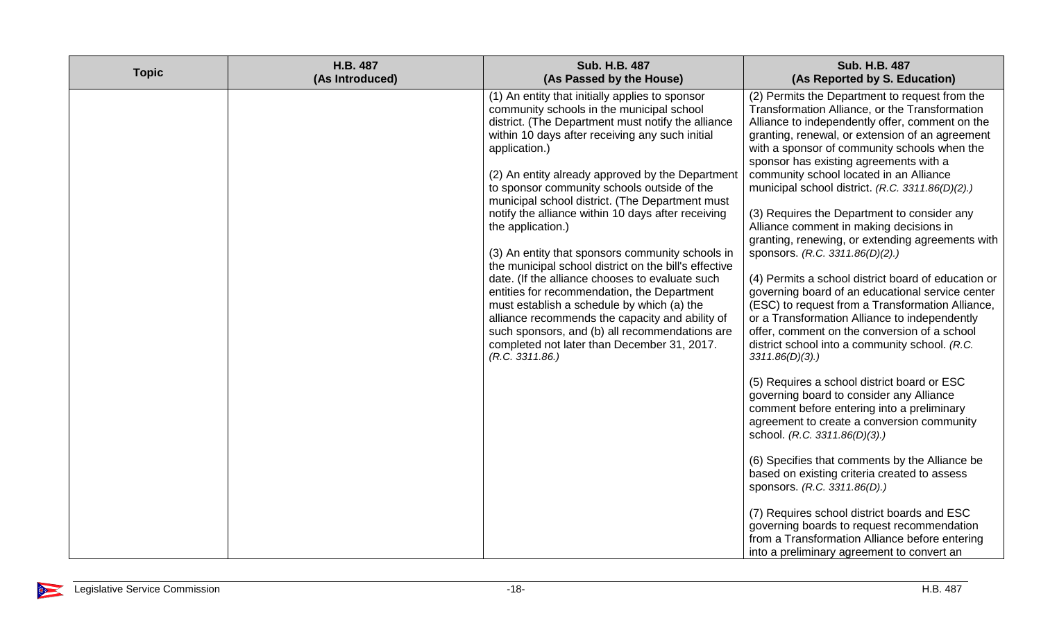| Topic | H.B. 487 (As Introduced) | Sub. H.B. 487 (As Passed by the House) | Sub. H.B. 487 (As Reported by S. Education) |
|---|---|---|---|
| | | (1) An entity that initially applies to sponsor community schools in the municipal school district. (The Department must notify the alliance within 10 days after receiving any such initial application.)<br><br>(2) An entity already approved by the Department to sponsor community schools outside of the municipal school district. (The Department must notify the alliance within 10 days after receiving the application.)<br><br>(3) An entity that sponsors community schools in the municipal school district on the bill's effective date. (If the alliance chooses to evaluate such entities for recommendation, the Department must establish a schedule by which (a) the alliance recommends the capacity and ability of such sponsors, and (b) all recommendations are completed not later than December 31, 2017. *(R.C. 3311.86.)* | (2) Permits the Department to request from the Transformation Alliance, or the Transformation Alliance to independently offer, comment on the granting, renewal, or extension of an agreement with a sponsor of community schools when the sponsor has existing agreements with a community school located in an Alliance municipal school district. *(R.C. 3311.86(D)(2).)*<br><br>(3) Requires the Department to consider any Alliance comment in making decisions in granting, renewing, or extending agreements with sponsors. *(R.C. 3311.86(D)(2).)*<br><br>(4) Permits a school district board of education or governing board of an educational service center (ESC) to request from a Transformation Alliance, or a Transformation Alliance to independently offer, comment on the conversion of a school district school into a community school. *(R.C. 3311.86(D)(3).)*<br><br>(5) Requires a school district board or ESC governing board to consider any Alliance comment before entering into a preliminary agreement to create a conversion community school. *(R.C. 3311.86(D)(3).)*<br><br>(6) Specifies that comments by the Alliance be based on existing criteria created to assess sponsors. *(R.C. 3311.86(D).)*<br><br>(7) Requires school district boards and ESC governing boards to request recommendation from a Transformation Alliance before entering into a preliminary agreement to convert an |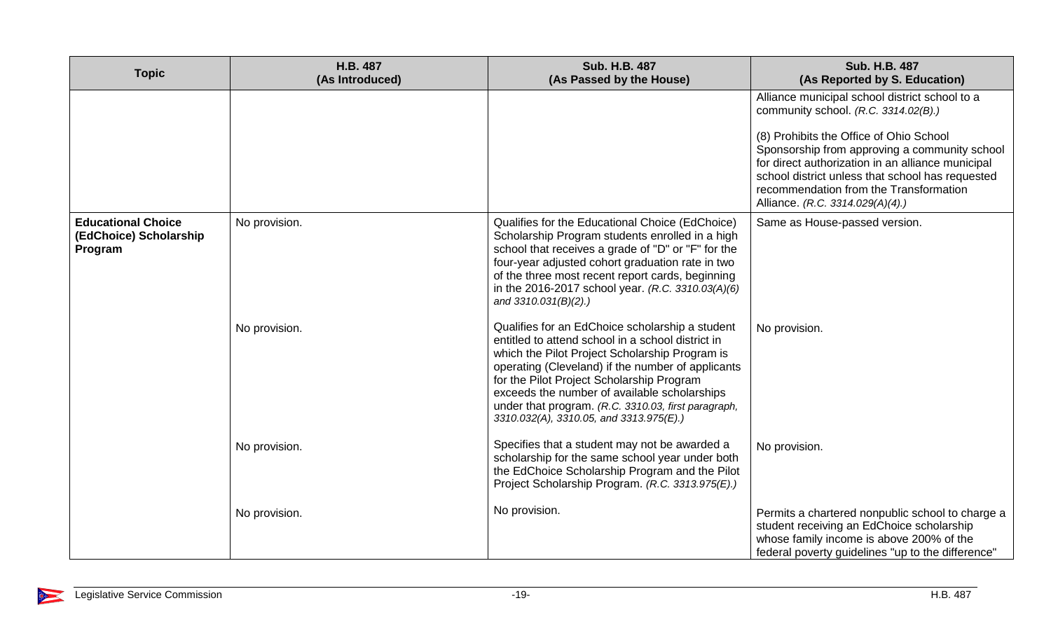| Topic | H.B. 487 (As Introduced) | Sub. H.B. 487 (As Passed by the House) | Sub. H.B. 487 (As Reported by S. Education) |
|---|---|---|---|
| | | | Alliance municipal school district school to a community school. *(R.C. 3314.02(B).)*<br><br>(8) Prohibits the Office of Ohio School Sponsorship from approving a community school for direct authorization in an alliance municipal school district unless that school has requested recommendation from the Transformation Alliance. *(R.C. 3314.029(A)(4).)* |
| **Educational Choice (EdChoice) Scholarship Program** | No provision. | Qualifies for the Educational Choice (EdChoice) Scholarship Program students enrolled in a high school that receives a grade of "D" or "F" for the four-year adjusted cohort graduation rate in two of the three most recent report cards, beginning in the 2016-2017 school year. *(R.C. 3310.03(A)(6) and 3310.031(B)(2).)* | Same as House-passed version. |
| | No provision. | Qualifies for an EdChoice scholarship a student entitled to attend school in a school district in which the Pilot Project Scholarship Program is operating (Cleveland) if the number of applicants for the Pilot Project Scholarship Program exceeds the number of available scholarships under that program. *(R.C. 3310.03, first paragraph, 3310.032(A), 3310.05, and 3313.975(E).)* | No provision. |
| | No provision. | Specifies that a student may not be awarded a scholarship for the same school year under both the EdChoice Scholarship Program and the Pilot Project Scholarship Program. *(R.C. 3313.975(E).)* | No provision. |
| | No provision. | No provision. | Permits a chartered nonpublic school to charge a student receiving an EdChoice scholarship whose family income is above 200% of the federal poverty guidelines "up to the difference" |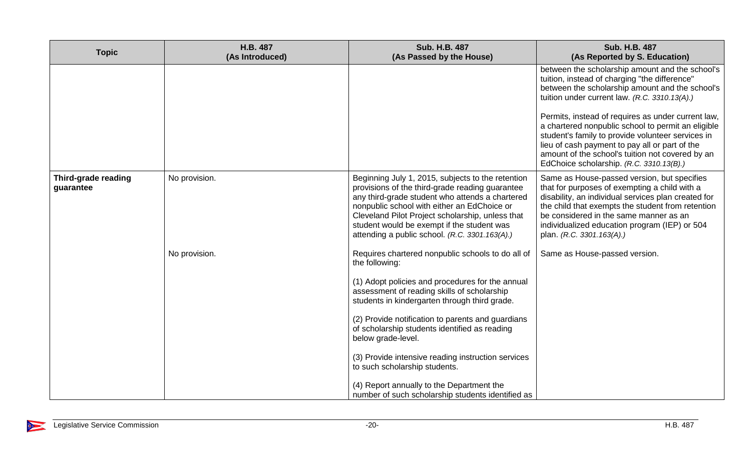| Topic | H.B. 487 (As Introduced) | Sub. H.B. 487 (As Passed by the House) | Sub. H.B. 487 (As Reported by S. Education) |
|---|---|---|---|
| | | | between the scholarship amount and the school's tuition, instead of charging "the difference" between the scholarship amount and the school's tuition under current law. *(R.C. 3310.13(A).)*<br><br>Permits, instead of requires as under current law, a chartered nonpublic school to permit an eligible student's family to provide volunteer services in lieu of cash payment to pay all or part of the amount of the school's tuition not covered by an EdChoice scholarship. *(R.C. 3310.13(B).)* |
| **Third-grade reading guarantee** | No provision. | Beginning July 1, 2015, subjects to the retention provisions of the third-grade reading guarantee any third-grade student who attends a chartered nonpublic school with either an EdChoice or Cleveland Pilot Project scholarship, unless that student would be exempt if the student was attending a public school. *(R.C. 3301.163(A).)* | Same as House-passed version, but specifies that for purposes of exempting a child with a disability, an individual services plan created for the child that exempts the student from retention be considered in the same manner as an individualized education program (IEP) or 504 plan. *(R.C. 3301.163(A).)* |
| | No provision. | Requires chartered nonpublic schools to do all of the following:<br><br>(1) Adopt policies and procedures for the annual assessment of reading skills of scholarship students in kindergarten through third grade.<br><br>(2) Provide notification to parents and guardians of scholarship students identified as reading below grade-level.<br><br>(3) Provide intensive reading instruction services to such scholarship students.<br><br>(4) Report annually to the Department the number of such scholarship students identified as | Same as House-passed version. |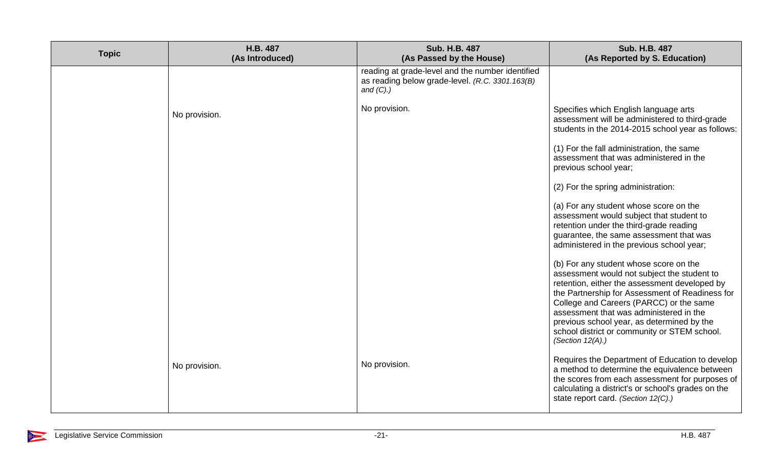| Topic | H.B. 487 (As Introduced) | Sub. H.B. 487 (As Passed by the House) | Sub. H.B. 487 (As Reported by S. Education) |
|---|---|---|---|
| | | reading at grade-level and the number identified as reading below grade-level. *(R.C. 3301.163(B) and (C).)* | |
| | No provision. | No provision. | Specifies which English language arts assessment will be administered to third-grade students in the 2014-2015 school year as follows:<br><br>(1) For the fall administration, the same assessment that was administered in the previous school year;<br><br>(2) For the spring administration:<br><br>(a) For any student whose score on the assessment would subject that student to retention under the third-grade reading guarantee, the same assessment that was administered in the previous school year;<br><br>(b) For any student whose score on the assessment would not subject the student to retention, either the assessment developed by the Partnership for Assessment of Readiness for College and Careers (PARCC) or the same assessment that was administered in the previous school year, as determined by the school district or community or STEM school. *(Section 12(A).)* |
| | No provision. | No provision. | Requires the Department of Education to develop a method to determine the equivalence between the scores from each assessment for purposes of calculating a district's or school's grades on the state report card. *(Section 12(C).)* |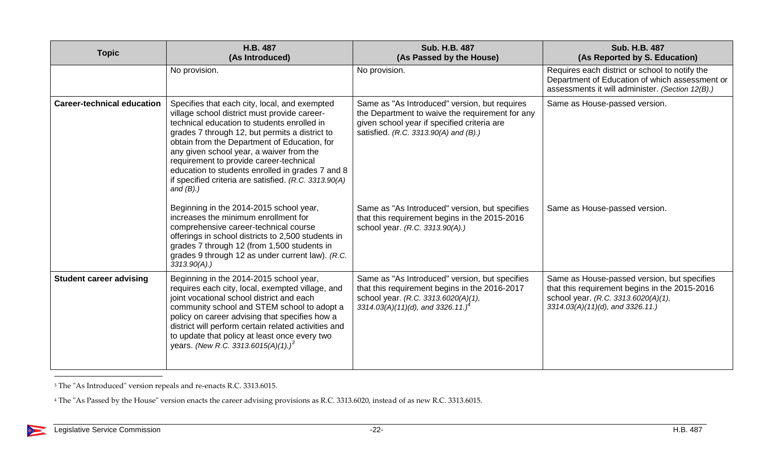| Topic | H.B. 487 (As Introduced) | Sub. H.B. 487 (As Passed by the House) | Sub. H.B. 487 (As Reported by S. Education) |
|---|---|---|---|
| | No provision. | No provision. | Requires each district or school to notify the Department of Education of which assessment or assessments it will administer. *(Section 12(B).)* |
| **Career-technical education** | Specifies that each city, local, and exempted village school district must provide career-technical education to students enrolled in grades 7 through 12, but permits a district to obtain from the Department of Education, for any given school year, a waiver from the requirement to provide career-technical education to students enrolled in grades 7 and 8 if specified criteria are satisfied. *(R.C. 3313.90(A) and (B).)* | Same as "As Introduced" version, but requires the Department to waive the requirement for any given school year if specified criteria are satisfied. *(R.C. 3313.90(A) and (B).)* | Same as House-passed version. |
| | Beginning in the 2014-2015 school year, increases the minimum enrollment for comprehensive career-technical course offerings in school districts to 2,500 students in grades 7 through 12 (from 1,500 students in grades 9 through 12 as under current law). *(R.C. 3313.90(A).)* | Same as "As Introduced" version, but specifies that this requirement begins in the 2015-2016 school year. *(R.C. 3313.90(A).)* | Same as House-passed version. |
| **Student career advising** | Beginning in the 2014-2015 school year, requires each city, local, exempted village, and joint vocational school district and each community school and STEM school to adopt a policy on career advising that specifies how a district will perform certain related activities and to update that policy at least once every two years. *(New R.C. 3313.6015(A)(1).)*[3] | Same as "As Introduced" version, but specifies that this requirement begins in the 2016-2017 school year. *(R.C. 3313.6020(A)(1), 3314.03(A)(11)(d), and 3326.11.)*[4] | Same as House-passed version, but specifies that this requirement begins in the 2015-2016 school year. *(R.C. 3313.6020(A)(1), 3314.03(A)(11)(d), and 3326.11.)* |

[3] The "As Introduced" version repeals and re-enacts R.C. 3313.6015.

[4] The "As Passed by the House" version enacts the career advising provisions as R.C. 3313.6020, instead of as new R.C. 3313.6015.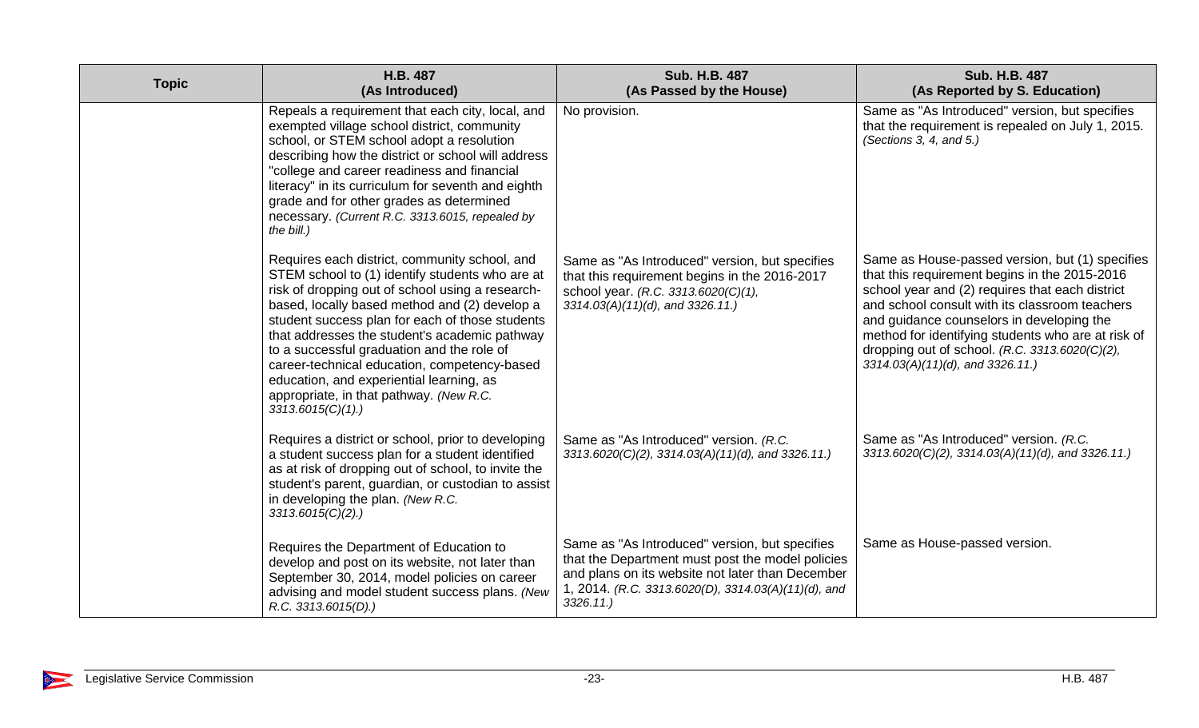| Topic | H.B. 487 (As Introduced) | Sub. H.B. 487 (As Passed by the House) | Sub. H.B. 487 (As Reported by S. Education) |
|---|---|---|---|
| | Repeals a requirement that each city, local, and exempted village school district, community school, or STEM school adopt a resolution describing how the district or school will address "college and career readiness and financial literacy" in its curriculum for seventh and eighth grade and for other grades as determined necessary. *(Current R.C. 3313.6015, repealed by the bill.)* | No provision. | Same as "As Introduced" version, but specifies that the requirement is repealed on July 1, 2015. *(Sections 3, 4, and 5.)* |
| | Requires each district, community school, and STEM school to (1) identify students who are at risk of dropping out of school using a research-based, locally based method and (2) develop a student success plan for each of those students that addresses the student's academic pathway to a successful graduation and the role of career-technical education, competency-based education, and experiential learning, as appropriate, in that pathway. *(New R.C. 3313.6015(C)(1).)* | Same as "As Introduced" version, but specifies that this requirement begins in the 2016-2017 school year. *(R.C. 3313.6020(C)(1), 3314.03(A)(11)(d), and 3326.11.)* | Same as House-passed version, but (1) specifies that this requirement begins in the 2015-2016 school year and (2) requires that each district and school consult with its classroom teachers and guidance counselors in developing the method for identifying students who are at risk of dropping out of school. *(R.C. 3313.6020(C)(2), 3314.03(A)(11)(d), and 3326.11.)* |
| | Requires a district or school, prior to developing a student success plan for a student identified as at risk of dropping out of school, to invite the student's parent, guardian, or custodian to assist in developing the plan. *(New R.C. 3313.6015(C)(2).)* | Same as "As Introduced" version. *(R.C. 3313.6020(C)(2), 3314.03(A)(11)(d), and 3326.11.)* | Same as "As Introduced" version. *(R.C. 3313.6020(C)(2), 3314.03(A)(11)(d), and 3326.11.)* |
| | Requires the Department of Education to develop and post on its website, not later than September 30, 2014, model policies on career advising and model student success plans. *(New R.C. 3313.6015(D).)* | Same as "As Introduced" version, but specifies that the Department must post the model policies and plans on its website not later than December 1, 2014. *(R.C. 3313.6020(D), 3314.03(A)(11)(d), and 3326.11.)* | Same as House-passed version. |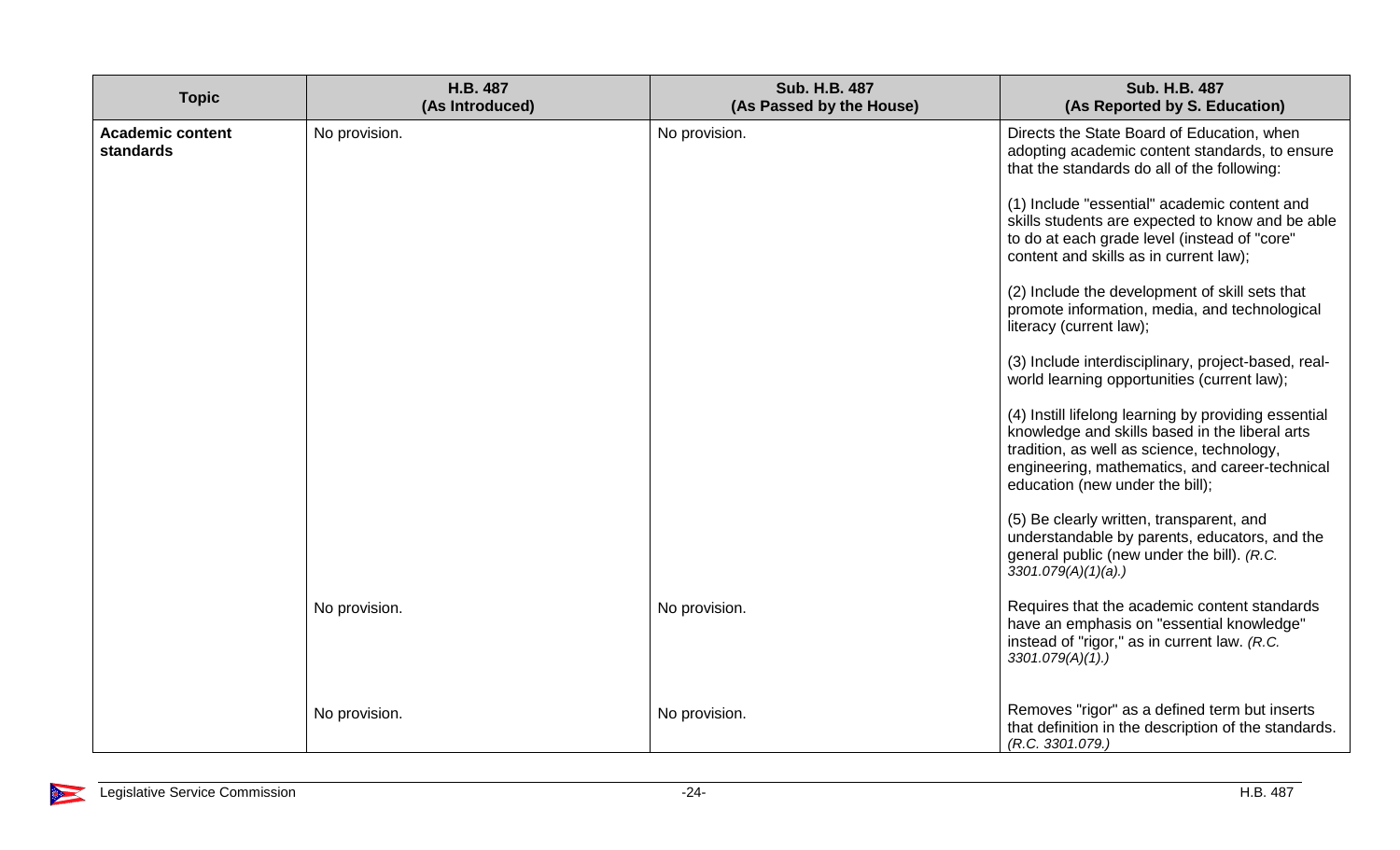| Topic | H.B. 487 (As Introduced) | Sub. H.B. 487 (As Passed by the House) | Sub. H.B. 487 (As Reported by S. Education) |
|---|---|---|---|
| **Academic content standards** | No provision. | No provision. | Directs the State Board of Education, when adopting academic content standards, to ensure that the standards do all of the following:<br><br>(1) Include "essential" academic content and skills students are expected to know and be able to do at each grade level (instead of "core" content and skills as in current law);<br><br>(2) Include the development of skill sets that promote information, media, and technological literacy (current law);<br><br>(3) Include interdisciplinary, project-based, real-world learning opportunities (current law);<br><br>(4) Instill lifelong learning by providing essential knowledge and skills based in the liberal arts tradition, as well as science, technology, engineering, mathematics, and career-technical education (new under the bill);<br><br>(5) Be clearly written, transparent, and understandable by parents, educators, and the general public (new under the bill). *(R.C. 3301.079(A)(1)(a).)* |
| | No provision. | No provision. | Requires that the academic content standards have an emphasis on "essential knowledge" instead of "rigor," as in current law. *(R.C. 3301.079(A)(1).)* |
| | No provision. | No provision. | Removes "rigor" as a defined term but inserts that definition in the description of the standards. *(R.C. 3301.079.)* |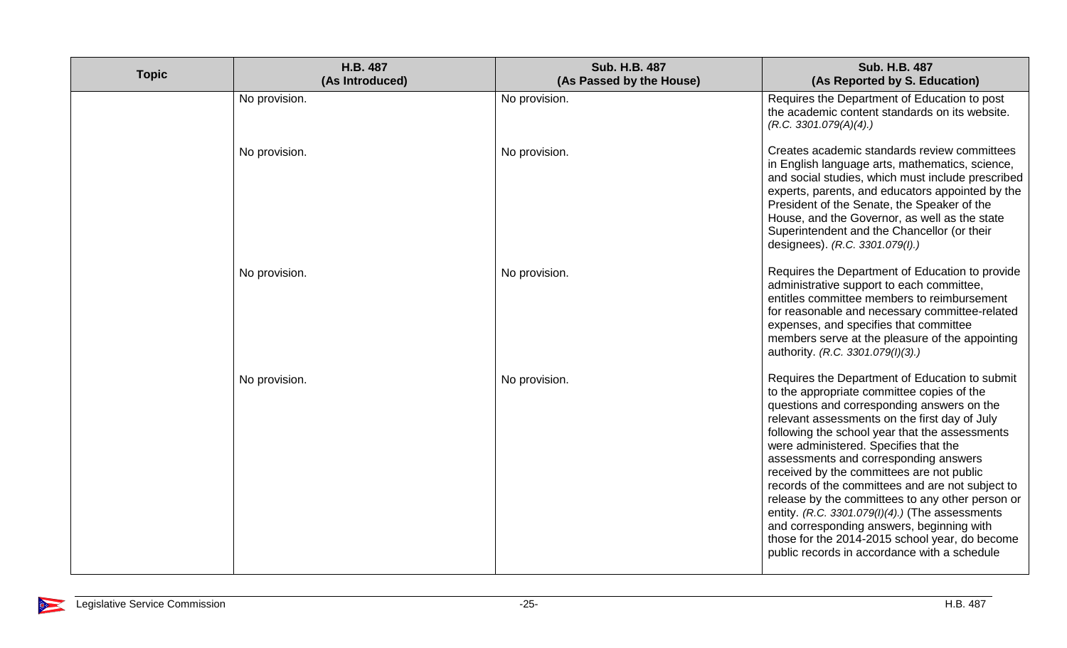| Topic | H.B. 487 (As Introduced) | Sub. H.B. 487 (As Passed by the House) | Sub. H.B. 487 (As Reported by S. Education) |
|---|---|---|---|
| | No provision. | No provision. | Requires the Department of Education to post the academic content standards on its website. *(R.C. 3301.079(A)(4).)* |
| | No provision. | No provision. | Creates academic standards review committees in English language arts, mathematics, science, and social studies, which must include prescribed experts, parents, and educators appointed by the President of the Senate, the Speaker of the House, and the Governor, as well as the state Superintendent and the Chancellor (or their designees). *(R.C. 3301.079(I).)* |
| | No provision. | No provision. | Requires the Department of Education to provide administrative support to each committee, entitles committee members to reimbursement for reasonable and necessary committee-related expenses, and specifies that committee members serve at the pleasure of the appointing authority. *(R.C. 3301.079(I)(3).)* |
| | No provision. | No provision. | Requires the Department of Education to submit to the appropriate committee copies of the questions and corresponding answers on the relevant assessments on the first day of July following the school year that the assessments were administered. Specifies that the assessments and corresponding answers received by the committees are not public records of the committees and are not subject to release by the committees to any other person or entity. *(R.C. 3301.079(I)(4).)* (The assessments and corresponding answers, beginning with those for the 2014-2015 school year, do become public records in accordance with a schedule |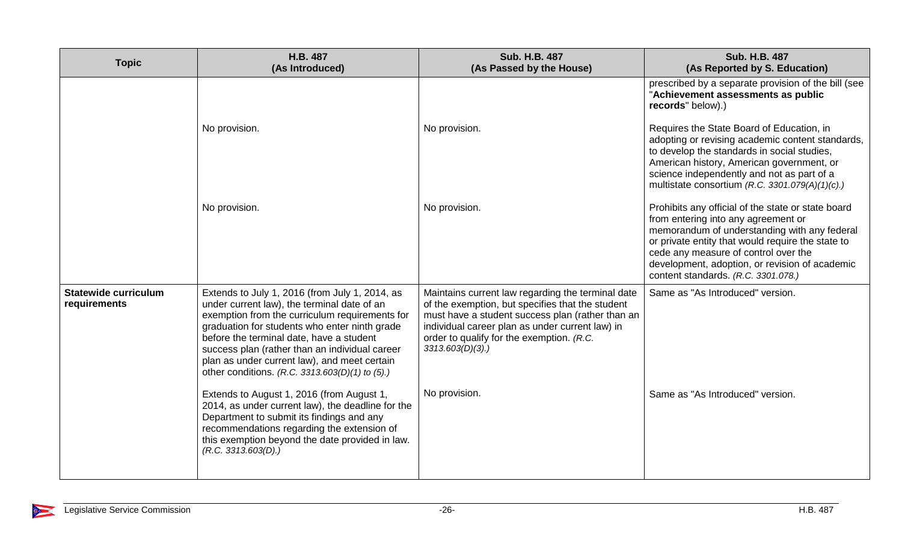| Topic | H.B. 487 (As Introduced) | Sub. H.B. 487 (As Passed by the House) | Sub. H.B. 487 (As Reported by S. Education) |
|---|---|---|---|
| | | | prescribed by a separate provision of the bill (see "**Achievement assessments as public records**" below).) |
| | No provision. | No provision. | Requires the State Board of Education, in adopting or revising academic content standards, to develop the standards in social studies, American history, American government, or science independently and not as part of a multistate consortium *(R.C. 3301.079(A)(1)(c).)* |
| | No provision. | No provision. | Prohibits any official of the state or state board from entering into any agreement or memorandum of understanding with any federal or private entity that would require the state to cede any measure of control over the development, adoption, or revision of academic content standards. *(R.C. 3301.078.)* |
| **Statewide curriculum requirements** | Extends to July 1, 2016 (from July 1, 2014, as under current law), the terminal date of an exemption from the curriculum requirements for graduation for students who enter ninth grade before the terminal date, have a student success plan (rather than an individual career plan as under current law), and meet certain other conditions. *(R.C. 3313.603(D)(1) to (5).)* | Maintains current law regarding the terminal date of the exemption, but specifies that the student must have a student success plan (rather than an individual career plan as under current law) in order to qualify for the exemption. *(R.C. 3313.603(D)(3).)* | Same as "As Introduced" version. |
| | Extends to August 1, 2016 (from August 1, 2014, as under current law), the deadline for the Department to submit its findings and any recommendations regarding the extension of this exemption beyond the date provided in law. *(R.C. 3313.603(D).)* | No provision. | Same as "As Introduced" version. |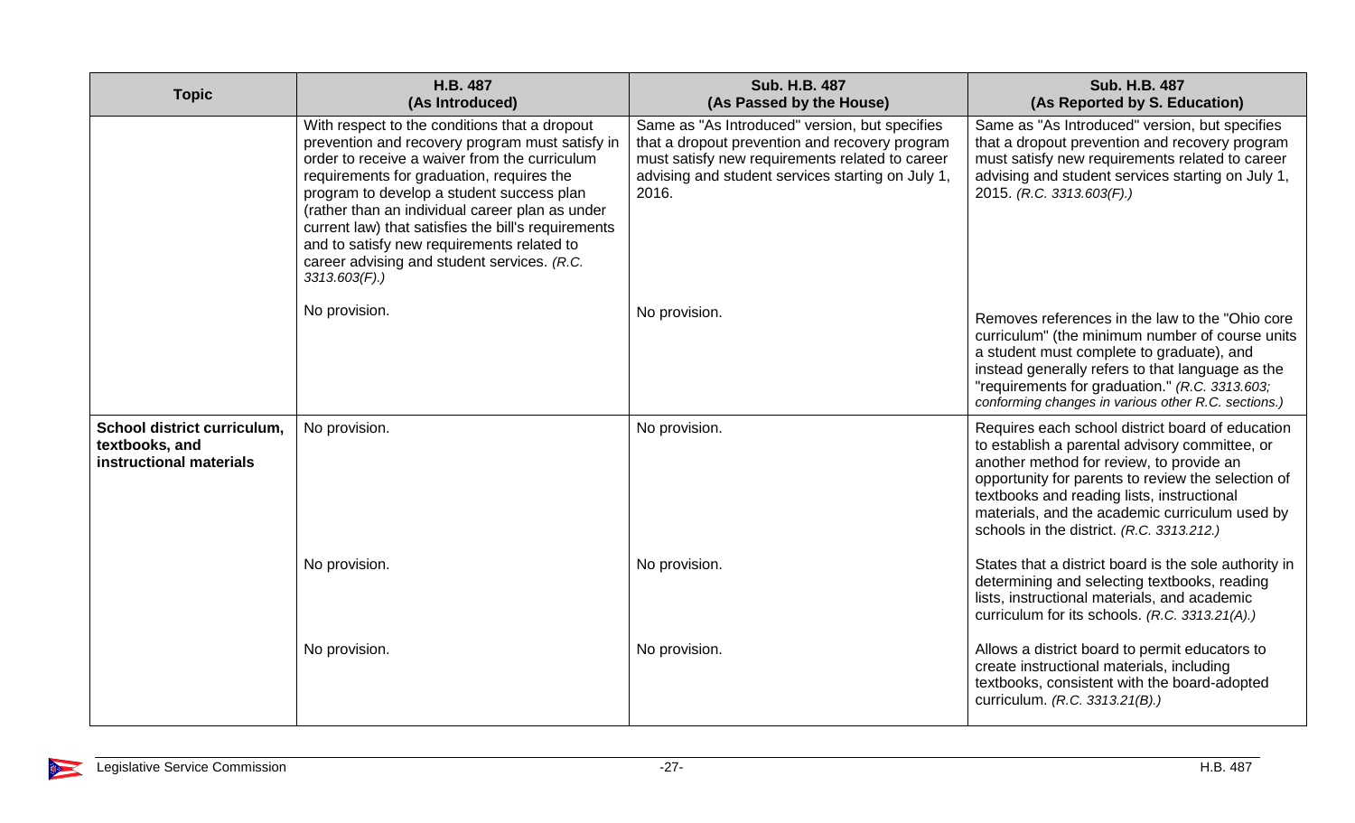| Topic | H.B. 487 (As Introduced) | Sub. H.B. 487 (As Passed by the House) | Sub. H.B. 487 (As Reported by S. Education) |
|---|---|---|---|
| | With respect to the conditions that a dropout prevention and recovery program must satisfy in order to receive a waiver from the curriculum requirements for graduation, requires the program to develop a student success plan (rather than an individual career plan as under current law) that satisfies the bill's requirements and to satisfy new requirements related to career advising and student services. *(R.C. 3313.603(F).)* | Same as "As Introduced" version, but specifies that a dropout prevention and recovery program must satisfy new requirements related to career advising and student services starting on July 1, 2016. | Same as "As Introduced" version, but specifies that a dropout prevention and recovery program must satisfy new requirements related to career advising and student services starting on July 1, 2015. *(R.C. 3313.603(F).)* |
| | No provision. | No provision. | Removes references in the law to the "Ohio core curriculum" (the minimum number of course units a student must complete to graduate), and instead generally refers to that language as the "requirements for graduation." *(R.C. 3313.603; conforming changes in various other R.C. sections.)* |
| **School district curriculum, textbooks, and instructional materials** | No provision. | No provision. | Requires each school district board of education to establish a parental advisory committee, or another method for review, to provide an opportunity for parents to review the selection of textbooks and reading lists, instructional materials, and the academic curriculum used by schools in the district. *(R.C. 3313.212.)* |
| | No provision. | No provision. | States that a district board is the sole authority in determining and selecting textbooks, reading lists, instructional materials, and academic curriculum for its schools. *(R.C. 3313.21(A).)* |
| | No provision. | No provision. | Allows a district board to permit educators to create instructional materials, including textbooks, consistent with the board-adopted curriculum. *(R.C. 3313.21(B).)* |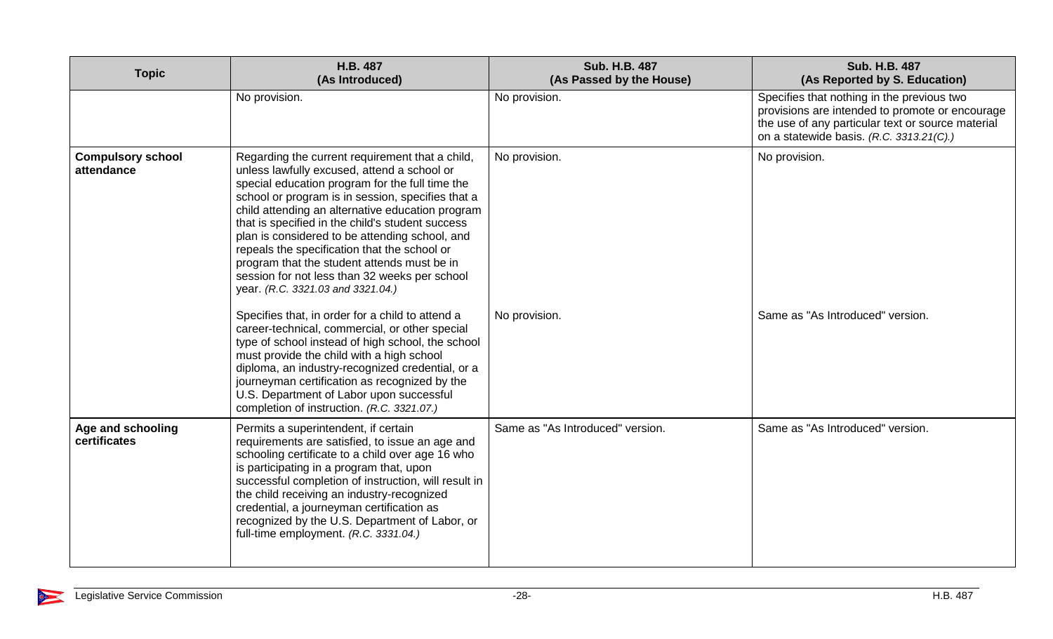| Topic | H.B. 487 (As Introduced) | Sub. H.B. 487 (As Passed by the House) | Sub. H.B. 487 (As Reported by S. Education) |
|---|---|---|---|
| | No provision. | No provision. | Specifies that nothing in the previous two provisions are intended to promote or encourage the use of any particular text or source material on a statewide basis. *(R.C. 3313.21(C).)* |
| **Compulsory school attendance** | Regarding the current requirement that a child, unless lawfully excused, attend a school or special education program for the full time the school or program is in session, specifies that a child attending an alternative education program that is specified in the child's student success plan is considered to be attending school, and repeals the specification that the school or program that the student attends must be in session for not less than 32 weeks per school year. *(R.C. 3321.03 and 3321.04.)* | No provision. | No provision. |
| | Specifies that, in order for a child to attend a career-technical, commercial, or other special type of school instead of high school, the school must provide the child with a high school diploma, an industry-recognized credential, or a journeyman certification as recognized by the U.S. Department of Labor upon successful completion of instruction. *(R.C. 3321.07.)* | No provision. | Same as "As Introduced" version. |
| **Age and schooling certificates** | Permits a superintendent, if certain requirements are satisfied, to issue an age and schooling certificate to a child over age 16 who is participating in a program that, upon successful completion of instruction, will result in the child receiving an industry-recognized credential, a journeyman certification as recognized by the U.S. Department of Labor, or full-time employment. *(R.C. 3331.04.)* | Same as "As Introduced" version. | Same as "As Introduced" version. |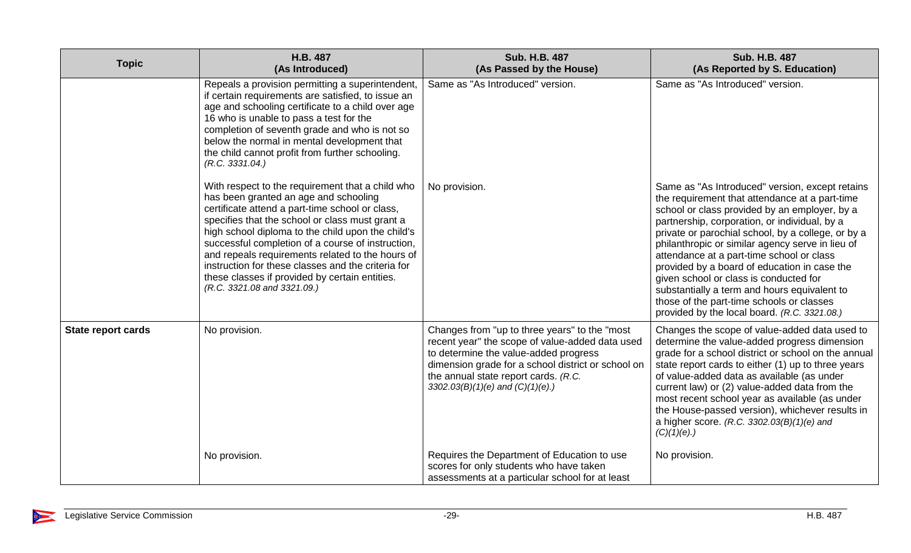| Topic | H.B. 487 (As Introduced) | Sub. H.B. 487 (As Passed by the House) | Sub. H.B. 487 (As Reported by S. Education) |
|---|---|---|---|
| | Repeals a provision permitting a superintendent, if certain requirements are satisfied, to issue an age and schooling certificate to a child over age 16 who is unable to pass a test for the completion of seventh grade and who is not so below the normal in mental development that the child cannot profit from further schooling. *(R.C. 3331.04.)* | Same as "As Introduced" version. | Same as "As Introduced" version. |
| | With respect to the requirement that a child who has been granted an age and schooling certificate attend a part-time school or class, specifies that the school or class must grant a high school diploma to the child upon the child's successful completion of a course of instruction, and repeals requirements related to the hours of instruction for these classes and the criteria for these classes if provided by certain entities. *(R.C. 3321.08 and 3321.09.)* | No provision. | Same as "As Introduced" version, except retains the requirement that attendance at a part-time school or class provided by an employer, by a partnership, corporation, or individual, by a private or parochial school, by a college, or by a philanthropic or similar agency serve in lieu of attendance at a part-time school or class provided by a board of education in case the given school or class is conducted for substantially a term and hours equivalent to those of the part-time schools or classes provided by the local board. *(R.C. 3321.08.)* |
| **State report cards** | No provision. | Changes from "up to three years" to the "most recent year" the scope of value-added data used to determine the value-added progress dimension grade for a school district or school on the annual state report cards. *(R.C. 3302.03(B)(1)(e) and (C)(1)(e).)* | Changes the scope of value-added data used to determine the value-added progress dimension grade for a school district or school on the annual state report cards to either (1) up to three years of value-added data as available (as under current law) or (2) value-added data from the most recent school year as available (as under the House-passed version), whichever results in a higher score. *(R.C. 3302.03(B)(1)(e) and (C)(1)(e).)* |
| | No provision. | Requires the Department of Education to use scores for only students who have taken assessments at a particular school for at least | No provision. |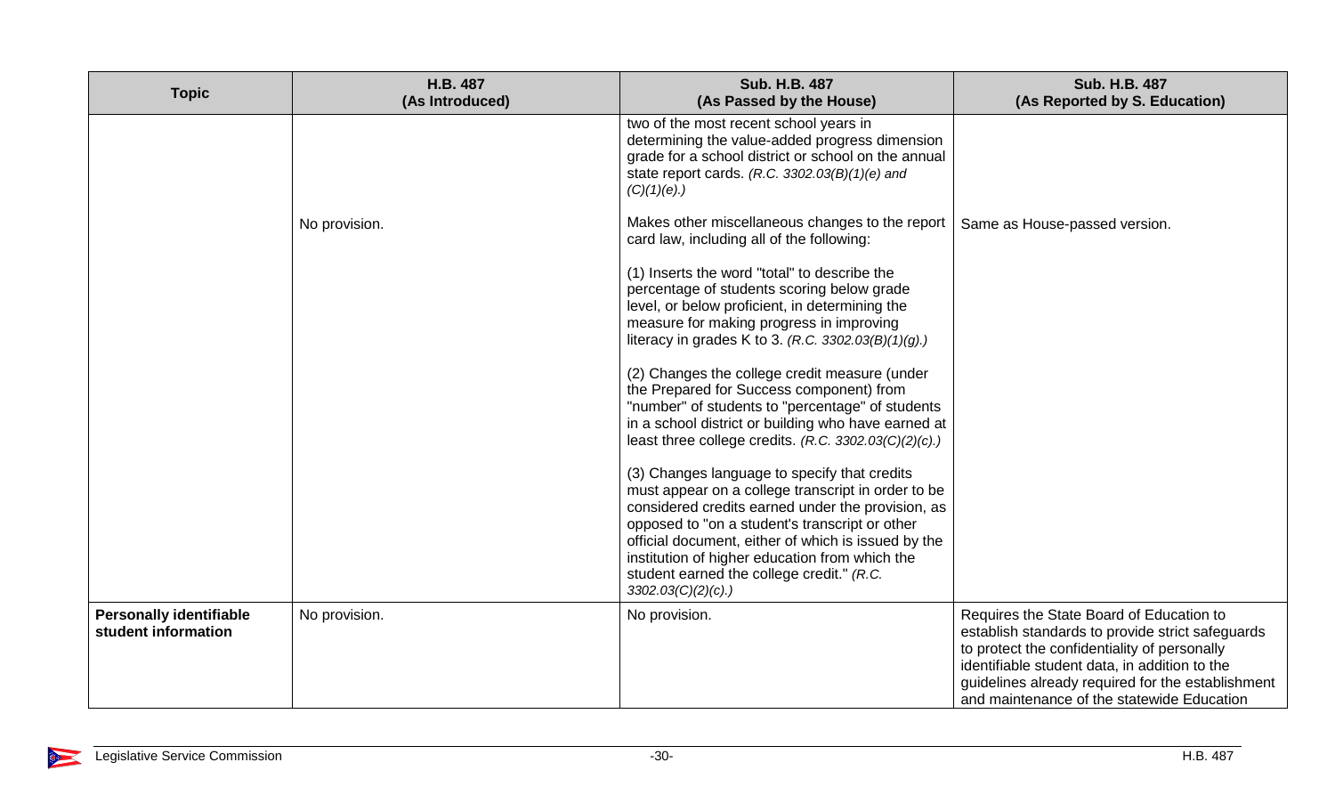| Topic | H.B. 487 (As Introduced) | Sub. H.B. 487 (As Passed by the House) | Sub. H.B. 487 (As Reported by S. Education) |
|---|---|---|---|
| | | two of the most recent school years in determining the value-added progress dimension grade for a school district or school on the annual state report cards. *(R.C. 3302.03(B)(1)(e) and (C)(1)(e).)* | |
| | No provision. | Makes other miscellaneous changes to the report card law, including all of the following:<br><br>(1) Inserts the word "total" to describe the percentage of students scoring below grade level, or below proficient, in determining the measure for making progress in improving literacy in grades K to 3. *(R.C. 3302.03(B)(1)(g).)*<br><br>(2) Changes the college credit measure (under the Prepared for Success component) from "number" of students to "percentage" of students in a school district or building who have earned at least three college credits. *(R.C. 3302.03(C)(2)(c).)*<br><br>(3) Changes language to specify that credits must appear on a college transcript in order to be considered credits earned under the provision, as opposed to "on a student's transcript or other official document, either of which is issued by the institution of higher education from which the student earned the college credit." *(R.C. 3302.03(C)(2)(c).)* | Same as House-passed version. |
| **Personally identifiable student information** | No provision. | No provision. | Requires the State Board of Education to establish standards to provide strict safeguards to protect the confidentiality of personally identifiable student data, in addition to the guidelines already required for the establishment and maintenance of the statewide Education |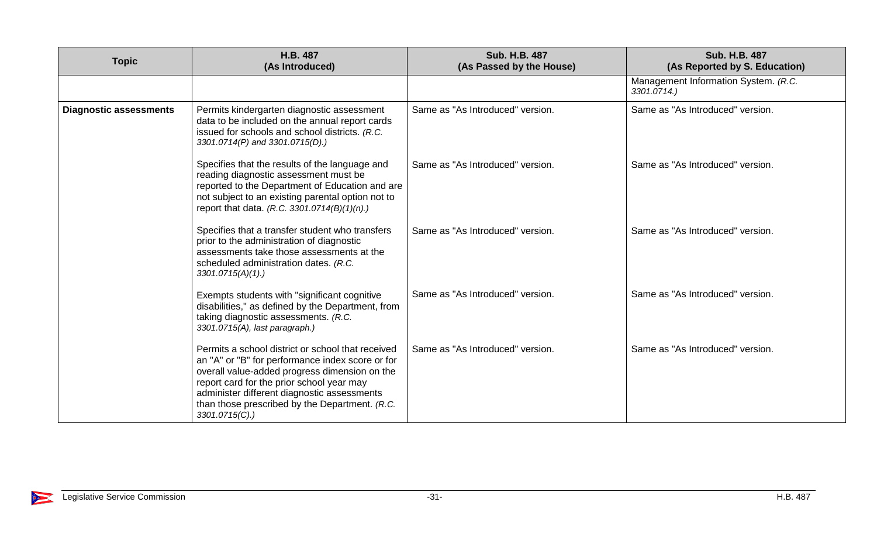| Topic | H.B. 487 (As Introduced) | Sub. H.B. 487 (As Passed by the House) | Sub. H.B. 487 (As Reported by S. Education) |
|---|---|---|---|
| | | | Management Information System. *(R.C. 3301.0714.)* |
| **Diagnostic assessments** | Permits kindergarten diagnostic assessment data to be included on the annual report cards issued for schools and school districts. *(R.C. 3301.0714(P) and 3301.0715(D).)* | Same as "As Introduced" version. | Same as "As Introduced" version. |
| | Specifies that the results of the language and reading diagnostic assessment must be reported to the Department of Education and are not subject to an existing parental option not to report that data. *(R.C. 3301.0714(B)(1)(n).)* | Same as "As Introduced" version. | Same as "As Introduced" version. |
| | Specifies that a transfer student who transfers prior to the administration of diagnostic assessments take those assessments at the scheduled administration dates. *(R.C. 3301.0715(A)(1).)* | Same as "As Introduced" version. | Same as "As Introduced" version. |
| | Exempts students with "significant cognitive disabilities," as defined by the Department, from taking diagnostic assessments. *(R.C. 3301.0715(A), last paragraph.)* | Same as "As Introduced" version. | Same as "As Introduced" version. |
| | Permits a school district or school that received an "A" or "B" for performance index score or for overall value-added progress dimension on the report card for the prior school year may administer different diagnostic assessments than those prescribed by the Department. *(R.C. 3301.0715(C).)* | Same as "As Introduced" version. | Same as "As Introduced" version. |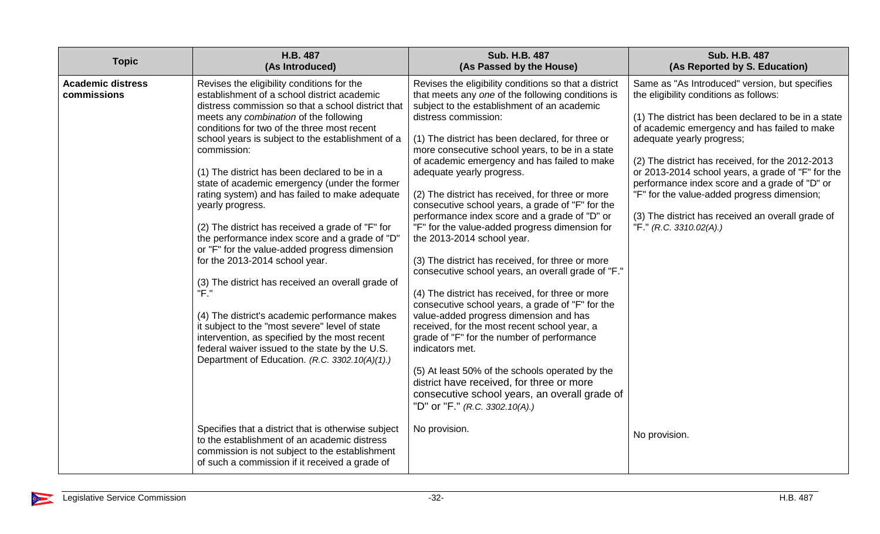| Topic | H.B. 487 (As Introduced) | Sub. H.B. 487 (As Passed by the House) | Sub. H.B. 487 (As Reported by S. Education) |
|---|---|---|---|
| **Academic distress commissions** | Revises the eligibility conditions for the establishment of a school district academic distress commission so that a school district that meets any *combination* of the following conditions for two of the three most recent school years is subject to the establishment of a commission:<br><br>(1) The district has been declared to be in a state of academic emergency (under the former rating system) and has failed to make adequate yearly progress.<br><br>(2) The district has received a grade of "F" for the performance index score and a grade of "D" or "F" for the value-added progress dimension for the 2013-2014 school year.<br><br>(3) The district has received an overall grade of "F."<br><br>(4) The district's academic performance makes it subject to the "most severe" level of state intervention, as specified by the most recent federal waiver issued to the state by the U.S. Department of Education. *(R.C. 3302.10(A)(1).)* | Revises the eligibility conditions so that a district that meets any *one* of the following conditions is subject to the establishment of an academic distress commission:<br><br>(1) The district has been declared, for three or more consecutive school years, to be in a state of academic emergency and has failed to make adequate yearly progress.<br><br>(2) The district has received, for three or more consecutive school years, a grade of "F" for the performance index score and a grade of "D" or "F" for the value-added progress dimension for the 2013-2014 school year.<br><br>(3) The district has received, for three or more consecutive school years, an overall grade of "F."<br><br>(4) The district has received, for three or more consecutive school years, a grade of "F" for the value-added progress dimension and has received, for the most recent school year, a grade of "F" for the number of performance indicators met.<br><br>(5) At least 50% of the schools operated by the district have received, for three or more consecutive school years, an overall grade of "D" or "F." *(R.C. 3302.10(A).)* | Same as "As Introduced" version, but specifies the eligibility conditions as follows:<br><br>(1) The district has been declared to be in a state of academic emergency and has failed to make adequate yearly progress;<br><br>(2) The district has received, for the 2012-2013 or 2013-2014 school years, a grade of "F" for the performance index score and a grade of "D" or "F" for the value-added progress dimension;<br><br>(3) The district has received an overall grade of "F." *(R.C. 3310.02(A).)* |
| | Specifies that a district that is otherwise subject to the establishment of an academic distress commission is not subject to the establishment of such a commission if it received a grade of | No provision. | No provision. |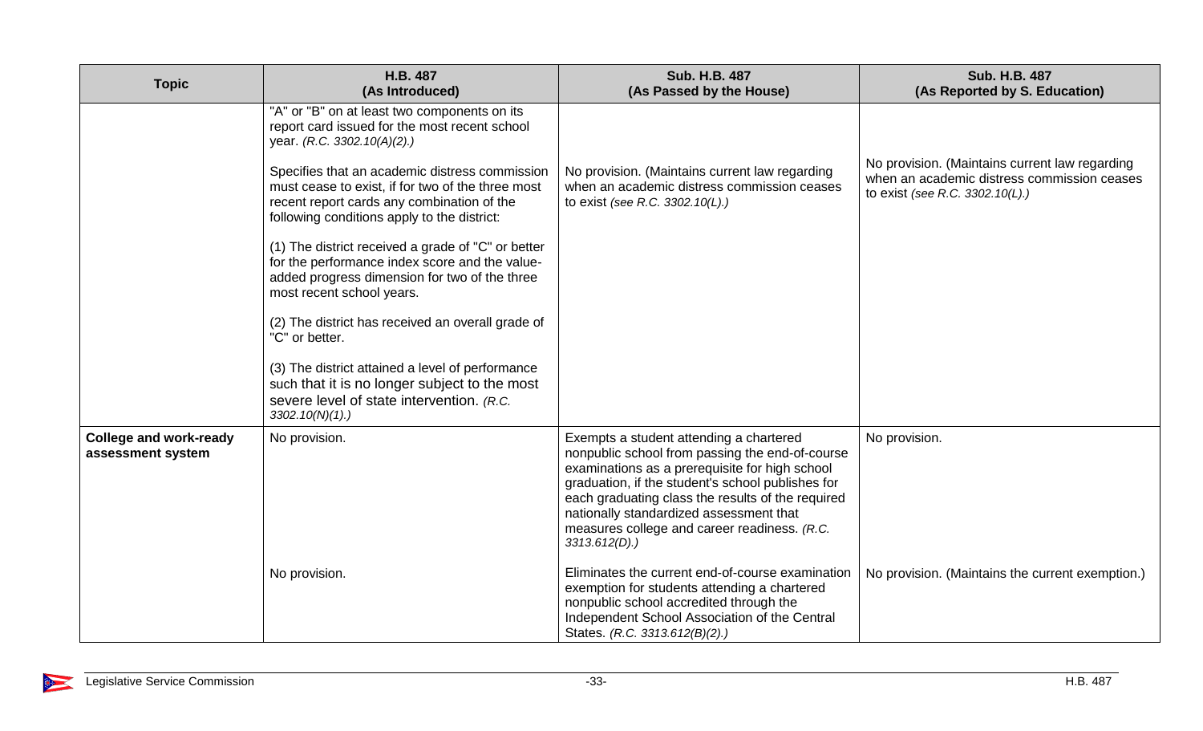| Topic | H.B. 487 (As Introduced) | Sub. H.B. 487 (As Passed by the House) | Sub. H.B. 487 (As Reported by S. Education) |
|---|---|---|---|
| | "A" or "B" on at least two components on its report card issued for the most recent school year. *(R.C. 3302.10(A)(2).)*<br><br>Specifies that an academic distress commission must cease to exist, if for two of the three most recent report cards any combination of the following conditions apply to the district:<br><br>(1) The district received a grade of "C" or better for the performance index score and the value-added progress dimension for two of the three most recent school years.<br><br>(2) The district has received an overall grade of "C" or better.<br><br>(3) The district attained a level of performance such that it is no longer subject to the most severe level of state intervention. *(R.C. 3302.10(N)(1).)* | No provision. (Maintains current law regarding when an academic distress commission ceases to exist *(see R.C. 3302.10(L).)* | No provision. (Maintains current law regarding when an academic distress commission ceases to exist *(see R.C. 3302.10(L).)* |
| **College and work-ready assessment system** | No provision. | Exempts a student attending a chartered nonpublic school from passing the end-of-course examinations as a prerequisite for high school graduation, if the student's school publishes for each graduating class the results of the required nationally standardized assessment that measures college and career readiness. *(R.C. 3313.612(D).)* | No provision. |
| | No provision. | Eliminates the current end-of-course examination exemption for students attending a chartered nonpublic school accredited through the Independent School Association of the Central States. *(R.C. 3313.612(B)(2).)* | No provision. (Maintains the current exemption.) |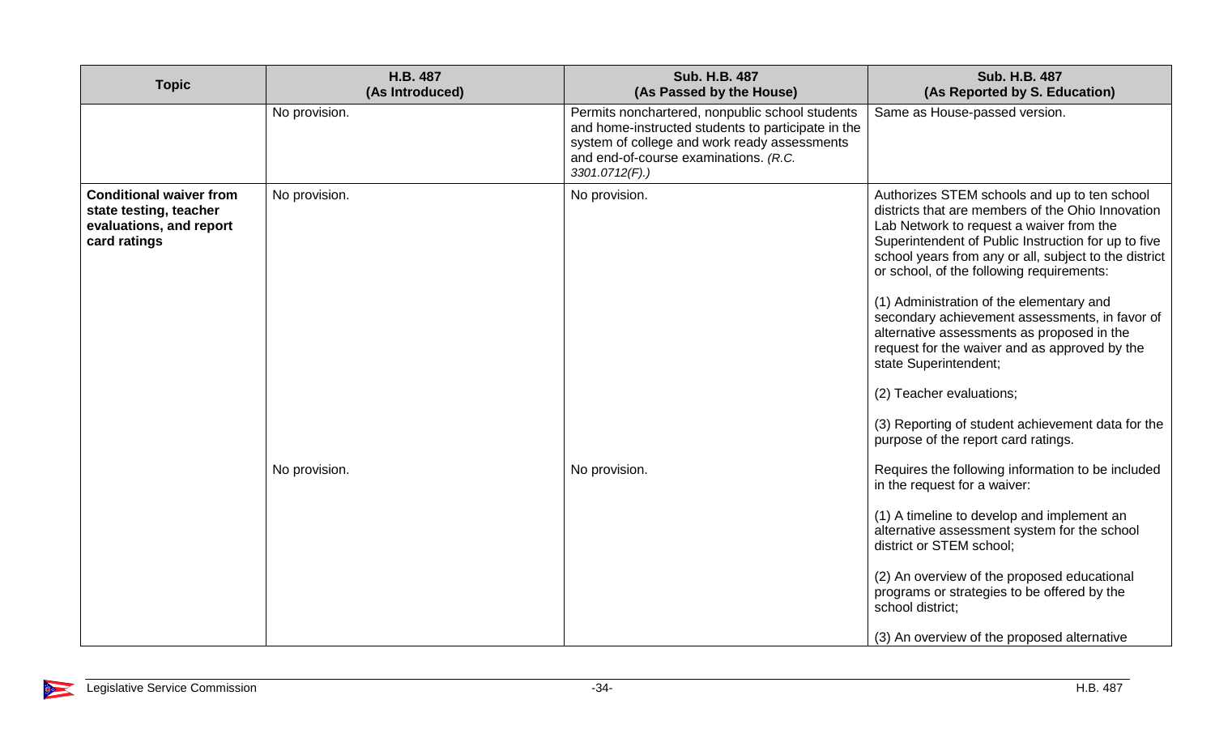| Topic | H.B. 487 (As Introduced) | Sub. H.B. 487 (As Passed by the House) | Sub. H.B. 487 (As Reported by S. Education) |
|---|---|---|---|
| | No provision. | Permits nonchartered, nonpublic school students and home-instructed students to participate in the system of college and work ready assessments and end-of-course examinations. *(R.C. 3301.0712(F).)* | Same as House-passed version. |
| **Conditional waiver from state testing, teacher evaluations, and report card ratings** | No provision. | No provision. | Authorizes STEM schools and up to ten school districts that are members of the Ohio Innovation Lab Network to request a waiver from the Superintendent of Public Instruction for up to five school years from any or all, subject to the district or school, of the following requirements:<br><br>(1) Administration of the elementary and secondary achievement assessments, in favor of alternative assessments as proposed in the request for the waiver and as approved by the state Superintendent;<br><br>(2) Teacher evaluations;<br><br>(3) Reporting of student achievement data for the purpose of the report card ratings. |
| | No provision. | No provision. | Requires the following information to be included in the request for a waiver:<br><br>(1) A timeline to develop and implement an alternative assessment system for the school district or STEM school;<br><br>(2) An overview of the proposed educational programs or strategies to be offered by the school district;<br><br>(3) An overview of the proposed alternative |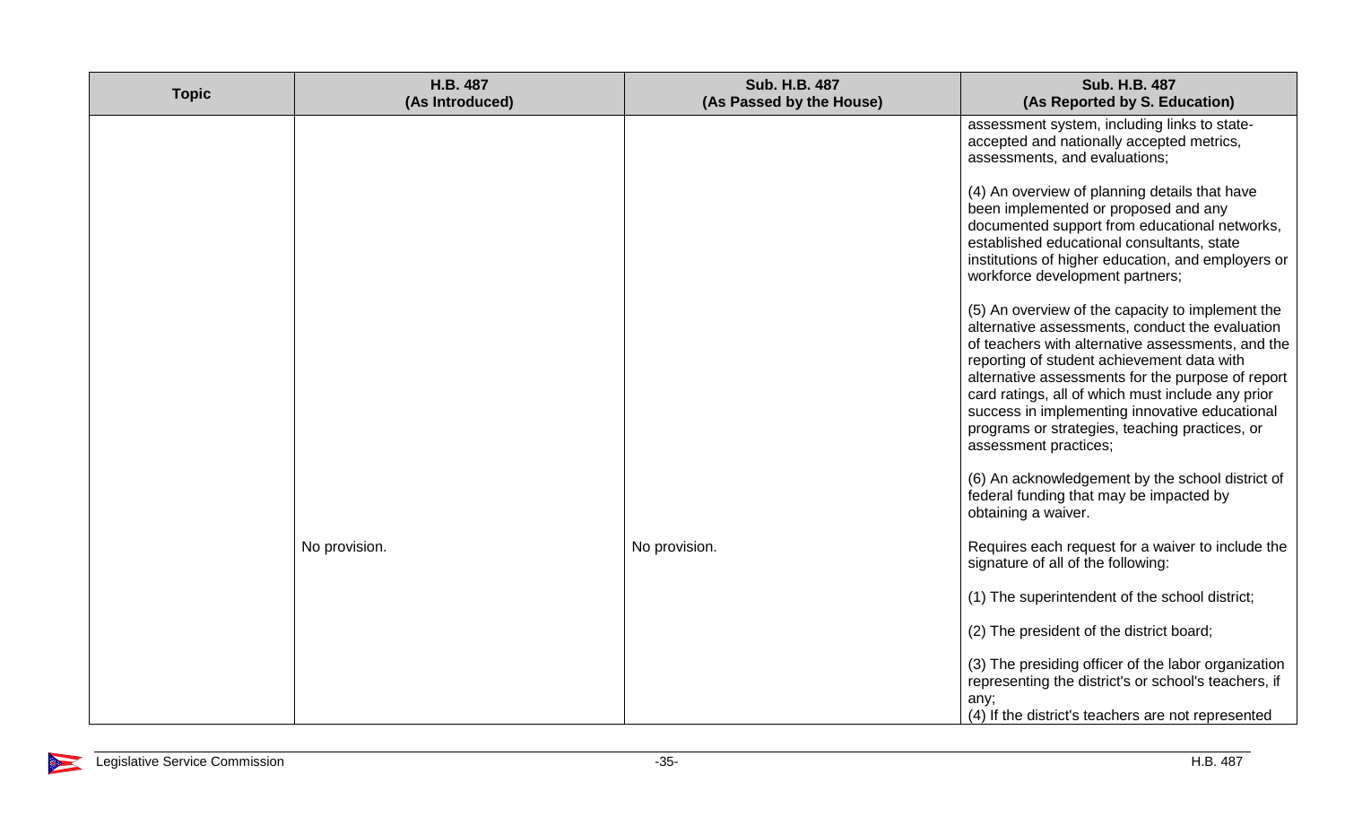| Topic | H.B. 487 (As Introduced) | Sub. H.B. 487 (As Passed by the House) | Sub. H.B. 487 (As Reported by S. Education) |
|---|---|---|---|
| | | | assessment system, including links to state-accepted and nationally accepted metrics, assessments, and evaluations;<br><br>(4) An overview of planning details that have been implemented or proposed and any documented support from educational networks, established educational consultants, state institutions of higher education, and employers or workforce development partners;<br><br>(5) An overview of the capacity to implement the alternative assessments, conduct the evaluation of teachers with alternative assessments, and the reporting of student achievement data with alternative assessments for the purpose of report card ratings, all of which must include any prior success in implementing innovative educational programs or strategies, teaching practices, or assessment practices;<br><br>(6) An acknowledgement by the school district of federal funding that may be impacted by obtaining a waiver. |
| | No provision. | No provision. | Requires each request for a waiver to include the signature of all of the following:<br><br>(1) The superintendent of the school district;<br><br>(2) The president of the district board;<br><br>(3) The presiding officer of the labor organization representing the district's or school's teachers, if any;<br>(4) If the district's teachers are not represented |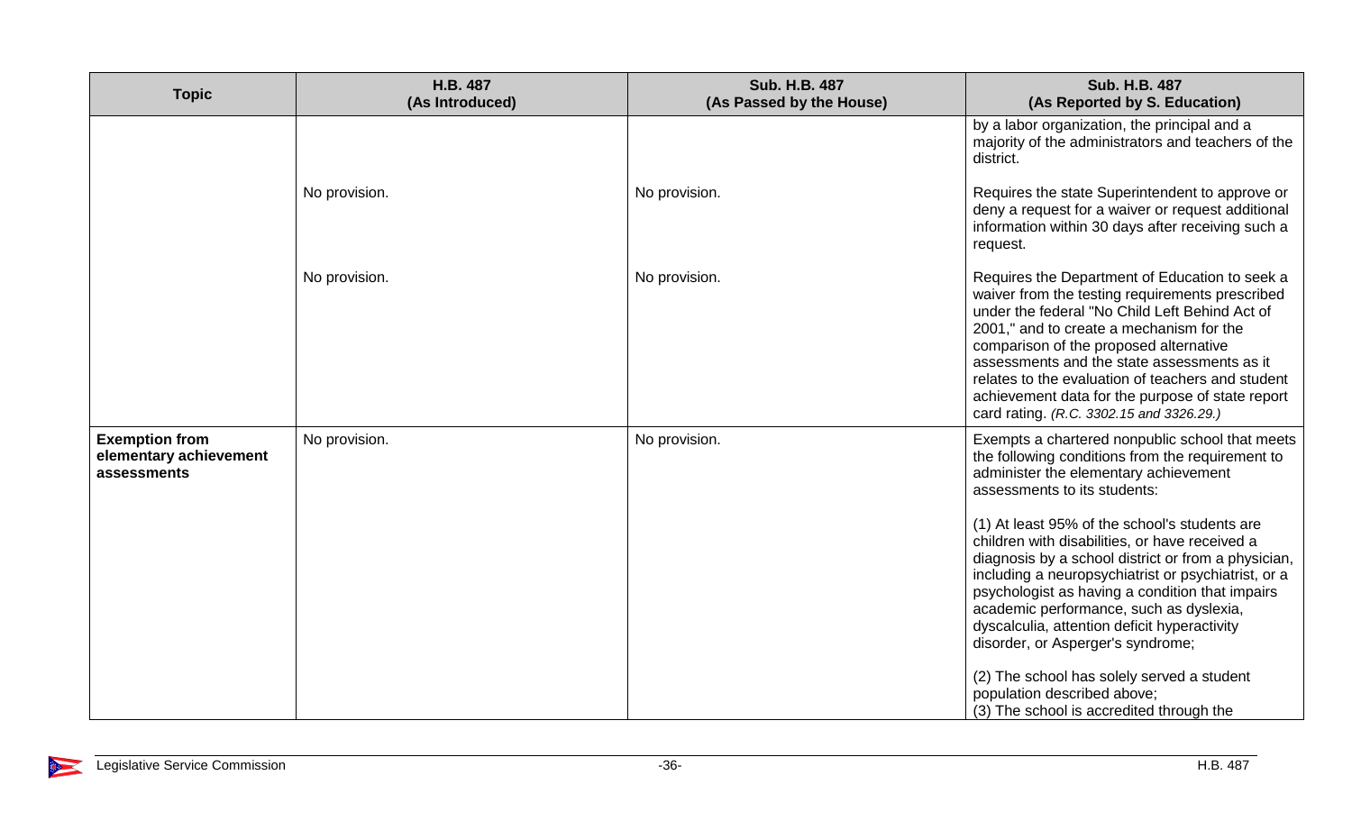| Topic | H.B. 487 (As Introduced) | Sub. H.B. 487 (As Passed by the House) | Sub. H.B. 487 (As Reported by S. Education) |
|---|---|---|---|
| | | | by a labor organization, the principal and a majority of the administrators and teachers of the district. |
| | No provision. | No provision. | Requires the state Superintendent to approve or deny a request for a waiver or request additional information within 30 days after receiving such a request. |
| | No provision. | No provision. | Requires the Department of Education to seek a waiver from the testing requirements prescribed under the federal "No Child Left Behind Act of 2001," and to create a mechanism for the comparison of the proposed alternative assessments and the state assessments as it relates to the evaluation of teachers and student achievement data for the purpose of state report card rating. *(R.C. 3302.15 and 3326.29.)* |
| **Exemption from elementary achievement assessments** | No provision. | No provision. | Exempts a chartered nonpublic school that meets the following conditions from the requirement to administer the elementary achievement assessments to its students:<br><br>(1) At least 95% of the school's students are children with disabilities, or have received a diagnosis by a school district or from a physician, including a neuropsychiatrist or psychiatrist, or a psychologist as having a condition that impairs academic performance, such as dyslexia, dyscalculia, attention deficit hyperactivity disorder, or Asperger's syndrome;<br><br>(2) The school has solely served a student population described above;<br>(3) The school is accredited through the |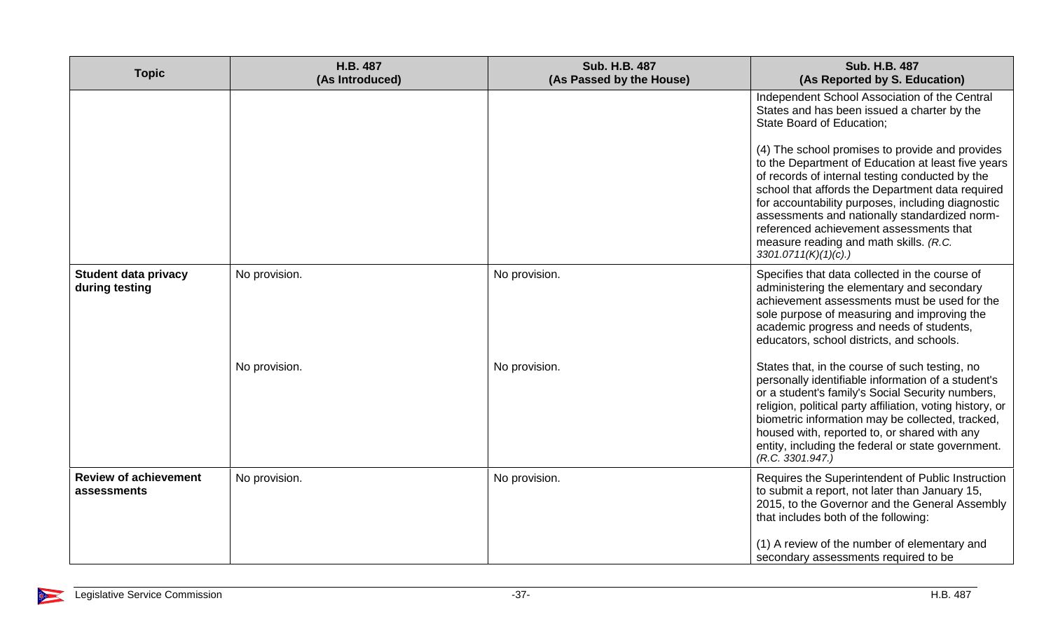| Topic | H.B. 487 (As Introduced) | Sub. H.B. 487 (As Passed by the House) | Sub. H.B. 487 (As Reported by S. Education) |
|---|---|---|---|
| | | | Independent School Association of the Central States and has been issued a charter by the State Board of Education;<br><br>(4) The school promises to provide and provides to the Department of Education at least five years of records of internal testing conducted by the school that affords the Department data required for accountability purposes, including diagnostic assessments and nationally standardized norm-referenced achievement assessments that measure reading and math skills. *(R.C. 3301.0711(K)(1)(c).)* |
| **Student data privacy during testing** | No provision. | No provision. | Specifies that data collected in the course of administering the elementary and secondary achievement assessments must be used for the sole purpose of measuring and improving the academic progress and needs of students, educators, school districts, and schools. |
| | No provision. | No provision. | States that, in the course of such testing, no personally identifiable information of a student's or a student's family's Social Security numbers, religion, political party affiliation, voting history, or biometric information may be collected, tracked, housed with, reported to, or shared with any entity, including the federal or state government. *(R.C. 3301.947.)* |
| **Review of achievement assessments** | No provision. | No provision. | Requires the Superintendent of Public Instruction to submit a report, not later than January 15, 2015, to the Governor and the General Assembly that includes both of the following:<br><br>(1) A review of the number of elementary and secondary assessments required to be |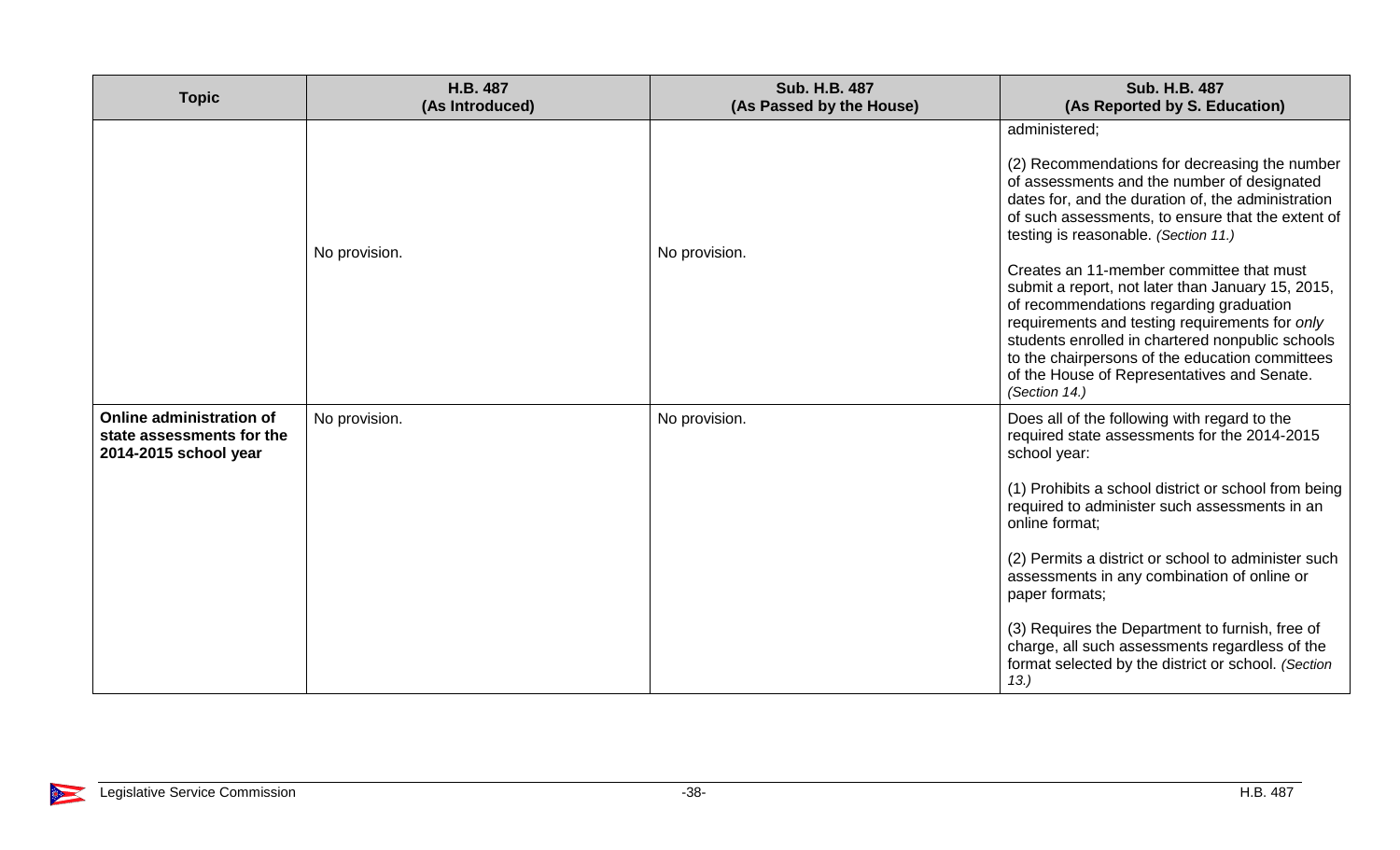| Topic | H.B. 487 (As Introduced) | Sub. H.B. 487 (As Passed by the House) | Sub. H.B. 487 (As Reported by S. Education) |
|---|---|---|---|
| | No provision. | No provision. | administered;<br><br>(2) Recommendations for decreasing the number of assessments and the number of designated dates for, and the duration of, the administration of such assessments, to ensure that the extent of testing is reasonable. *(Section 11.)*<br><br>Creates an 11-member committee that must submit a report, not later than January 15, 2015, of recommendations regarding graduation requirements and testing requirements for *only* students enrolled in chartered nonpublic schools to the chairpersons of the education committees of the House of Representatives and Senate. *(Section 14.)* |
| **Online administration of state assessments for the 2014-2015 school year** | No provision. | No provision. | Does all of the following with regard to the required state assessments for the 2014-2015 school year:<br><br>(1) Prohibits a school district or school from being required to administer such assessments in an online format;<br><br>(2) Permits a district or school to administer such assessments in any combination of online or paper formats;<br><br>(3) Requires the Department to furnish, free of charge, all such assessments regardless of the format selected by the district or school. *(Section 13.)* |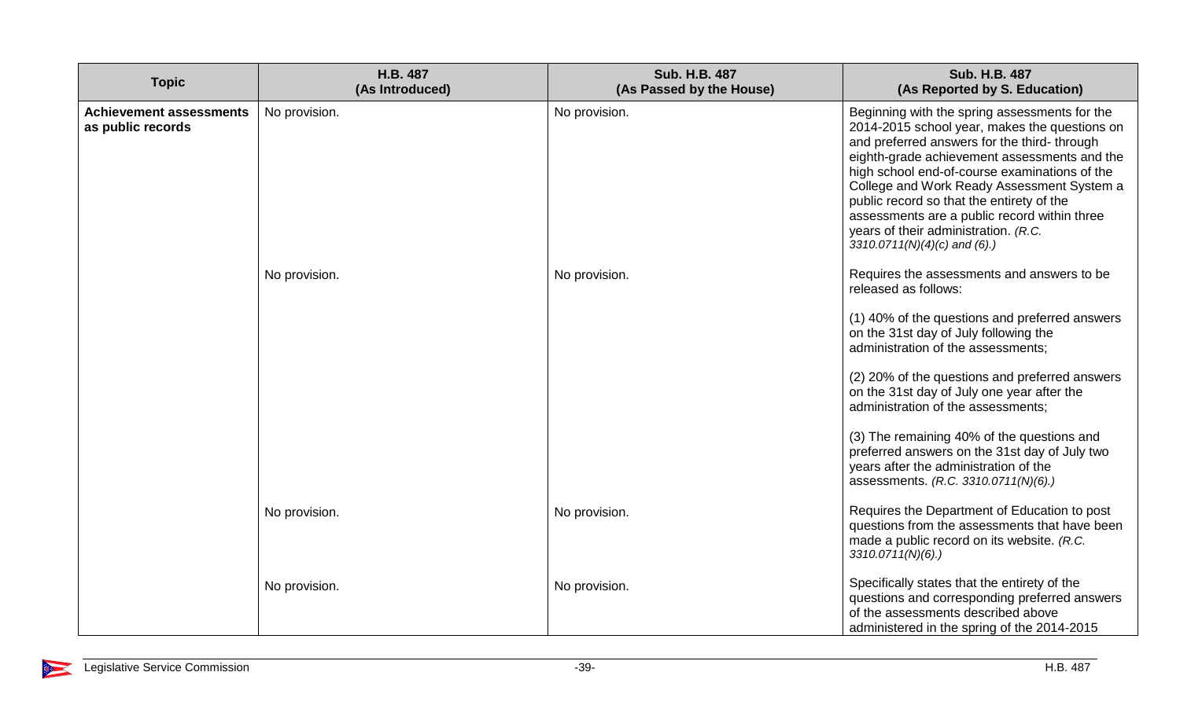| Topic | H.B. 487 (As Introduced) | Sub. H.B. 487 (As Passed by the House) | Sub. H.B. 487 (As Reported by S. Education) |
|---|---|---|---|
| **Achievement assessments as public records** | No provision. | No provision. | Beginning with the spring assessments for the 2014-2015 school year, makes the questions on and preferred answers for the third- through eighth-grade achievement assessments and the high school end-of-course examinations of the College and Work Ready Assessment System a public record so that the entirety of the assessments are a public record within three years of their administration. *(R.C. 3310.0711(N)(4)(c) and (6).)* |
| | No provision. | No provision. | Requires the assessments and answers to be released as follows:<br><br>(1) 40% of the questions and preferred answers on the 31st day of July following the administration of the assessments;<br><br>(2) 20% of the questions and preferred answers on the 31st day of July one year after the administration of the assessments;<br><br>(3) The remaining 40% of the questions and preferred answers on the 31st day of July two years after the administration of the assessments. *(R.C. 3310.0711(N)(6).)* |
| | No provision. | No provision. | Requires the Department of Education to post questions from the assessments that have been made a public record on its website. *(R.C. 3310.0711(N)(6).)* |
| | No provision. | No provision. | Specifically states that the entirety of the questions and corresponding preferred answers of the assessments described above administered in the spring of the 2014-2015 |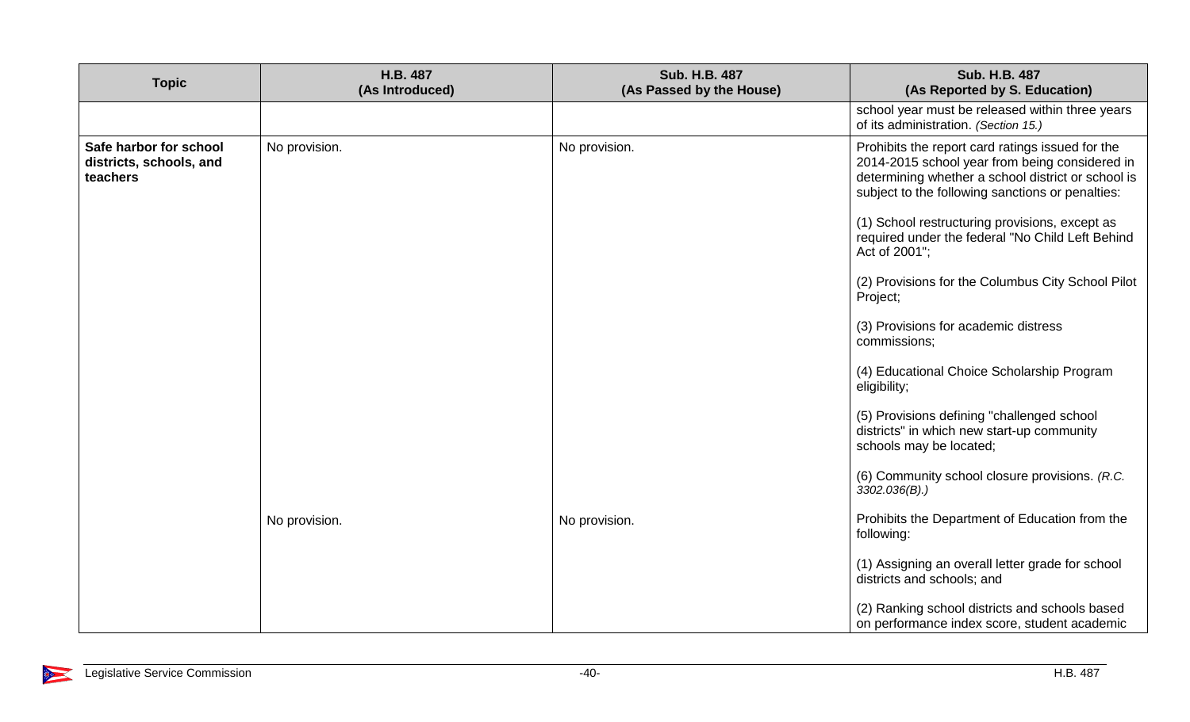| Topic | H.B. 487 (As Introduced) | Sub. H.B. 487 (As Passed by the House) | Sub. H.B. 487 (As Reported by S. Education) |
|---|---|---|---|
| | | | school year must be released within three years of its administration. *(Section 15.)* |
| **Safe harbor for school districts, schools, and teachers** | No provision. | No provision. | Prohibits the report card ratings issued for the 2014-2015 school year from being considered in determining whether a school district or school is subject to the following sanctions or penalties:<br><br>(1) School restructuring provisions, except as required under the federal "No Child Left Behind Act of 2001";<br><br>(2) Provisions for the Columbus City School Pilot Project;<br><br>(3) Provisions for academic distress commissions;<br><br>(4) Educational Choice Scholarship Program eligibility;<br><br>(5) Provisions defining "challenged school districts" in which new start-up community schools may be located;<br><br>(6) Community school closure provisions. *(R.C. 3302.036(B).)* |
| | No provision. | No provision. | Prohibits the Department of Education from the following:<br><br>(1) Assigning an overall letter grade for school districts and schools; and<br><br>(2) Ranking school districts and schools based on performance index score, student academic |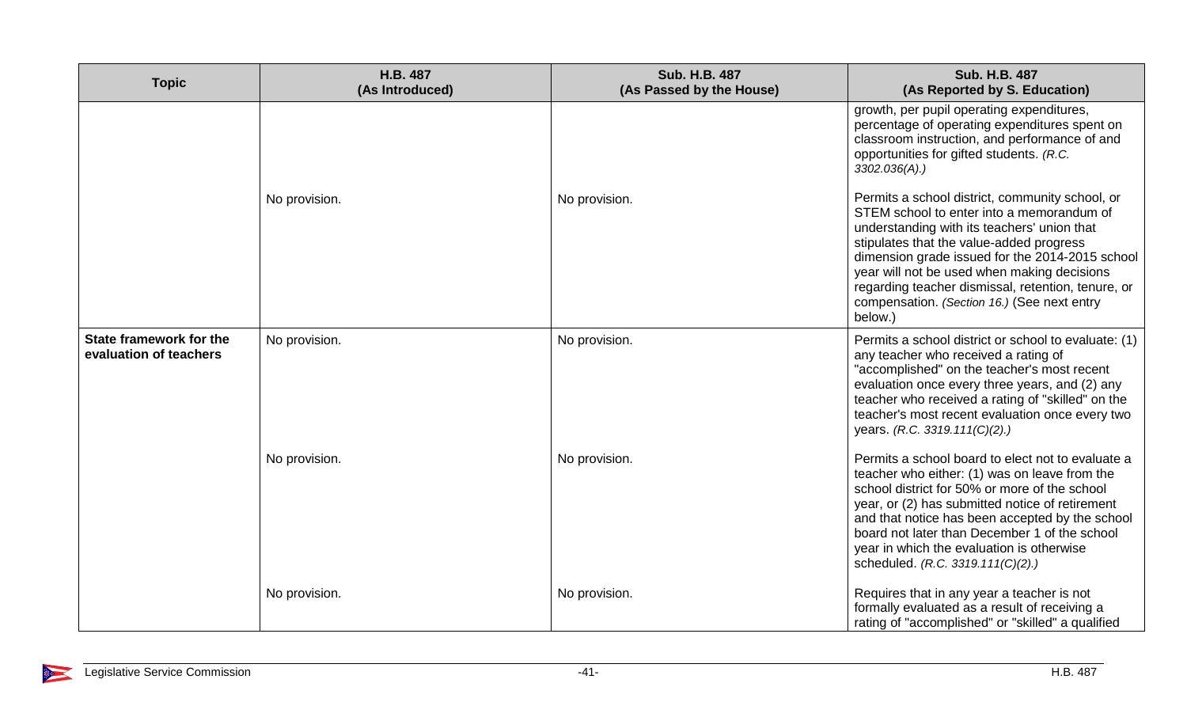| Topic | H.B. 487 (As Introduced) | Sub. H.B. 487 (As Passed by the House) | Sub. H.B. 487 (As Reported by S. Education) |
|---|---|---|---|
| | | | growth, per pupil operating expenditures, percentage of operating expenditures spent on classroom instruction, and performance of and opportunities for gifted students. *(R.C. 3302.036(A).)* |
| | No provision. | No provision. | Permits a school district, community school, or STEM school to enter into a memorandum of understanding with its teachers' union that stipulates that the value-added progress dimension grade issued for the 2014-2015 school year will not be used when making decisions regarding teacher dismissal, retention, tenure, or compensation. *(Section 16.)* (See next entry below.) |
| **State framework for the evaluation of teachers** | No provision. | No provision. | Permits a school district or school to evaluate: (1) any teacher who received a rating of "accomplished" on the teacher's most recent evaluation once every three years, and (2) any teacher who received a rating of "skilled" on the teacher's most recent evaluation once every two years. *(R.C. 3319.111(C)(2).)* |
| | No provision. | No provision. | Permits a school board to elect not to evaluate a teacher who either: (1) was on leave from the school district for 50% or more of the school year, or (2) has submitted notice of retirement and that notice has been accepted by the school board not later than December 1 of the school year in which the evaluation is otherwise scheduled. *(R.C. 3319.111(C)(2).)* |
| | No provision. | No provision. | Requires that in any year a teacher is not formally evaluated as a result of receiving a rating of "accomplished" or "skilled" a qualified |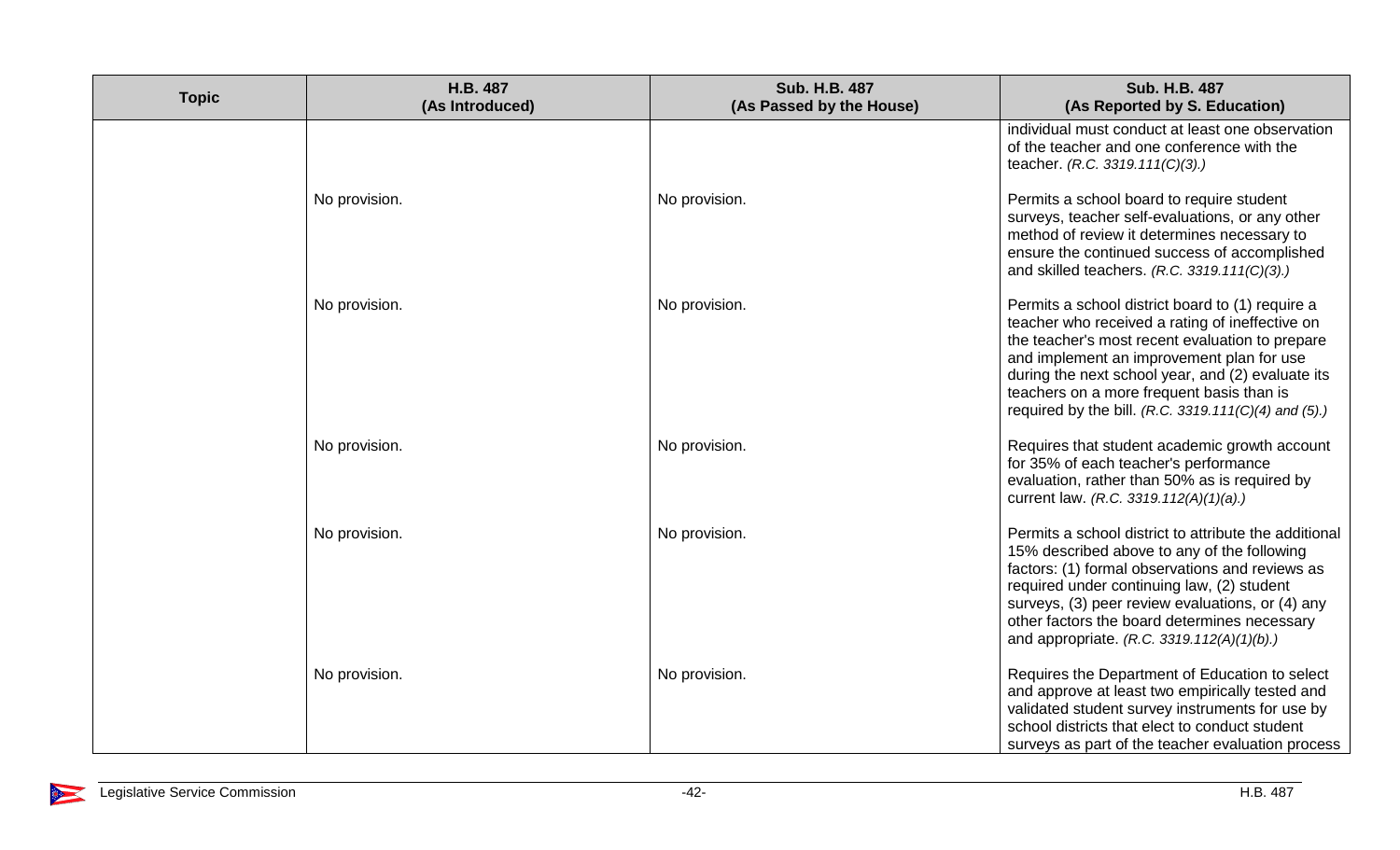| Topic | H.B. 487 (As Introduced) | Sub. H.B. 487 (As Passed by the House) | Sub. H.B. 487 (As Reported by S. Education) |
|---|---|---|---|
| | | | individual must conduct at least one observation of the teacher and one conference with the teacher. *(R.C. 3319.111(C)(3).)* |
| | No provision. | No provision. | Permits a school board to require student surveys, teacher self-evaluations, or any other method of review it determines necessary to ensure the continued success of accomplished and skilled teachers. *(R.C. 3319.111(C)(3).)* |
| | No provision. | No provision. | Permits a school district board to (1) require a teacher who received a rating of ineffective on the teacher's most recent evaluation to prepare and implement an improvement plan for use during the next school year, and (2) evaluate its teachers on a more frequent basis than is required by the bill. *(R.C. 3319.111(C)(4) and (5).)* |
| | No provision. | No provision. | Requires that student academic growth account for 35% of each teacher's performance evaluation, rather than 50% as is required by current law. *(R.C. 3319.112(A)(1)(a).)* |
| | No provision. | No provision. | Permits a school district to attribute the additional 15% described above to any of the following factors: (1) formal observations and reviews as required under continuing law, (2) student surveys, (3) peer review evaluations, or (4) any other factors the board determines necessary and appropriate. *(R.C. 3319.112(A)(1)(b).)* |
| | No provision. | No provision. | Requires the Department of Education to select and approve at least two empirically tested and validated student survey instruments for use by school districts that elect to conduct student surveys as part of the teacher evaluation process |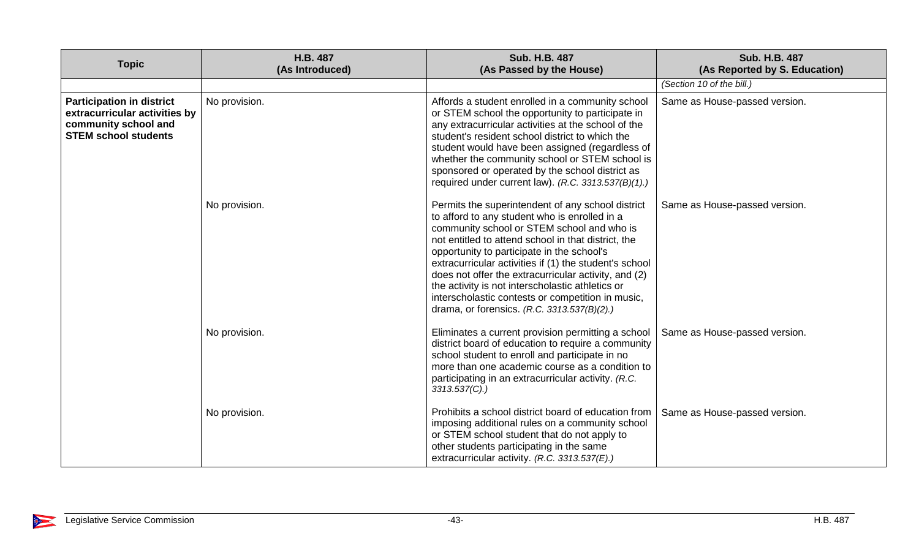| Topic | H.B. 487 (As Introduced) | Sub. H.B. 487 (As Passed by the House) | Sub. H.B. 487 (As Reported by S. Education) |
|---|---|---|---|
| | | | *(Section 10 of the bill.)* |
| **Participation in district extracurricular activities by community school and STEM school students** | No provision. | Affords a student enrolled in a community school or STEM school the opportunity to participate in any extracurricular activities at the school of the student's resident school district to which the student would have been assigned (regardless of whether the community school or STEM school is sponsored or operated by the school district as required under current law). *(R.C. 3313.537(B)(1).)* | Same as House-passed version. |
| | No provision. | Permits the superintendent of any school district to afford to any student who is enrolled in a community school or STEM school and who is not entitled to attend school in that district, the opportunity to participate in the school's extracurricular activities if (1) the student's school does not offer the extracurricular activity, and (2) the activity is not interscholastic athletics or interscholastic contests or competition in music, drama, or forensics. *(R.C. 3313.537(B)(2).)* | Same as House-passed version. |
| | No provision. | Eliminates a current provision permitting a school district board of education to require a community school student to enroll and participate in no more than one academic course as a condition to participating in an extracurricular activity. *(R.C. 3313.537(C).)* | Same as House-passed version. |
| | No provision. | Prohibits a school district board of education from imposing additional rules on a community school or STEM school student that do not apply to other students participating in the same extracurricular activity. *(R.C. 3313.537(E).)* | Same as House-passed version. |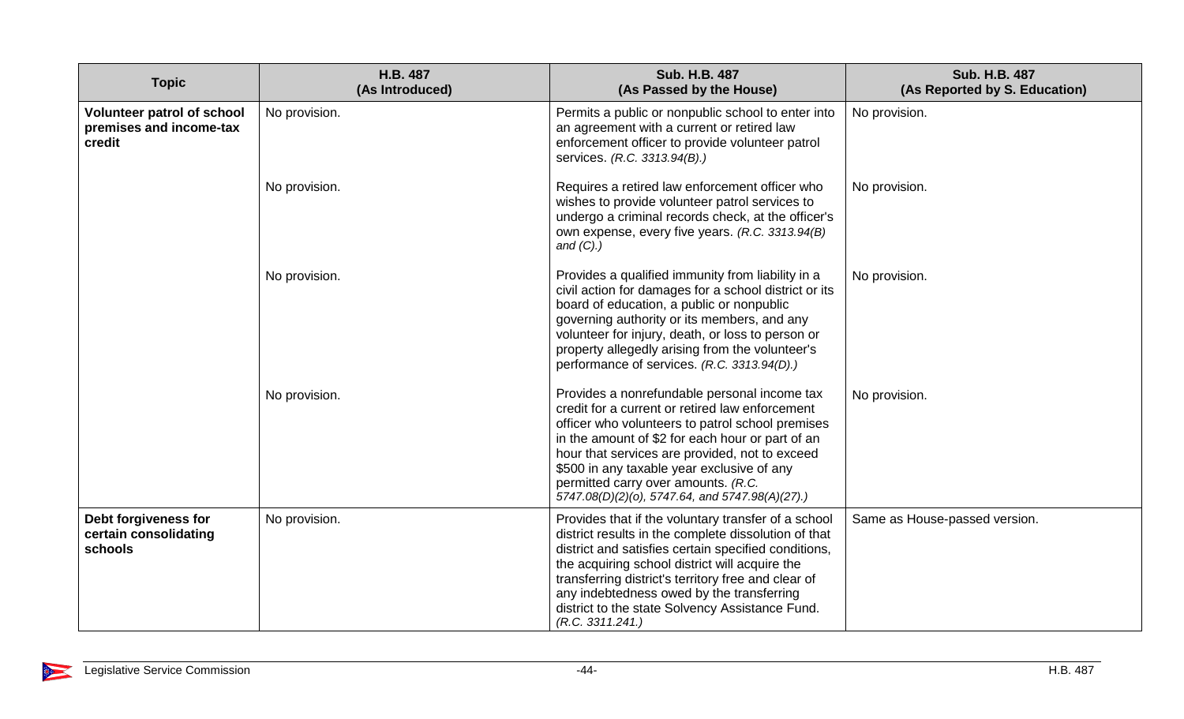| Topic | H.B. 487 (As Introduced) | Sub. H.B. 487 (As Passed by the House) | Sub. H.B. 487 (As Reported by S. Education) |
|---|---|---|---|
| **Volunteer patrol of school premises and income-tax credit** | No provision. | Permits a public or nonpublic school to enter into an agreement with a current or retired law enforcement officer to provide volunteer patrol services. *(R.C. 3313.94(B).)* | No provision. |
| | No provision. | Requires a retired law enforcement officer who wishes to provide volunteer patrol services to undergo a criminal records check, at the officer's own expense, every five years. *(R.C. 3313.94(B) and (C).)* | No provision. |
| | No provision. | Provides a qualified immunity from liability in a civil action for damages for a school district or its board of education, a public or nonpublic governing authority or its members, and any volunteer for injury, death, or loss to person or property allegedly arising from the volunteer's performance of services. *(R.C. 3313.94(D).)* | No provision. |
| | No provision. | Provides a nonrefundable personal income tax credit for a current or retired law enforcement officer who volunteers to patrol school premises in the amount of $2 for each hour or part of an hour that services are provided, not to exceed $500 in any taxable year exclusive of any permitted carry over amounts. *(R.C. 5747.08(D)(2)(o), 5747.64, and 5747.98(A)(27).)* | No provision. |
| **Debt forgiveness for certain consolidating schools** | No provision. | Provides that if the voluntary transfer of a school district results in the complete dissolution of that district and satisfies certain specified conditions, the acquiring school district will acquire the transferring district's territory free and clear of any indebtedness owed by the transferring district to the state Solvency Assistance Fund. *(R.C. 3311.241.)* | Same as House-passed version. |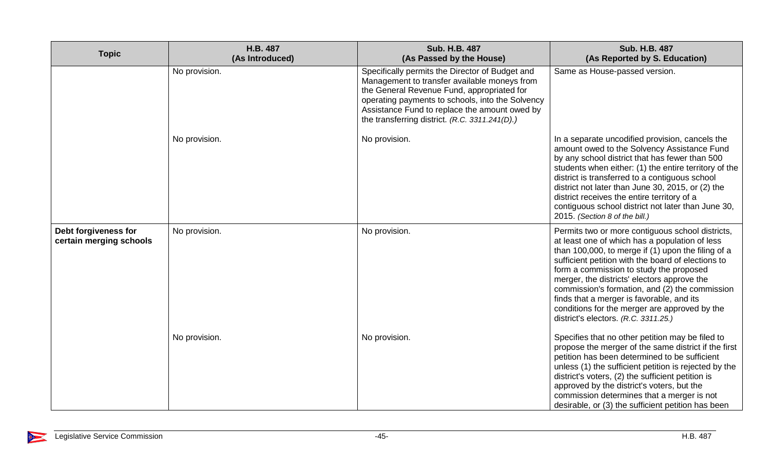| Topic | H.B. 487 (As Introduced) | Sub. H.B. 487 (As Passed by the House) | Sub. H.B. 487 (As Reported by S. Education) |
|---|---|---|---|
| | No provision. | Specifically permits the Director of Budget and Management to transfer available moneys from the General Revenue Fund, appropriated for operating payments to schools, into the Solvency Assistance Fund to replace the amount owed by the transferring district. *(R.C. 3311.241(D).)* | Same as House-passed version. |
| | No provision. | No provision. | In a separate uncodified provision, cancels the amount owed to the Solvency Assistance Fund by any school district that has fewer than 500 students when either: (1) the entire territory of the district is transferred to a contiguous school district not later than June 30, 2015, or (2) the district receives the entire territory of a contiguous school district not later than June 30, 2015. *(Section 8 of the bill.)* |
| **Debt forgiveness for certain merging schools** | No provision. | No provision. | Permits two or more contiguous school districts, at least one of which has a population of less than 100,000, to merge if (1) upon the filing of a sufficient petition with the board of elections to form a commission to study the proposed merger, the districts' electors approve the commission's formation, and (2) the commission finds that a merger is favorable, and its conditions for the merger are approved by the district's electors. *(R.C. 3311.25.)* |
| | No provision. | No provision. | Specifies that no other petition may be filed to propose the merger of the same district if the first petition has been determined to be sufficient unless (1) the sufficient petition is rejected by the district's voters, (2) the sufficient petition is approved by the district's voters, but the commission determines that a merger is not desirable, or (3) the sufficient petition has been |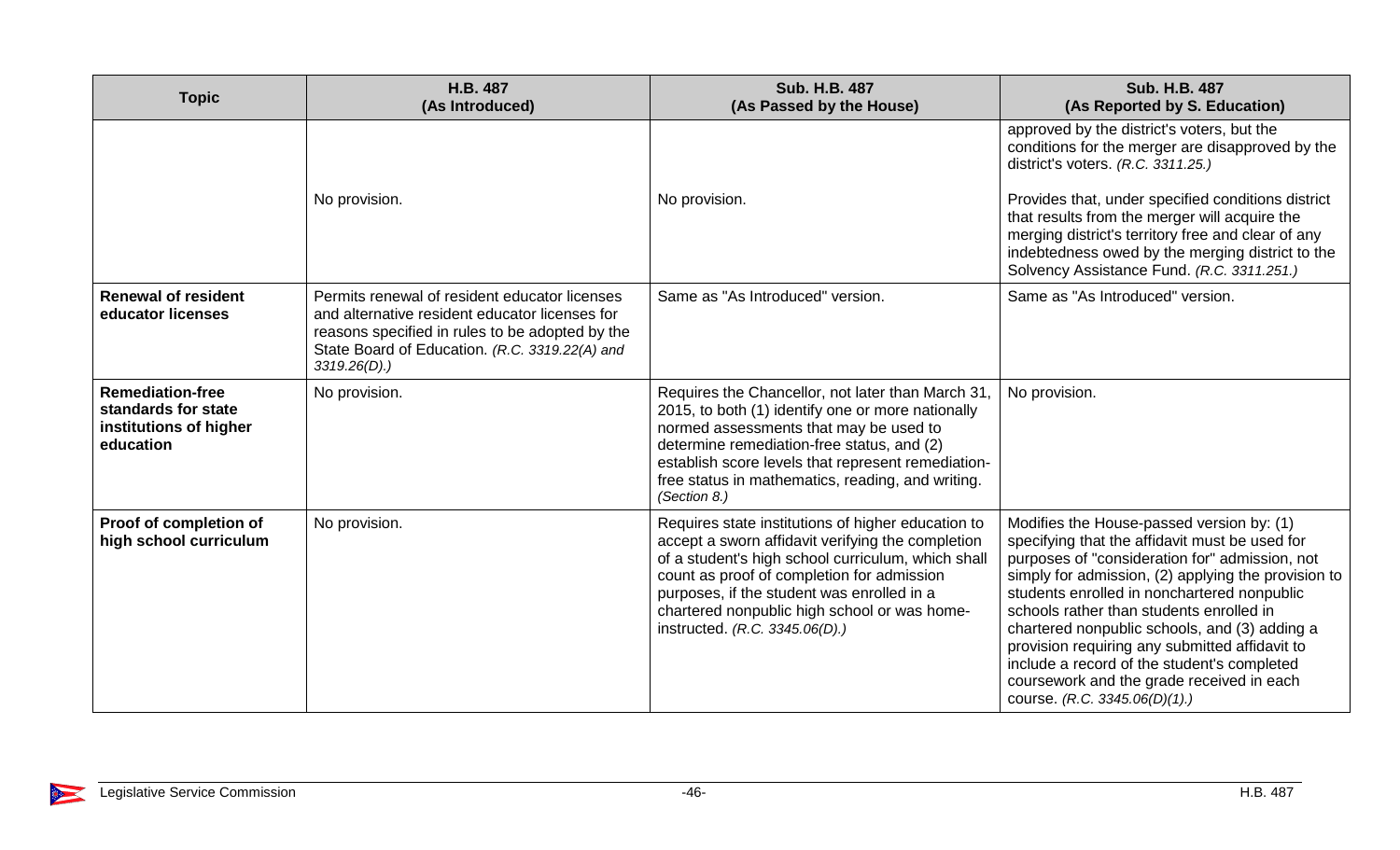| Topic | H.B. 487 (As Introduced) | Sub. H.B. 487 (As Passed by the House) | Sub. H.B. 487 (As Reported by S. Education) |
|---|---|---|---|
| | | | approved by the district's voters, but the conditions for the merger are disapproved by the district's voters. *(R.C. 3311.25.)* |
| | No provision. | No provision. | Provides that, under specified conditions district that results from the merger will acquire the merging district's territory free and clear of any indebtedness owed by the merging district to the Solvency Assistance Fund. *(R.C. 3311.251.)* |
| **Renewal of resident educator licenses** | Permits renewal of resident educator licenses and alternative resident educator licenses for reasons specified in rules to be adopted by the State Board of Education. *(R.C. 3319.22(A) and 3319.26(D).)* | Same as "As Introduced" version. | Same as "As Introduced" version. |
| **Remediation-free standards for state institutions of higher education** | No provision. | Requires the Chancellor, not later than March 31, 2015, to both (1) identify one or more nationally normed assessments that may be used to determine remediation-free status, and (2) establish score levels that represent remediation-free status in mathematics, reading, and writing. *(Section 8.)* | No provision. |
| **Proof of completion of high school curriculum** | No provision. | Requires state institutions of higher education to accept a sworn affidavit verifying the completion of a student's high school curriculum, which shall count as proof of completion for admission purposes, if the student was enrolled in a chartered nonpublic high school or was home-instructed. *(R.C. 3345.06(D).)* | Modifies the House-passed version by: (1) specifying that the affidavit must be used for purposes of "consideration for" admission, not simply for admission, (2) applying the provision to students enrolled in nonchartered nonpublic schools rather than students enrolled in chartered nonpublic schools, and (3) adding a provision requiring any submitted affidavit to include a record of the student's completed coursework and the grade received in each course. *(R.C. 3345.06(D)(1).)* |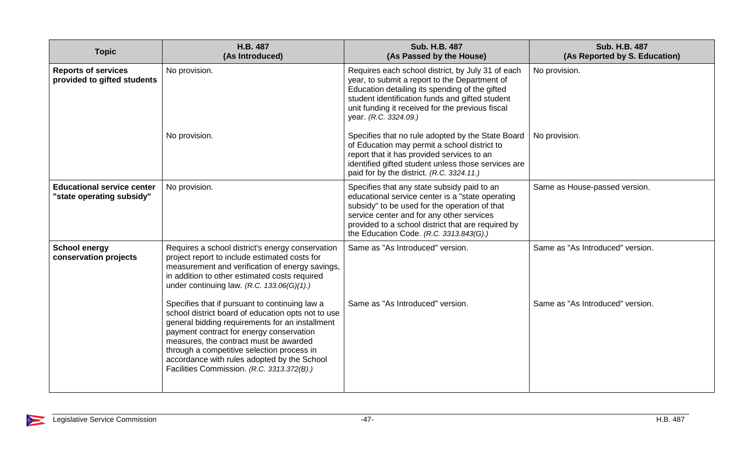| Topic | H.B. 487 (As Introduced) | Sub. H.B. 487 (As Passed by the House) | Sub. H.B. 487 (As Reported by S. Education) |
|---|---|---|---|
| **Reports of services provided to gifted students** | No provision. | Requires each school district, by July 31 of each year, to submit a report to the Department of Education detailing its spending of the gifted student identification funds and gifted student unit funding it received for the previous fiscal year. *(R.C. 3324.09.)* | No provision. |
| | No provision. | Specifies that no rule adopted by the State Board of Education may permit a school district to report that it has provided services to an identified gifted student unless those services are paid for by the district. *(R.C. 3324.11.)* | No provision. |
| **Educational service center "state operating subsidy"** | No provision. | Specifies that any state subsidy paid to an educational service center is a "state operating subsidy" to be used for the operation of that service center and for any other services provided to a school district that are required by the Education Code. *(R.C. 3313.843(G).)* | Same as House-passed version. |
| **School energy conservation projects** | Requires a school district's energy conservation project report to include estimated costs for measurement and verification of energy savings, in addition to other estimated costs required under continuing law. *(R.C. 133.06(G)(1).)* | Same as "As Introduced" version. | Same as "As Introduced" version. |
| | Specifies that if pursuant to continuing law a school district board of education opts not to use general bidding requirements for an installment payment contract for energy conservation measures, the contract must be awarded through a competitive selection process in accordance with rules adopted by the School Facilities Commission. *(R.C. 3313.372(B).)* | Same as "As Introduced" version. | Same as "As Introduced" version. |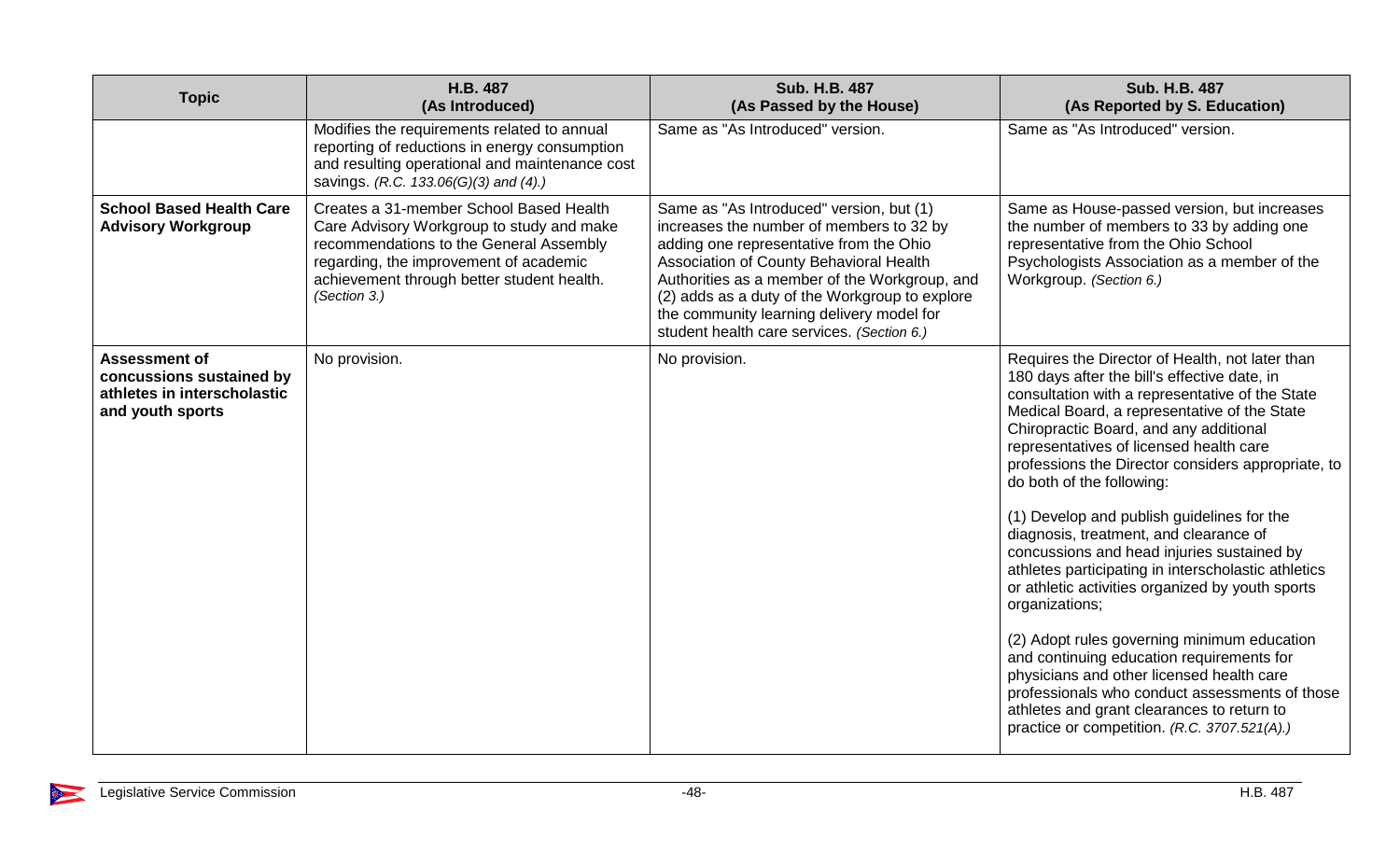| Topic | H.B. 487 (As Introduced) | Sub. H.B. 487 (As Passed by the House) | Sub. H.B. 487 (As Reported by S. Education) |
|---|---|---|---|
| | Modifies the requirements related to annual reporting of reductions in energy consumption and resulting operational and maintenance cost savings. *(R.C. 133.06(G)(3) and (4).)* | Same as "As Introduced" version. | Same as "As Introduced" version. |
| **School Based Health Care Advisory Workgroup** | Creates a 31-member School Based Health Care Advisory Workgroup to study and make recommendations to the General Assembly regarding, the improvement of academic achievement through better student health. *(Section 3.)* | Same as "As Introduced" version, but (1) increases the number of members to 32 by adding one representative from the Ohio Association of County Behavioral Health Authorities as a member of the Workgroup, and (2) adds as a duty of the Workgroup to explore the community learning delivery model for student health care services. *(Section 6.)* | Same as House-passed version, but increases the number of members to 33 by adding one representative from the Ohio School Psychologists Association as a member of the Workgroup. *(Section 6.)* |
| **Assessment of concussions sustained by athletes in interscholastic and youth sports** | No provision. | No provision. | Requires the Director of Health, not later than 180 days after the bill's effective date, in consultation with a representative of the State Medical Board, a representative of the State Chiropractic Board, and any additional representatives of licensed health care professions the Director considers appropriate, to do both of the following:<br><br>(1) Develop and publish guidelines for the diagnosis, treatment, and clearance of concussions and head injuries sustained by athletes participating in interscholastic athletics or athletic activities organized by youth sports organizations;<br><br>(2) Adopt rules governing minimum education and continuing education requirements for physicians and other licensed health care professionals who conduct assessments of those athletes and grant clearances to return to practice or competition. *(R.C. 3707.521(A).)* |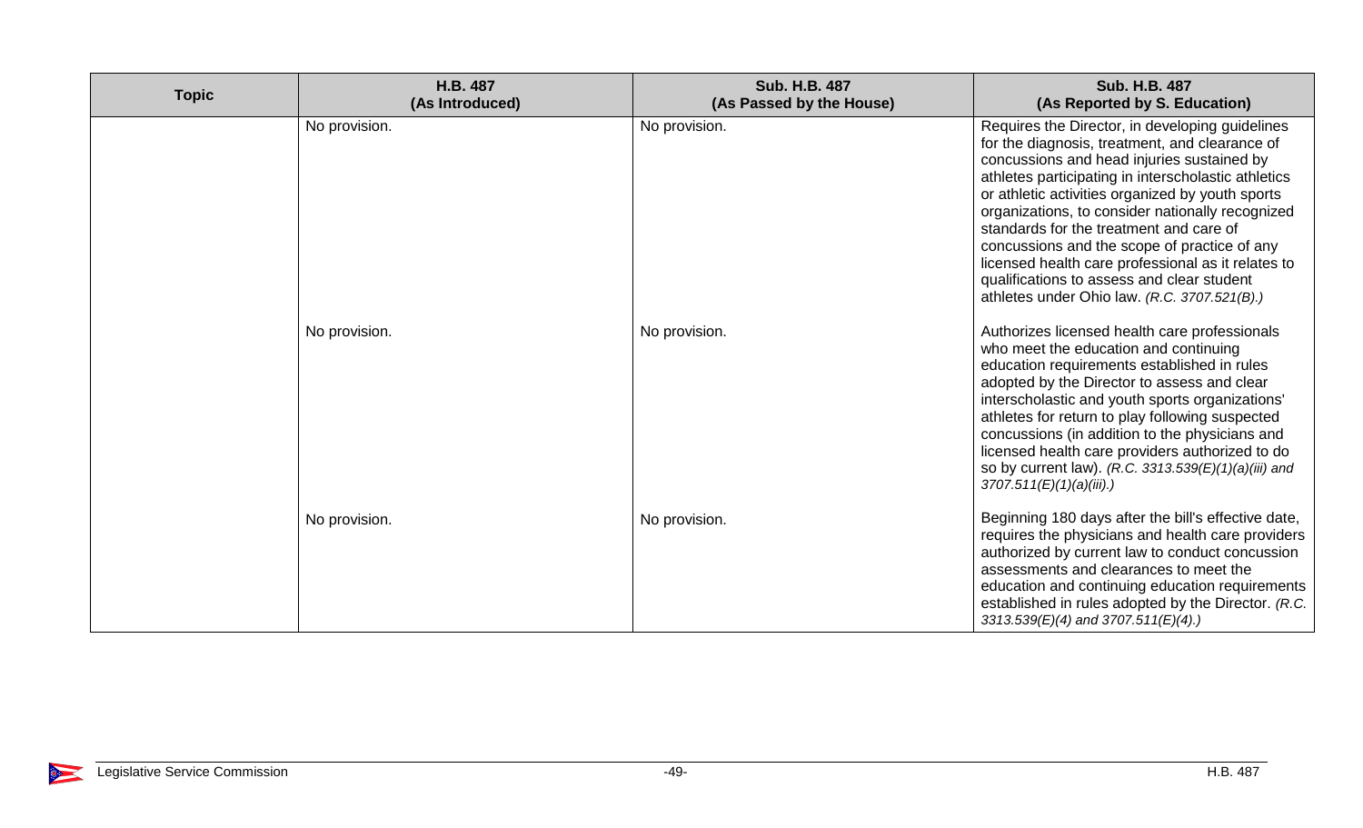| Topic | H.B. 487 (As Introduced) | Sub. H.B. 487 (As Passed by the House) | Sub. H.B. 487 (As Reported by S. Education) |
|---|---|---|---|
| | No provision. | No provision. | Requires the Director, in developing guidelines for the diagnosis, treatment, and clearance of concussions and head injuries sustained by athletes participating in interscholastic athletics or athletic activities organized by youth sports organizations, to consider nationally recognized standards for the treatment and care of concussions and the scope of practice of any licensed health care professional as it relates to qualifications to assess and clear student athletes under Ohio law. *(R.C. 3707.521(B).)* |
| | No provision. | No provision. | Authorizes licensed health care professionals who meet the education and continuing education requirements established in rules adopted by the Director to assess and clear interscholastic and youth sports organizations' athletes for return to play following suspected concussions (in addition to the physicians and licensed health care providers authorized to do so by current law). *(R.C. 3313.539(E)(1)(a)(iii) and 3707.511(E)(1)(a)(iii).)* |
| | No provision. | No provision. | Beginning 180 days after the bill's effective date, requires the physicians and health care providers authorized by current law to conduct concussion assessments and clearances to meet the education and continuing education requirements established in rules adopted by the Director. *(R.C. 3313.539(E)(4) and 3707.511(E)(4).)* |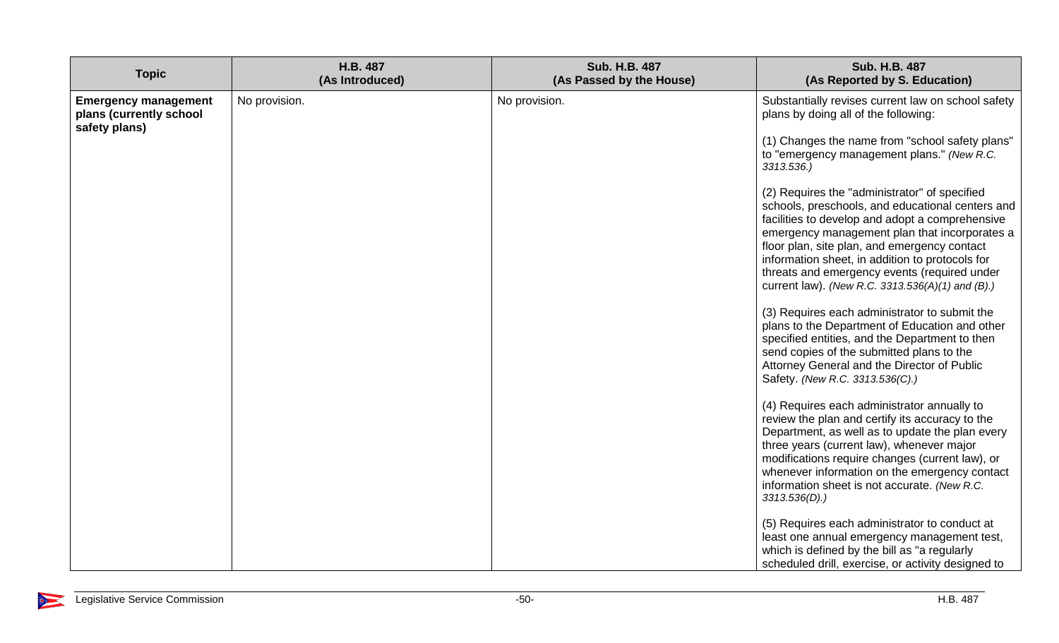| Topic | H.B. 487 (As Introduced) | Sub. H.B. 487 (As Passed by the House) | Sub. H.B. 487 (As Reported by S. Education) |
|---|---|---|---|
| **Emergency management plans (currently school safety plans)** | No provision. | No provision. | Substantially revises current law on school safety plans by doing all of the following:<br><br>(1) Changes the name from "school safety plans" to "emergency management plans." *(New R.C. 3313.536.)*<br><br>(2) Requires the "administrator" of specified schools, preschools, and educational centers and facilities to develop and adopt a comprehensive emergency management plan that incorporates a floor plan, site plan, and emergency contact information sheet, in addition to protocols for threats and emergency events (required under current law). *(New R.C. 3313.536(A)(1) and (B).)*<br><br>(3) Requires each administrator to submit the plans to the Department of Education and other specified entities, and the Department to then send copies of the submitted plans to the Attorney General and the Director of Public Safety. *(New R.C. 3313.536(C).)*<br><br>(4) Requires each administrator annually to review the plan and certify its accuracy to the Department, as well as to update the plan every three years (current law), whenever major modifications require changes (current law), or whenever information on the emergency contact information sheet is not accurate. *(New R.C. 3313.536(D).)*<br><br>(5) Requires each administrator to conduct at least one annual emergency management test, which is defined by the bill as "a regularly scheduled drill, exercise, or activity designed to |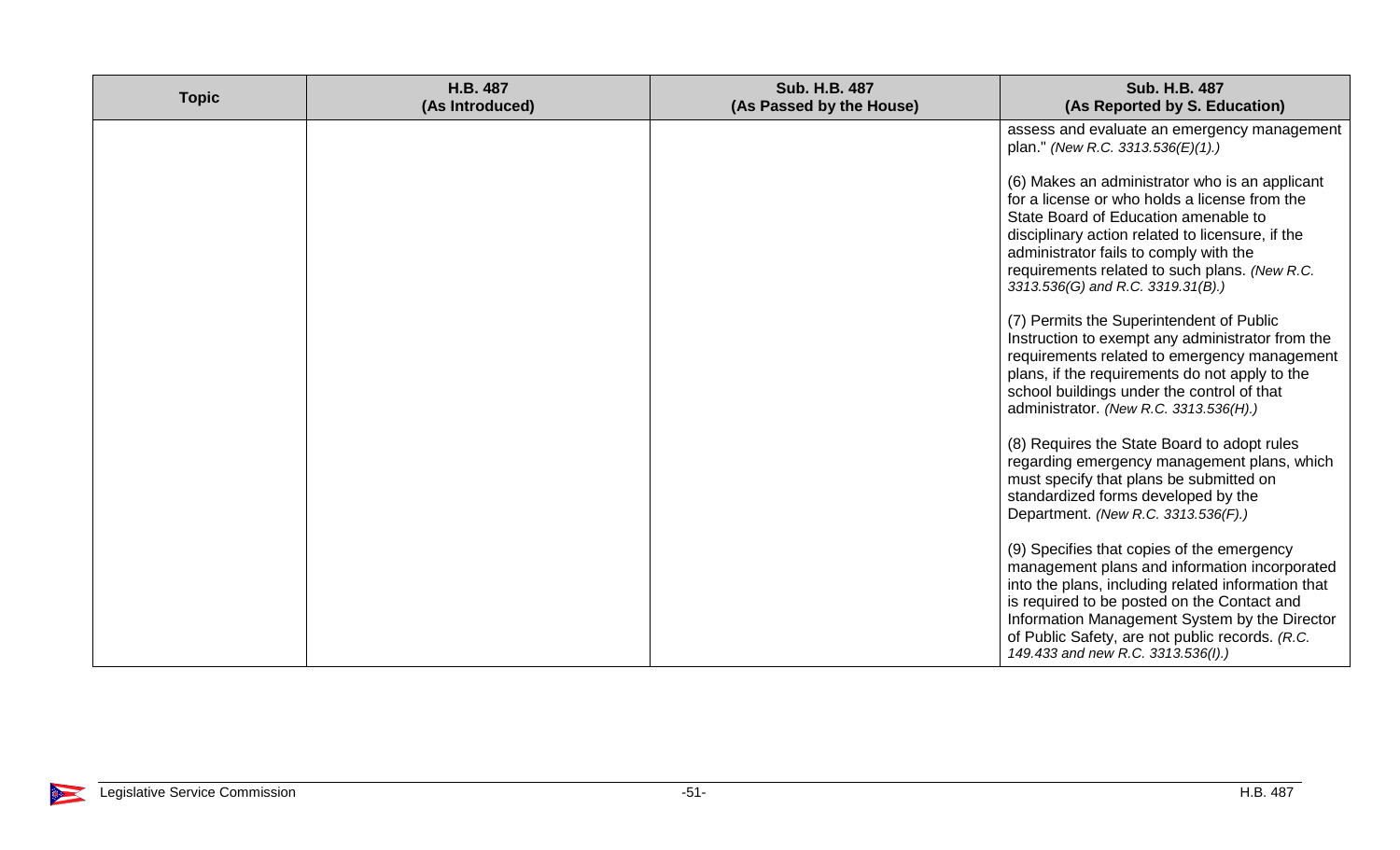| Topic | H.B. 487 (As Introduced) | Sub. H.B. 487 (As Passed by the House) | Sub. H.B. 487 (As Reported by S. Education) |
|---|---|---|---|
| | | | assess and evaluate an emergency management plan." *(New R.C. 3313.536(E)(1).)*<br><br>(6) Makes an administrator who is an applicant for a license or who holds a license from the State Board of Education amenable to disciplinary action related to licensure, if the administrator fails to comply with the requirements related to such plans. *(New R.C. 3313.536(G) and R.C. 3319.31(B).)*<br><br>(7) Permits the Superintendent of Public Instruction to exempt any administrator from the requirements related to emergency management plans, if the requirements do not apply to the school buildings under the control of that administrator. *(New R.C. 3313.536(H).)*<br><br>(8) Requires the State Board to adopt rules regarding emergency management plans, which must specify that plans be submitted on standardized forms developed by the Department. *(New R.C. 3313.536(F).)*<br><br>(9) Specifies that copies of the emergency management plans and information incorporated into the plans, including related information that is required to be posted on the Contact and Information Management System by the Director of Public Safety, are not public records. *(R.C. 149.433 and new R.C. 3313.536(I).)* |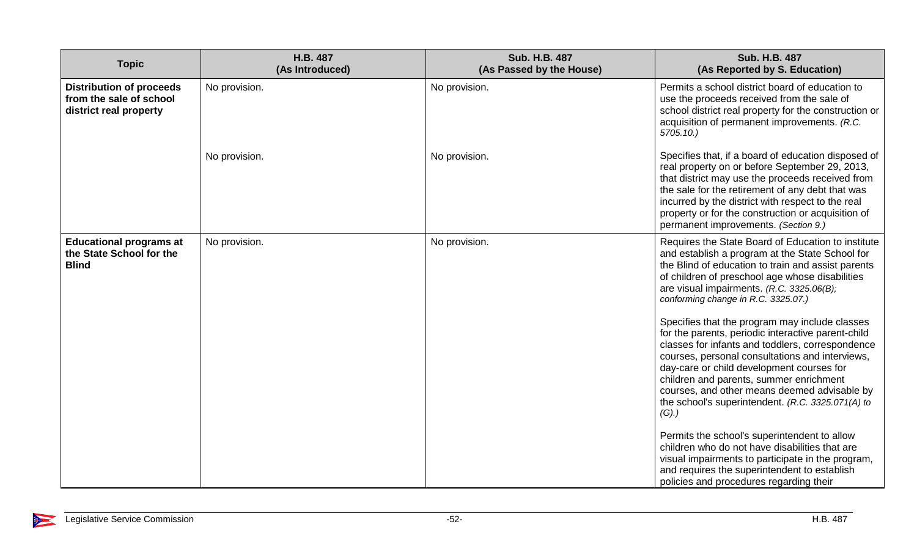| Topic | H.B. 487 (As Introduced) | Sub. H.B. 487 (As Passed by the House) | Sub. H.B. 487 (As Reported by S. Education) |
|---|---|---|---|
| **Distribution of proceeds from the sale of school district real property** | No provision. | No provision. | Permits a school district board of education to use the proceeds received from the sale of school district real property for the construction or acquisition of permanent improvements. *(R.C. 5705.10.)* |
| | No provision. | No provision. | Specifies that, if a board of education disposed of real property on or before September 29, 2013, that district may use the proceeds received from the sale for the retirement of any debt that was incurred by the district with respect to the real property or for the construction or acquisition of permanent improvements. *(Section 9.)* |
| **Educational programs at the State School for the Blind** | No provision. | No provision. | Requires the State Board of Education to institute and establish a program at the State School for the Blind of education to train and assist parents of children of preschool age whose disabilities are visual impairments. *(R.C. 3325.06(B); conforming change in R.C. 3325.07.)* |
| | | | Specifies that the program may include classes for the parents, periodic interactive parent-child classes for infants and toddlers, correspondence courses, personal consultations and interviews, day-care or child development courses for children and parents, summer enrichment courses, and other means deemed advisable by the school's superintendent. *(R.C. 3325.071(A) to (G).)* |
| | | | Permits the school's superintendent to allow children who do not have disabilities that are visual impairments to participate in the program, and requires the superintendent to establish policies and procedures regarding their |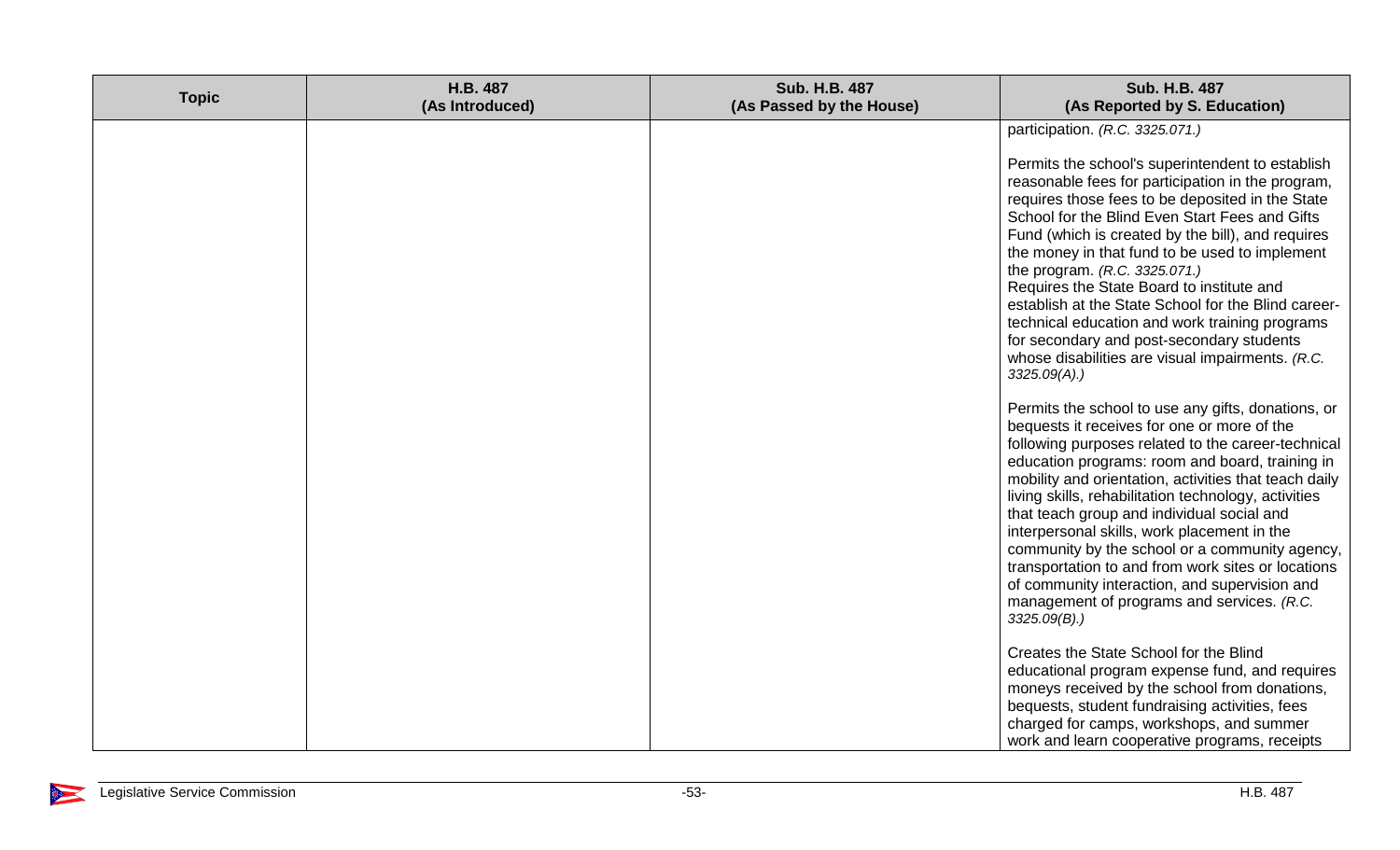| Topic | H.B. 487 (As Introduced) | Sub. H.B. 487 (As Passed by the House) | Sub. H.B. 487 (As Reported by S. Education) |
|---|---|---|---|
| | | | participation. *(R.C. 3325.071.)*<br><br>Permits the school's superintendent to establish reasonable fees for participation in the program, requires those fees to be deposited in the State School for the Blind Even Start Fees and Gifts Fund (which is created by the bill), and requires the money in that fund to be used to implement the program. *(R.C. 3325.071.)*<br>Requires the State Board to institute and establish at the State School for the Blind career-technical education and work training programs for secondary and post-secondary students whose disabilities are visual impairments. *(R.C. 3325.09(A).)*<br><br>Permits the school to use any gifts, donations, or bequests it receives for one or more of the following purposes related to the career-technical education programs: room and board, training in mobility and orientation, activities that teach daily living skills, rehabilitation technology, activities that teach group and individual social and interpersonal skills, work placement in the community by the school or a community agency, transportation to and from work sites or locations of community interaction, and supervision and management of programs and services. *(R.C. 3325.09(B).)*<br><br>Creates the State School for the Blind educational program expense fund, and requires moneys received by the school from donations, bequests, student fundraising activities, fees charged for camps, workshops, and summer work and learn cooperative programs, receipts |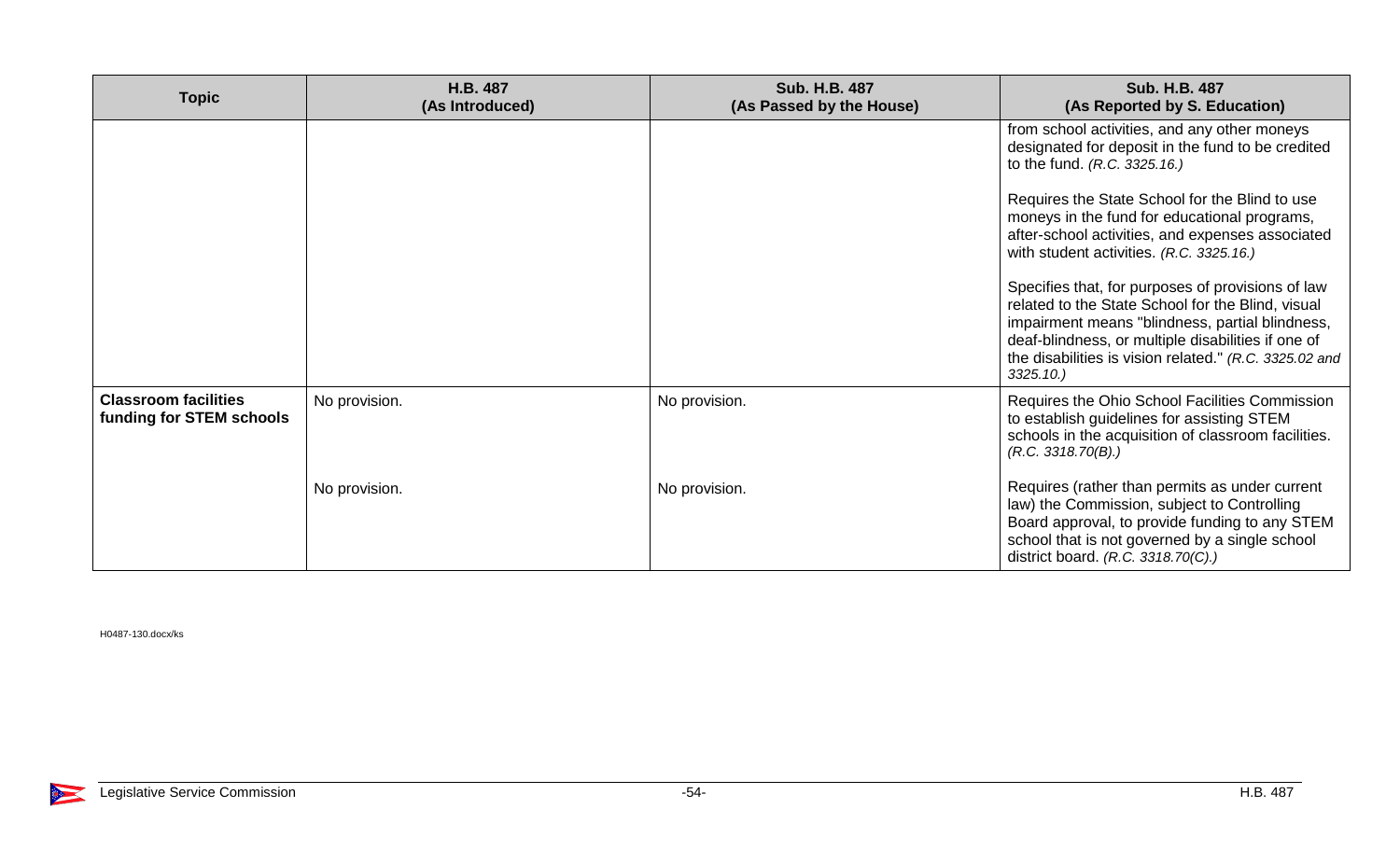| Topic | H.B. 487 (As Introduced) | Sub. H.B. 487 (As Passed by the House) | Sub. H.B. 487 (As Reported by S. Education) |
|---|---|---|---|
| | | | from school activities, and any other moneys designated for deposit in the fund to be credited to the fund. *(R.C. 3325.16.)* |
| | | | Requires the State School for the Blind to use moneys in the fund for educational programs, after-school activities, and expenses associated with student activities. *(R.C. 3325.16.)* |
| | | | Specifies that, for purposes of provisions of law related to the State School for the Blind, visual impairment means "blindness, partial blindness, deaf-blindness, or multiple disabilities if one of the disabilities is vision related." *(R.C. 3325.02 and 3325.10.)* |
| **Classroom facilities funding for STEM schools** | No provision. | No provision. | Requires the Ohio School Facilities Commission to establish guidelines for assisting STEM schools in the acquisition of classroom facilities. *(R.C. 3318.70(B).)* |
| | No provision. | No provision. | Requires (rather than permits as under current law) the Commission, subject to Controlling Board approval, to provide funding to any STEM school that is not governed by a single school district board. *(R.C. 3318.70(C).)* |

H0487-130.docx/ks